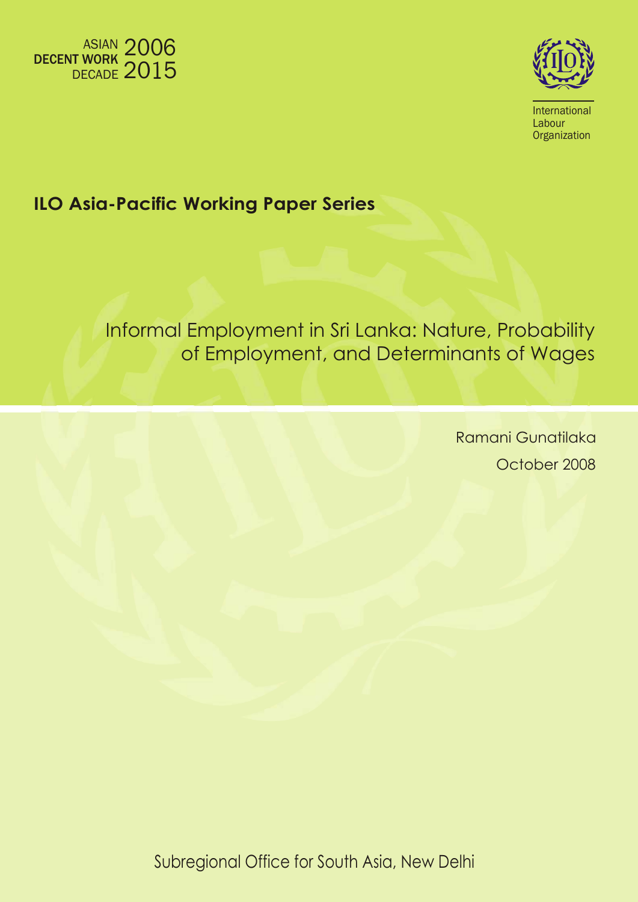ASIAN DECENT WORK DECADE 2006 2015

International Labour Organization

**ILO Asia-Pacific Working Paper Series**

# Informal Employment in Sri Lanka: Nature, Probability of Employment, and Determinants of Wages

Ramani Gunatilaka

October 2008

Subregional Office for South Asia, New Delhi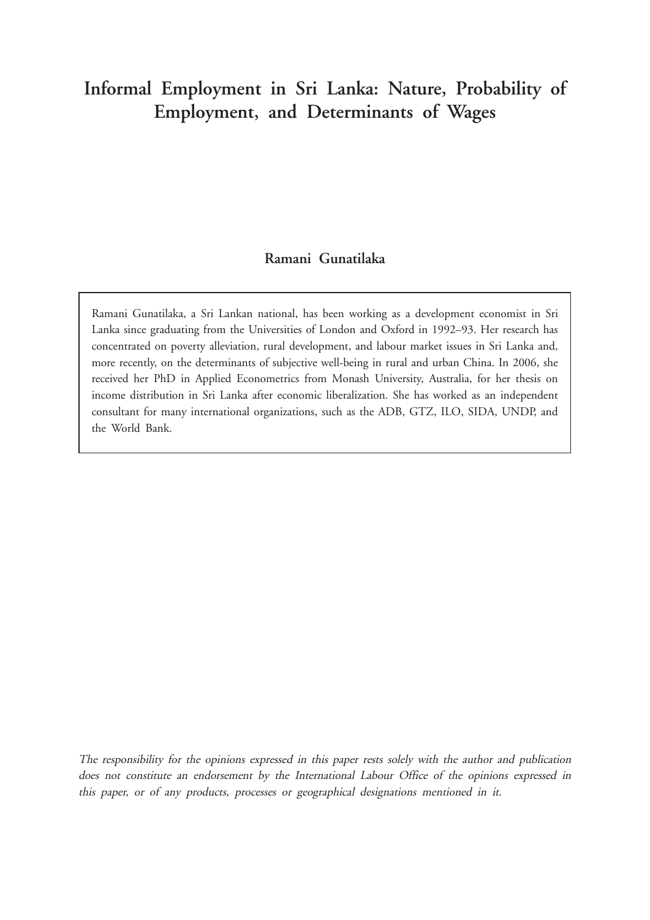# Informal Employment in Sri Lanka: Nature, Probability of Employment, and Determinants of Wages

**Ramani Gunatilaka**

Ramani Gunatilaka, a Sri Lankan national, has been working as a development economist in Sri Lanka since graduating from the Universities of London and Oxford in 1992–93. Her research has concentrated on poverty alleviation, rural development, and labour market issues in Sri Lanka and, more recently, on the determinants of subjective well-being in rural and urban China. In 2006, she received her PhD in Applied Econometrics from Monash University, Australia, for her thesis on income distribution in Sri Lanka after economic liberalization. She has worked as an independent consultant for many international organizations, such as the ADB, GTZ, ILO, SIDA, UNDP, and the World Bank.

*The responsibility for the opinions expressed in this paper rests solely with the author and publication does not constitute an endorsement by the International Labour Office of the opinions expressed in this paper, or of any products, processes or geographical designations mentioned in it.*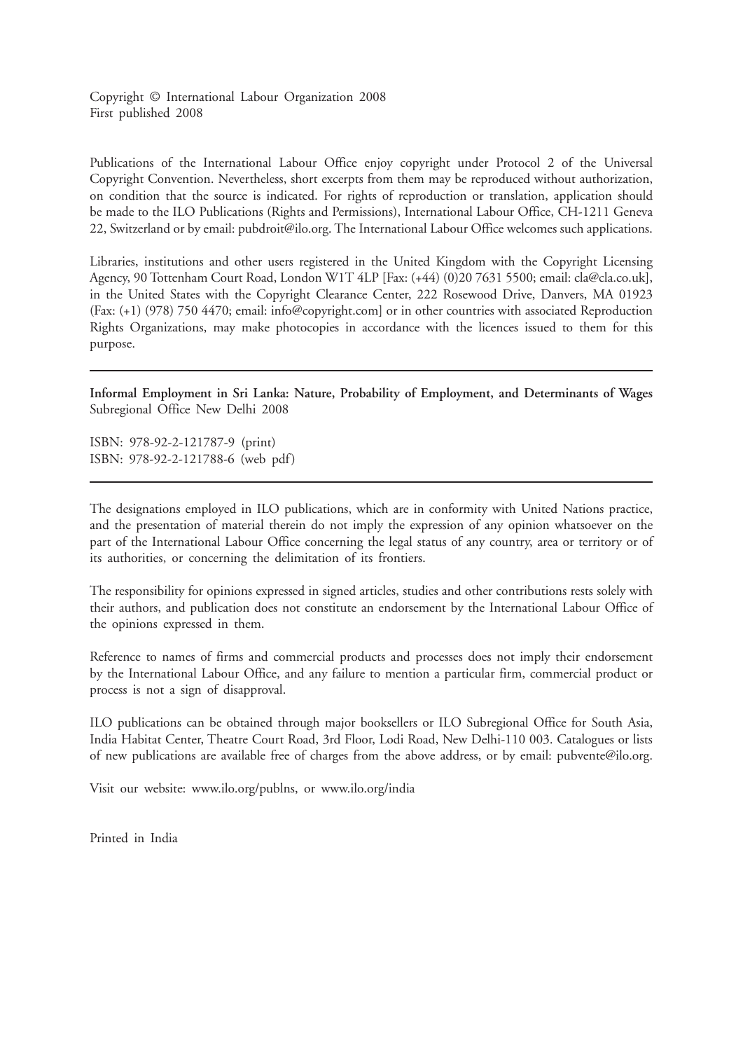Copyright © International Labour Organization 2008
First published 2008

Publications of the International Labour Office enjoy copyright under Protocol 2 of the Universal Copyright Convention. Nevertheless, short excerpts from them may be reproduced without authorization, on condition that the source is indicated. For rights of reproduction or translation, application should be made to the ILO Publications (Rights and Permissions), International Labour Office, CH-1211 Geneva 22, Switzerland or by email: pubdroit@ilo.org. The International Labour Office welcomes such applications.

Libraries, institutions and other users registered in the United Kingdom with the Copyright Licensing Agency, 90 Tottenham Court Road, London W1T 4LP [Fax: (+44) (0)20 7631 5500; email: cla@cla.co.uk], in the United States with the Copyright Clearance Center, 222 Rosewood Drive, Danvers, MA 01923 (Fax: (+1) (978) 750 4470; email: info@copyright.com] or in other countries with associated Reproduction Rights Organizations, may make photocopies in accordance with the licences issued to them for this purpose.

---

**Informal Employment in Sri Lanka: Nature, Probability of Employment, and Determinants of Wages**
Subregional Office New Delhi 2008

ISBN: 978-92-2-121787-9 (print)
ISBN: 978-92-2-121788-6 (web pdf)

---

The designations employed in ILO publications, which are in conformity with United Nations practice, and the presentation of material therein do not imply the expression of any opinion whatsoever on the part of the International Labour Office concerning the legal status of any country, area or territory or of its authorities, or concerning the delimitation of its frontiers.

The responsibility for opinions expressed in signed articles, studies and other contributions rests solely with their authors, and publication does not constitute an endorsement by the International Labour Office of the opinions expressed in them.

Reference to names of firms and commercial products and processes does not imply their endorsement by the International Labour Office, and any failure to mention a particular firm, commercial product or process is not a sign of disapproval.

ILO publications can be obtained through major booksellers or ILO Subregional Office for South Asia, India Habitat Center, Theatre Court Road, 3rd Floor, Lodi Road, New Delhi-110 003. Catalogues or lists of new publications are available free of charges from the above address, or by email: pubvente@ilo.org.

Visit our website: www.ilo.org/publns, or www.ilo.org/india

Printed in India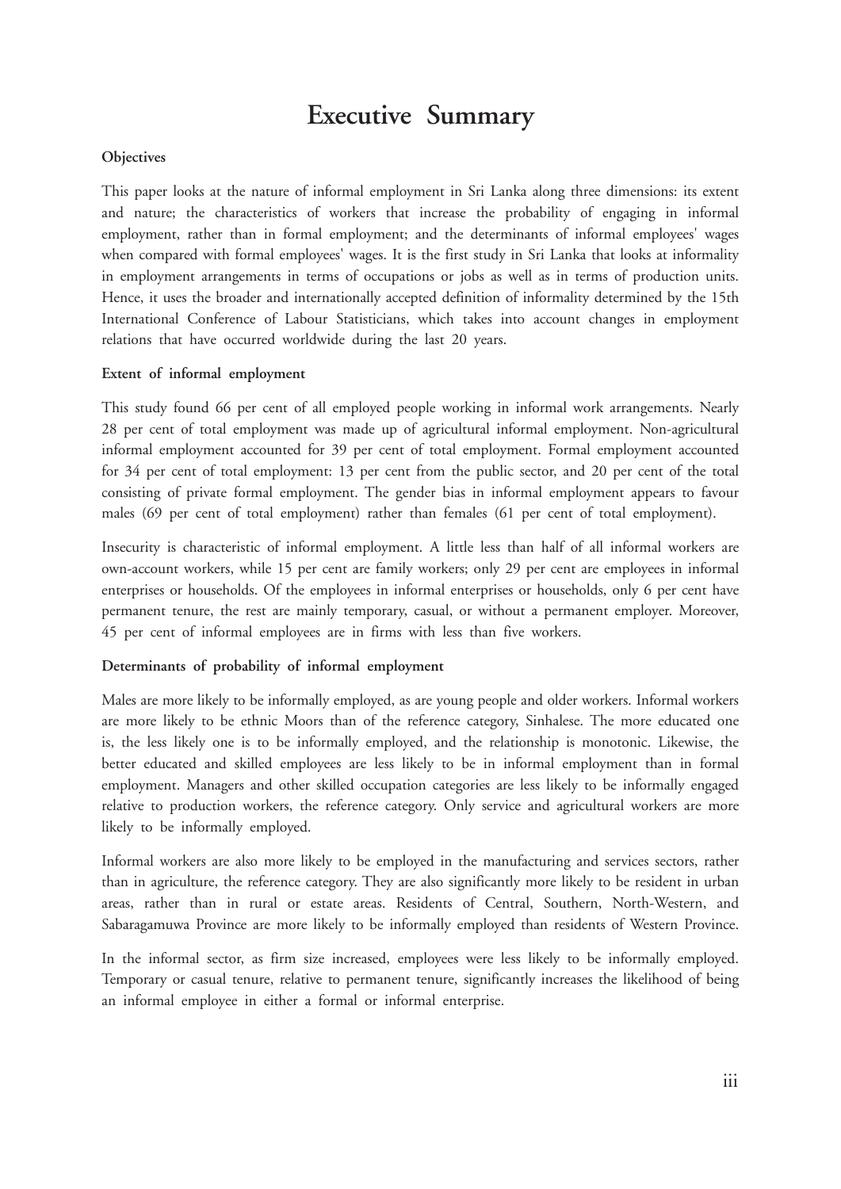# Executive Summary

**Objectives**

This paper looks at the nature of informal employment in Sri Lanka along three dimensions: its extent and nature; the characteristics of workers that increase the probability of engaging in informal employment, rather than in formal employment; and the determinants of informal employees' wages when compared with formal employees' wages. It is the first study in Sri Lanka that looks at informality in employment arrangements in terms of occupations or jobs as well as in terms of production units. Hence, it uses the broader and internationally accepted definition of informality determined by the 15th International Conference of Labour Statisticians, which takes into account changes in employment relations that have occurred worldwide during the last 20 years.

**Extent of informal employment**

This study found 66 per cent of all employed people working in informal work arrangements. Nearly 28 per cent of total employment was made up of agricultural informal employment. Non-agricultural informal employment accounted for 39 per cent of total employment. Formal employment accounted for 34 per cent of total employment: 13 per cent from the public sector, and 20 per cent of the total consisting of private formal employment. The gender bias in informal employment appears to favour males (69 per cent of total employment) rather than females (61 per cent of total employment).

Insecurity is characteristic of informal employment. A little less than half of all informal workers are own-account workers, while 15 per cent are family workers; only 29 per cent are employees in informal enterprises or households. Of the employees in informal enterprises or households, only 6 per cent have permanent tenure, the rest are mainly temporary, casual, or without a permanent employer. Moreover, 45 per cent of informal employees are in firms with less than five workers.

**Determinants of probability of informal employment**

Males are more likely to be informally employed, as are young people and older workers. Informal workers are more likely to be ethnic Moors than of the reference category, Sinhalese. The more educated one is, the less likely one is to be informally employed, and the relationship is monotonic. Likewise, the better educated and skilled employees are less likely to be in informal employment than in formal employment. Managers and other skilled occupation categories are less likely to be informally engaged relative to production workers, the reference category. Only service and agricultural workers are more likely to be informally employed.

Informal workers are also more likely to be employed in the manufacturing and services sectors, rather than in agriculture, the reference category. They are also significantly more likely to be resident in urban areas, rather than in rural or estate areas. Residents of Central, Southern, North-Western, and Sabaragamuwa Province are more likely to be informally employed than residents of Western Province.

In the informal sector, as firm size increased, employees were less likely to be informally employed. Temporary or casual tenure, relative to permanent tenure, significantly increases the likelihood of being an informal employee in either a formal or informal enterprise.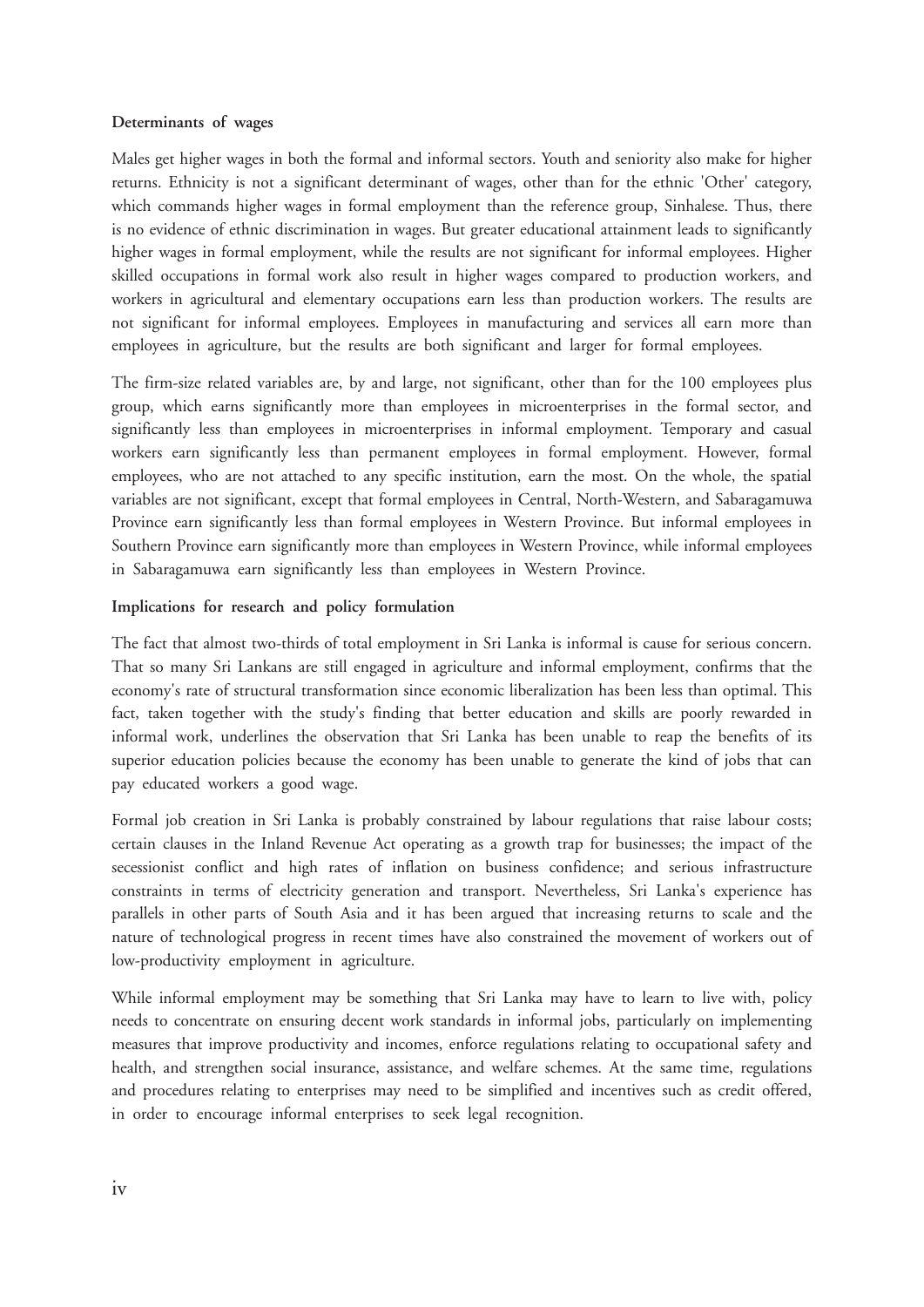**Determinants of wages**

Males get higher wages in both the formal and informal sectors. Youth and seniority also make for higher returns. Ethnicity is not a significant determinant of wages, other than for the ethnic 'Other' category, which commands higher wages in formal employment than the reference group, Sinhalese. Thus, there is no evidence of ethnic discrimination in wages. But greater educational attainment leads to significantly higher wages in formal employment, while the results are not significant for informal employees. Higher skilled occupations in formal work also result in higher wages compared to production workers, and workers in agricultural and elementary occupations earn less than production workers. The results are not significant for informal employees. Employees in manufacturing and services all earn more than employees in agriculture, but the results are both significant and larger for formal employees.

The firm-size related variables are, by and large, not significant, other than for the 100 employees plus group, which earns significantly more than employees in microenterprises in the formal sector, and significantly less than employees in microenterprises in informal employment. Temporary and casual workers earn significantly less than permanent employees in formal employment. However, formal employees, who are not attached to any specific institution, earn the most. On the whole, the spatial variables are not significant, except that formal employees in Central, North-Western, and Sabaragamuwa Province earn significantly less than formal employees in Western Province. But informal employees in Southern Province earn significantly more than employees in Western Province, while informal employees in Sabaragamuwa earn significantly less than employees in Western Province.

**Implications for research and policy formulation**

The fact that almost two-thirds of total employment in Sri Lanka is informal is cause for serious concern. That so many Sri Lankans are still engaged in agriculture and informal employment, confirms that the economy's rate of structural transformation since economic liberalization has been less than optimal. This fact, taken together with the study's finding that better education and skills are poorly rewarded in informal work, underlines the observation that Sri Lanka has been unable to reap the benefits of its superior education policies because the economy has been unable to generate the kind of jobs that can pay educated workers a good wage.

Formal job creation in Sri Lanka is probably constrained by labour regulations that raise labour costs; certain clauses in the Inland Revenue Act operating as a growth trap for businesses; the impact of the secessionist conflict and high rates of inflation on business confidence; and serious infrastructure constraints in terms of electricity generation and transport. Nevertheless, Sri Lanka's experience has parallels in other parts of South Asia and it has been argued that increasing returns to scale and the nature of technological progress in recent times have also constrained the movement of workers out of low-productivity employment in agriculture.

While informal employment may be something that Sri Lanka may have to learn to live with, policy needs to concentrate on ensuring decent work standards in informal jobs, particularly on implementing measures that improve productivity and incomes, enforce regulations relating to occupational safety and health, and strengthen social insurance, assistance, and welfare schemes. At the same time, regulations and procedures relating to enterprises may need to be simplified and incentives such as credit offered, in order to encourage informal enterprises to seek legal recognition.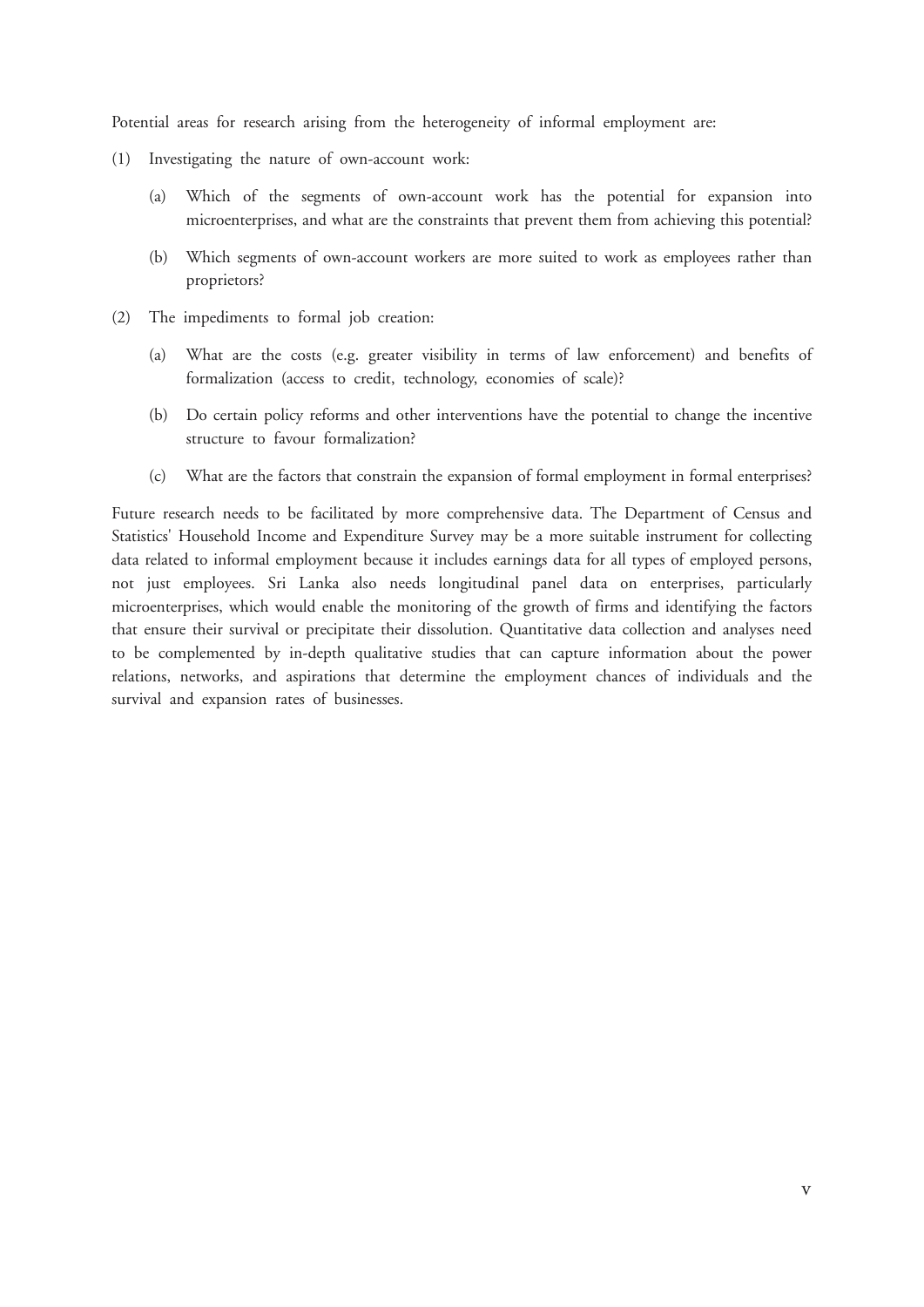Potential areas for research arising from the heterogeneity of informal employment are:

(1) Investigating the nature of own-account work:

   (a) Which of the segments of own-account work has the potential for expansion into microenterprises, and what are the constraints that prevent them from achieving this potential?

   (b) Which segments of own-account workers are more suited to work as employees rather than proprietors?

(2) The impediments to formal job creation:

   (a) What are the costs (e.g. greater visibility in terms of law enforcement) and benefits of formalization (access to credit, technology, economies of scale)?

   (b) Do certain policy reforms and other interventions have the potential to change the incentive structure to favour formalization?

   (c) What are the factors that constrain the expansion of formal employment in formal enterprises?

Future research needs to be facilitated by more comprehensive data. The Department of Census and Statistics' Household Income and Expenditure Survey may be a more suitable instrument for collecting data related to informal employment because it includes earnings data for all types of employed persons, not just employees. Sri Lanka also needs longitudinal panel data on enterprises, particularly microenterprises, which would enable the monitoring of the growth of firms and identifying the factors that ensure their survival or precipitate their dissolution. Quantitative data collection and analyses need to be complemented by in-depth qualitative studies that can capture information about the power relations, networks, and aspirations that determine the employment chances of individuals and the survival and expansion rates of businesses.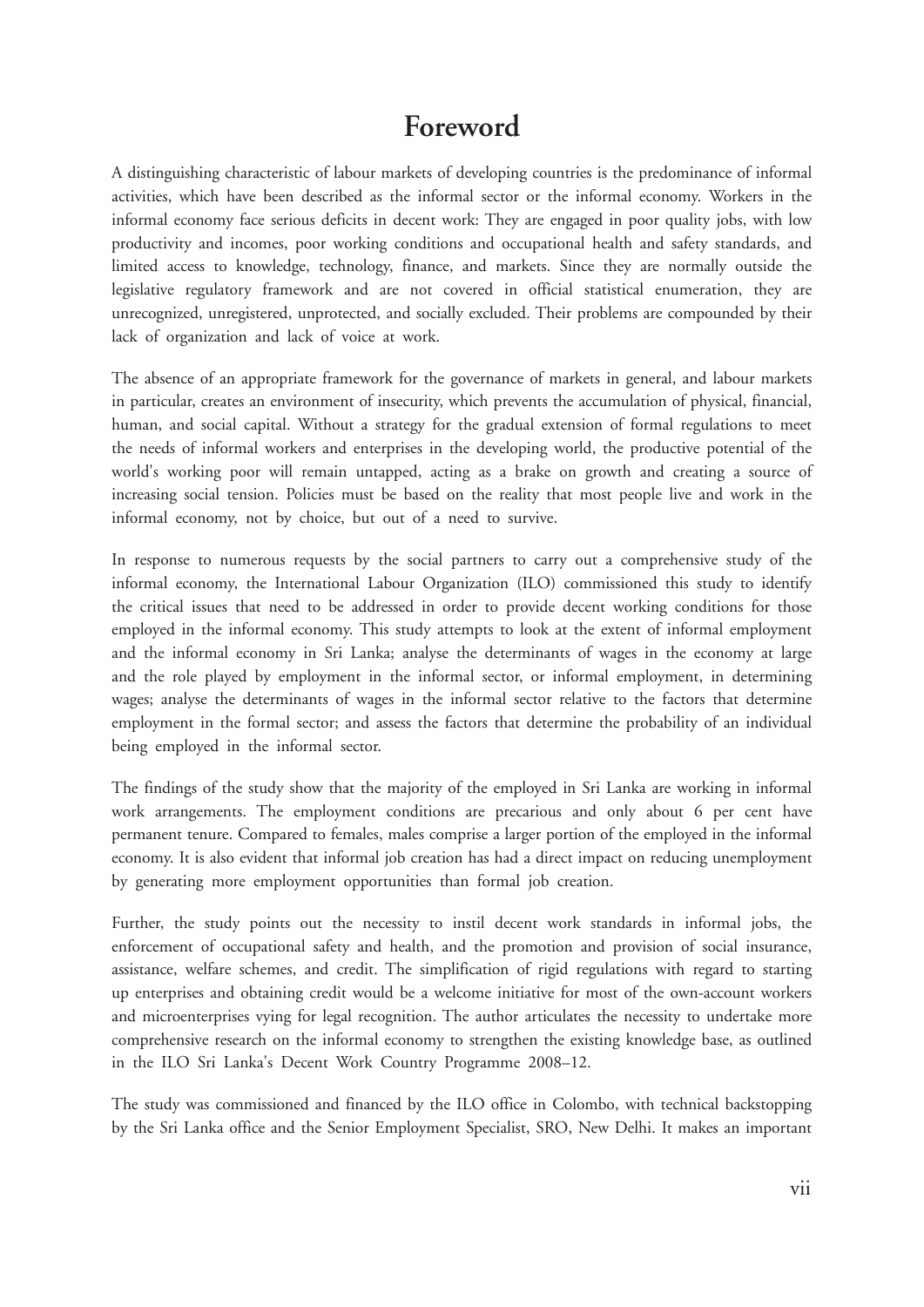# Foreword

A distinguishing characteristic of labour markets of developing countries is the predominance of informal activities, which have been described as the informal sector or the informal economy. Workers in the informal economy face serious deficits in decent work: They are engaged in poor quality jobs, with low productivity and incomes, poor working conditions and occupational health and safety standards, and limited access to knowledge, technology, finance, and markets. Since they are normally outside the legislative regulatory framework and are not covered in official statistical enumeration, they are unrecognized, unregistered, unprotected, and socially excluded. Their problems are compounded by their lack of organization and lack of voice at work.

The absence of an appropriate framework for the governance of markets in general, and labour markets in particular, creates an environment of insecurity, which prevents the accumulation of physical, financial, human, and social capital. Without a strategy for the gradual extension of formal regulations to meet the needs of informal workers and enterprises in the developing world, the productive potential of the world's working poor will remain untapped, acting as a brake on growth and creating a source of increasing social tension. Policies must be based on the reality that most people live and work in the informal economy, not by choice, but out of a need to survive.

In response to numerous requests by the social partners to carry out a comprehensive study of the informal economy, the International Labour Organization (ILO) commissioned this study to identify the critical issues that need to be addressed in order to provide decent working conditions for those employed in the informal economy. This study attempts to look at the extent of informal employment and the informal economy in Sri Lanka; analyse the determinants of wages in the economy at large and the role played by employment in the informal sector, or informal employment, in determining wages; analyse the determinants of wages in the informal sector relative to the factors that determine employment in the formal sector; and assess the factors that determine the probability of an individual being employed in the informal sector.

The findings of the study show that the majority of the employed in Sri Lanka are working in informal work arrangements. The employment conditions are precarious and only about 6 per cent have permanent tenure. Compared to females, males comprise a larger portion of the employed in the informal economy. It is also evident that informal job creation has had a direct impact on reducing unemployment by generating more employment opportunities than formal job creation.

Further, the study points out the necessity to instil decent work standards in informal jobs, the enforcement of occupational safety and health, and the promotion and provision of social insurance, assistance, welfare schemes, and credit. The simplification of rigid regulations with regard to starting up enterprises and obtaining credit would be a welcome initiative for most of the own-account workers and microenterprises vying for legal recognition. The author articulates the necessity to undertake more comprehensive research on the informal economy to strengthen the existing knowledge base, as outlined in the ILO Sri Lanka's Decent Work Country Programme 2008–12.

The study was commissioned and financed by the ILO office in Colombo, with technical backstopping by the Sri Lanka office and the Senior Employment Specialist, SRO, New Delhi. It makes an important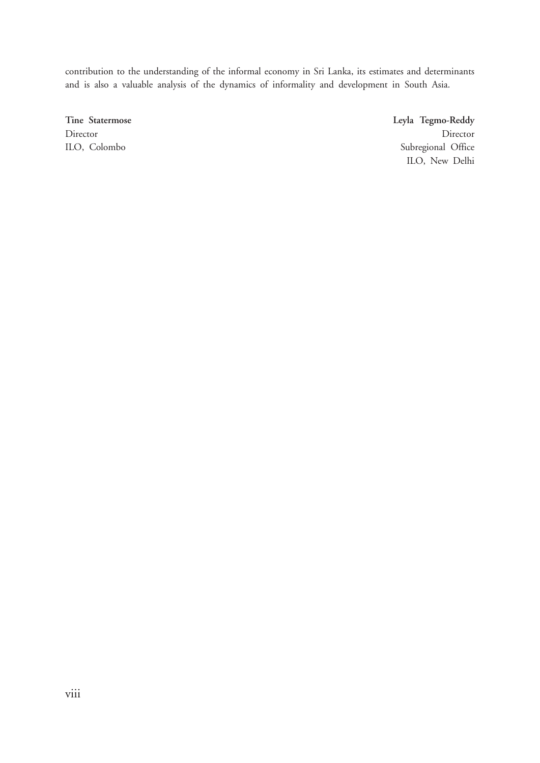contribution to the understanding of the informal economy in Sri Lanka, its estimates and determinants and is also a valuable analysis of the dynamics of informality and development in South Asia.

**Tine Statermose**
Director
ILO, Colombo

**Leyla Tegmo-Reddy**
Director
Subregional Office
ILO, New Delhi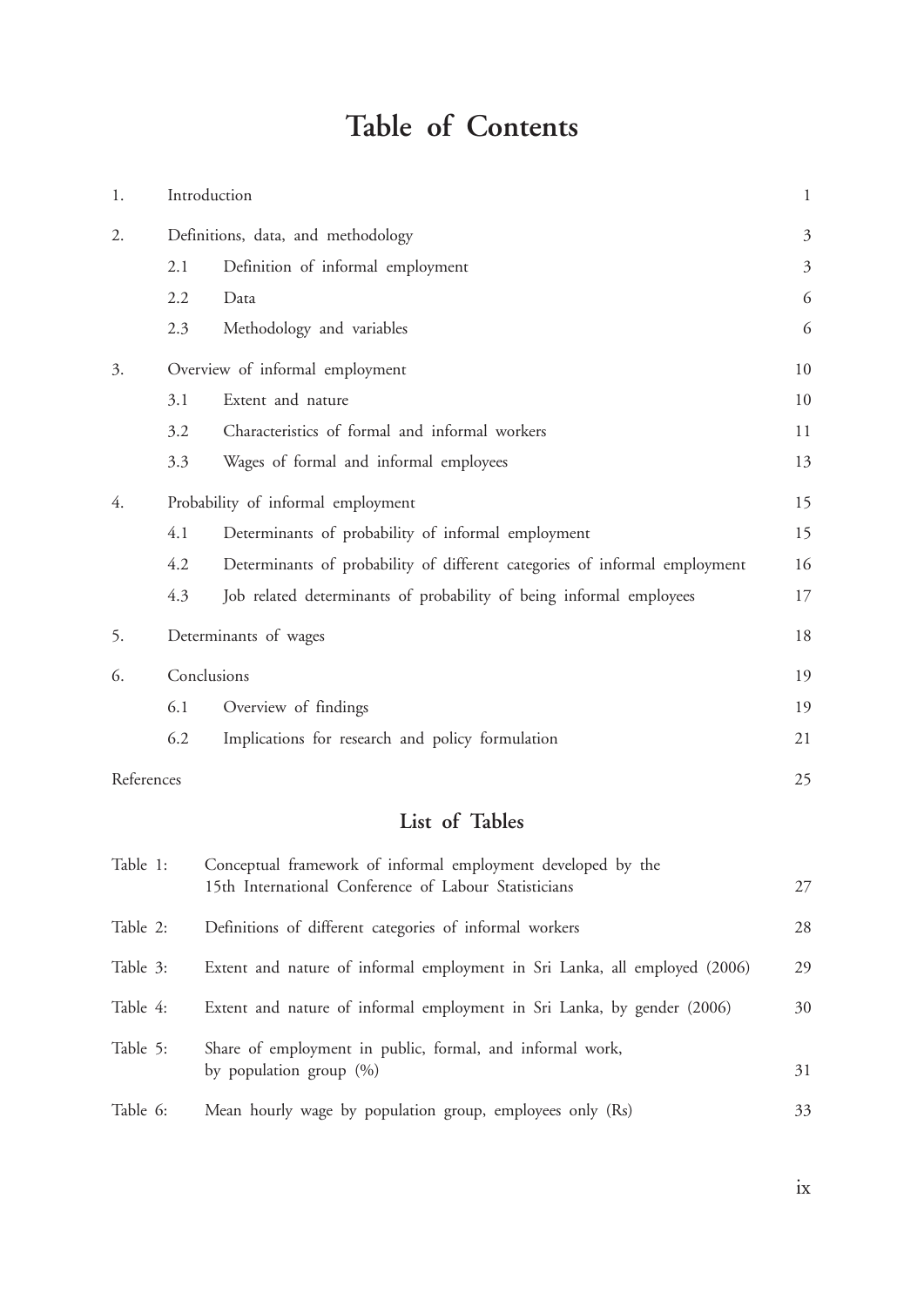# Table of Contents

| | | | |
|---|---|---|---|
| 1. | Introduction | | 1 |
| 2. | Definitions, data, and methodology | | 3 |
| | 2.1 | Definition of informal employment | 3 |
| | 2.2 | Data | 6 |
| | 2.3 | Methodology and variables | 6 |
| 3. | Overview of informal employment | | 10 |
| | 3.1 | Extent and nature | 10 |
| | 3.2 | Characteristics of formal and informal workers | 11 |
| | 3.3 | Wages of formal and informal employees | 13 |
| 4. | Probability of informal employment | | 15 |
| | 4.1 | Determinants of probability of informal employment | 15 |
| | 4.2 | Determinants of probability of different categories of informal employment | 16 |
| | 4.3 | Job related determinants of probability of being informal employees | 17 |
| 5. | Determinants of wages | | 18 |
| 6. | Conclusions | | 19 |
| | 6.1 | Overview of findings | 19 |
| | 6.2 | Implications for research and policy formulation | 21 |
| References | | | 25 |

## List of Tables

| | | |
|---|---|---|
| Table 1: | Conceptual framework of informal employment developed by the 15th International Conference of Labour Statisticians | 27 |
| Table 2: | Definitions of different categories of informal workers | 28 |
| Table 3: | Extent and nature of informal employment in Sri Lanka, all employed (2006) | 29 |
| Table 4: | Extent and nature of informal employment in Sri Lanka, by gender (2006) | 30 |
| Table 5: | Share of employment in public, formal, and informal work, by population group (%) | 31 |
| Table 6: | Mean hourly wage by population group, employees only (Rs) | 33 |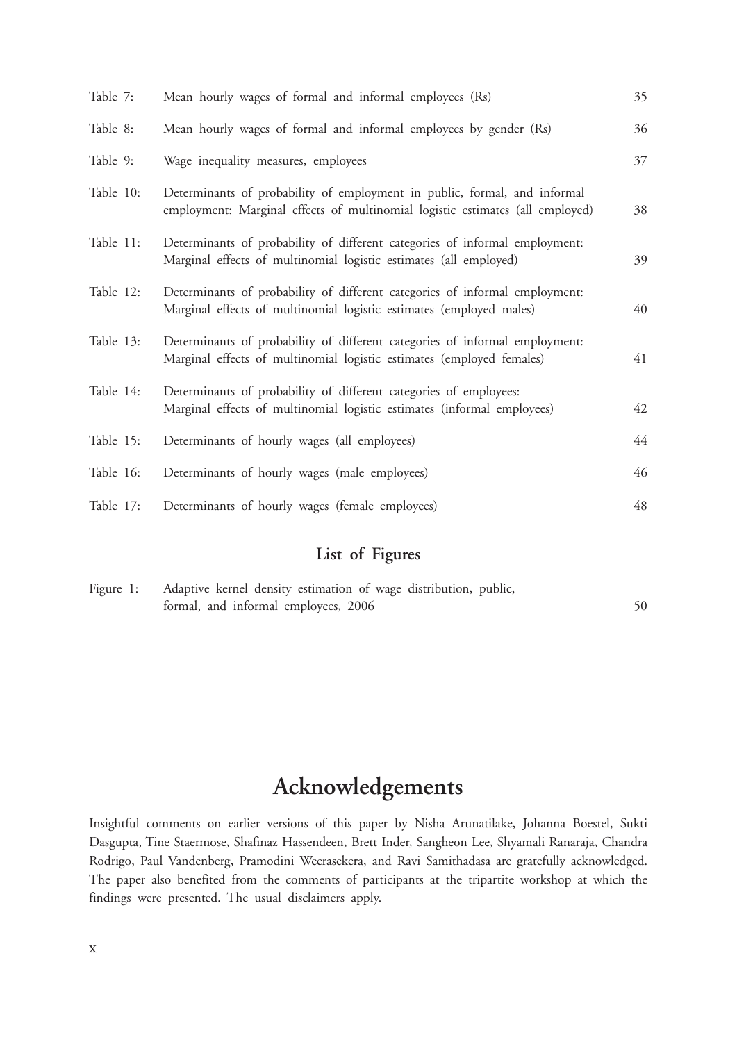| | | |
|---|---|---|
| Table 7: | Mean hourly wages of formal and informal employees (Rs) | 35 |
| Table 8: | Mean hourly wages of formal and informal employees by gender (Rs) | 36 |
| Table 9: | Wage inequality measures, employees | 37 |
| Table 10: | Determinants of probability of employment in public, formal, and informal employment: Marginal effects of multinomial logistic estimates (all employed) | 38 |
| Table 11: | Determinants of probability of different categories of informal employment: Marginal effects of multinomial logistic estimates (all employed) | 39 |
| Table 12: | Determinants of probability of different categories of informal employment: Marginal effects of multinomial logistic estimates (employed males) | 40 |
| Table 13: | Determinants of probability of different categories of informal employment: Marginal effects of multinomial logistic estimates (employed females) | 41 |
| Table 14: | Determinants of probability of different categories of employees: Marginal effects of multinomial logistic estimates (informal employees) | 42 |
| Table 15: | Determinants of hourly wages (all employees) | 44 |
| Table 16: | Determinants of hourly wages (male employees) | 46 |
| Table 17: | Determinants of hourly wages (female employees) | 48 |

## List of Figures

| | | |
|---|---|---|
| Figure 1: | Adaptive kernel density estimation of wage distribution, public, formal, and informal employees, 2006 | 50 |

# Acknowledgements

Insightful comments on earlier versions of this paper by Nisha Arunatilake, Johanna Boestel, Sukti Dasgupta, Tine Staermose, Shafinaz Hassendeen, Brett Inder, Sangheon Lee, Shyamali Ranaraja, Chandra Rodrigo, Paul Vandenberg, Pramodini Weerasekera, and Ravi Samithadasa are gratefully acknowledged. The paper also benefited from the comments of participants at the tripartite workshop at which the findings were presented. The usual disclaimers apply.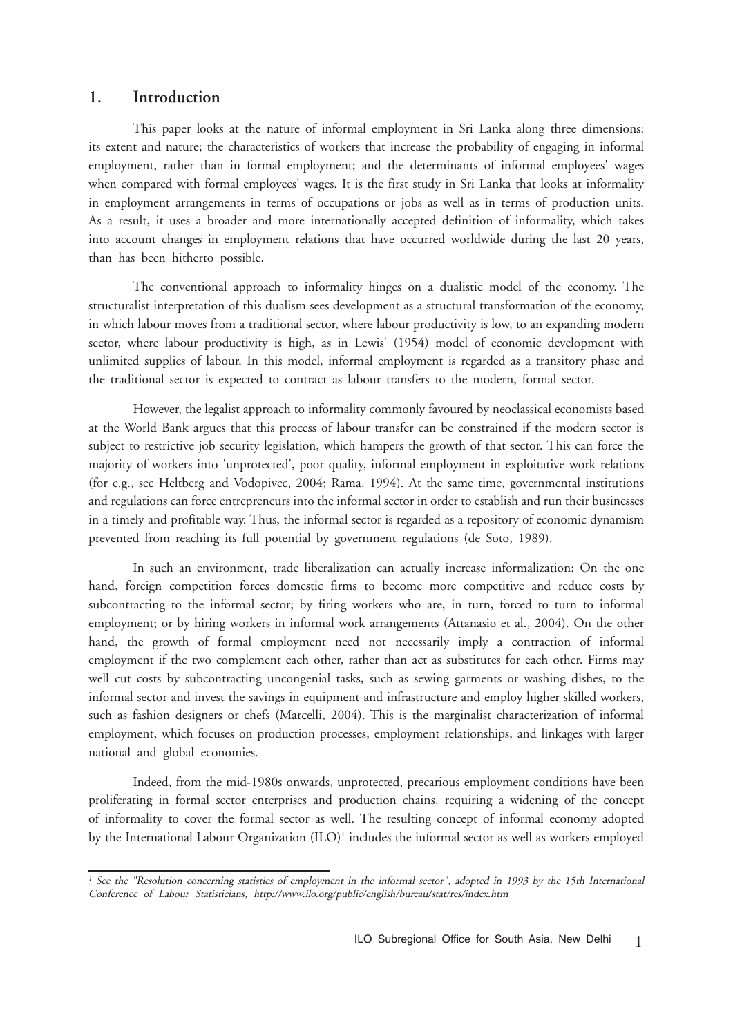# 1. Introduction

This paper looks at the nature of informal employment in Sri Lanka along three dimensions: its extent and nature; the characteristics of workers that increase the probability of engaging in informal employment, rather than in formal employment; and the determinants of informal employees' wages when compared with formal employees' wages. It is the first study in Sri Lanka that looks at informality in employment arrangements in terms of occupations or jobs as well as in terms of production units. As a result, it uses a broader and more internationally accepted definition of informality, which takes into account changes in employment relations that have occurred worldwide during the last 20 years, than has been hitherto possible.

The conventional approach to informality hinges on a dualistic model of the economy. The structuralist interpretation of this dualism sees development as a structural transformation of the economy, in which labour moves from a traditional sector, where labour productivity is low, to an expanding modern sector, where labour productivity is high, as in Lewis' (1954) model of economic development with unlimited supplies of labour. In this model, informal employment is regarded as a transitory phase and the traditional sector is expected to contract as labour transfers to the modern, formal sector.

However, the legalist approach to informality commonly favoured by neoclassical economists based at the World Bank argues that this process of labour transfer can be constrained if the modern sector is subject to restrictive job security legislation, which hampers the growth of that sector. This can force the majority of workers into 'unprotected', poor quality, informal employment in exploitative work relations (for e.g., see Heltberg and Vodopivec, 2004; Rama, 1994). At the same time, governmental institutions and regulations can force entrepreneurs into the informal sector in order to establish and run their businesses in a timely and profitable way. Thus, the informal sector is regarded as a repository of economic dynamism prevented from reaching its full potential by government regulations (de Soto, 1989).

In such an environment, trade liberalization can actually increase informalization: On the one hand, foreign competition forces domestic firms to become more competitive and reduce costs by subcontracting to the informal sector; by firing workers who are, in turn, forced to turn to informal employment; or by hiring workers in informal work arrangements (Attanasio et al., 2004). On the other hand, the growth of formal employment need not necessarily imply a contraction of informal employment if the two complement each other, rather than act as substitutes for each other. Firms may well cut costs by subcontracting uncongenial tasks, such as sewing garments or washing dishes, to the informal sector and invest the savings in equipment and infrastructure and employ higher skilled workers, such as fashion designers or chefs (Marcelli, 2004). This is the marginalist characterization of informal employment, which focuses on production processes, employment relationships, and linkages with larger national and global economies.

Indeed, from the mid-1980s onwards, unprotected, precarious employment conditions have been proliferating in formal sector enterprises and production chains, requiring a widening of the concept of informality to cover the formal sector as well. The resulting concept of informal economy adopted by the International Labour Organization (ILO)[1] includes the informal sector as well as workers employed

---

[1] *See the "Resolution concerning statistics of employment in the informal sector", adopted in 1993 by the 15th International Conference of Labour Statisticians, http://www.ilo.org/public/english/bureau/stat/res/index.htm*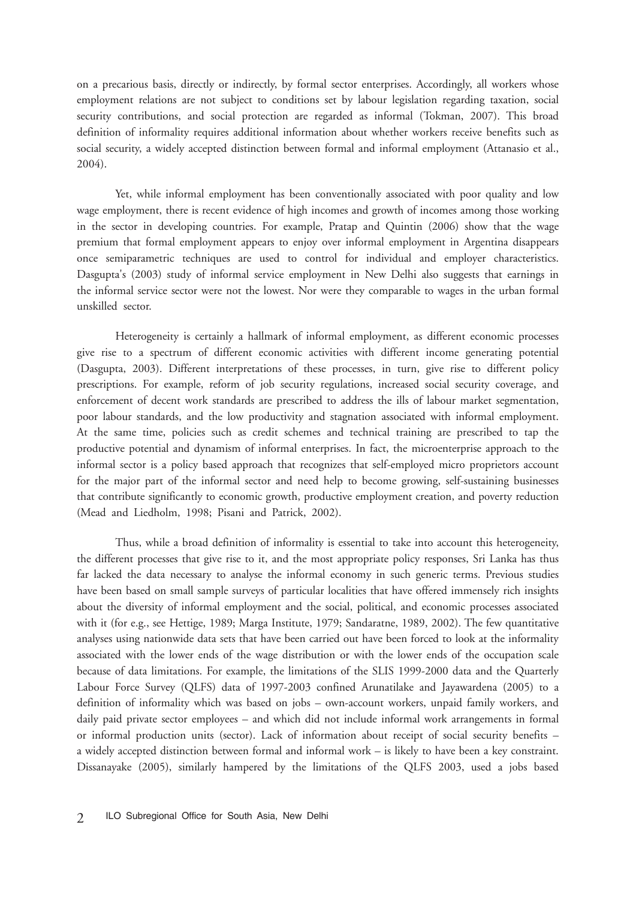on a precarious basis, directly or indirectly, by formal sector enterprises. Accordingly, all workers whose employment relations are not subject to conditions set by labour legislation regarding taxation, social security contributions, and social protection are regarded as informal (Tokman, 2007). This broad definition of informality requires additional information about whether workers receive benefits such as social security, a widely accepted distinction between formal and informal employment (Attanasio et al., 2004).

Yet, while informal employment has been conventionally associated with poor quality and low wage employment, there is recent evidence of high incomes and growth of incomes among those working in the sector in developing countries. For example, Pratap and Quintin (2006) show that the wage premium that formal employment appears to enjoy over informal employment in Argentina disappears once semiparametric techniques are used to control for individual and employer characteristics. Dasgupta's (2003) study of informal service employment in New Delhi also suggests that earnings in the informal service sector were not the lowest. Nor were they comparable to wages in the urban formal unskilled sector.

Heterogeneity is certainly a hallmark of informal employment, as different economic processes give rise to a spectrum of different economic activities with different income generating potential (Dasgupta, 2003). Different interpretations of these processes, in turn, give rise to different policy prescriptions. For example, reform of job security regulations, increased social security coverage, and enforcement of decent work standards are prescribed to address the ills of labour market segmentation, poor labour standards, and the low productivity and stagnation associated with informal employment. At the same time, policies such as credit schemes and technical training are prescribed to tap the productive potential and dynamism of informal enterprises. In fact, the microenterprise approach to the informal sector is a policy based approach that recognizes that self-employed micro proprietors account for the major part of the informal sector and need help to become growing, self-sustaining businesses that contribute significantly to economic growth, productive employment creation, and poverty reduction (Mead and Liedholm, 1998; Pisani and Patrick, 2002).

Thus, while a broad definition of informality is essential to take into account this heterogeneity, the different processes that give rise to it, and the most appropriate policy responses, Sri Lanka has thus far lacked the data necessary to analyse the informal economy in such generic terms. Previous studies have been based on small sample surveys of particular localities that have offered immensely rich insights about the diversity of informal employment and the social, political, and economic processes associated with it (for e.g., see Hettige, 1989; Marga Institute, 1979; Sandaratne, 1989, 2002). The few quantitative analyses using nationwide data sets that have been carried out have been forced to look at the informality associated with the lower ends of the wage distribution or with the lower ends of the occupation scale because of data limitations. For example, the limitations of the SLIS 1999-2000 data and the Quarterly Labour Force Survey (QLFS) data of 1997-2003 confined Arunatilake and Jayawardena (2005) to a definition of informality which was based on jobs – own-account workers, unpaid family workers, and daily paid private sector employees – and which did not include informal work arrangements in formal or informal production units (sector). Lack of information about receipt of social security benefits – a widely accepted distinction between formal and informal work – is likely to have been a key constraint. Dissanayake (2005), similarly hampered by the limitations of the QLFS 2003, used a jobs based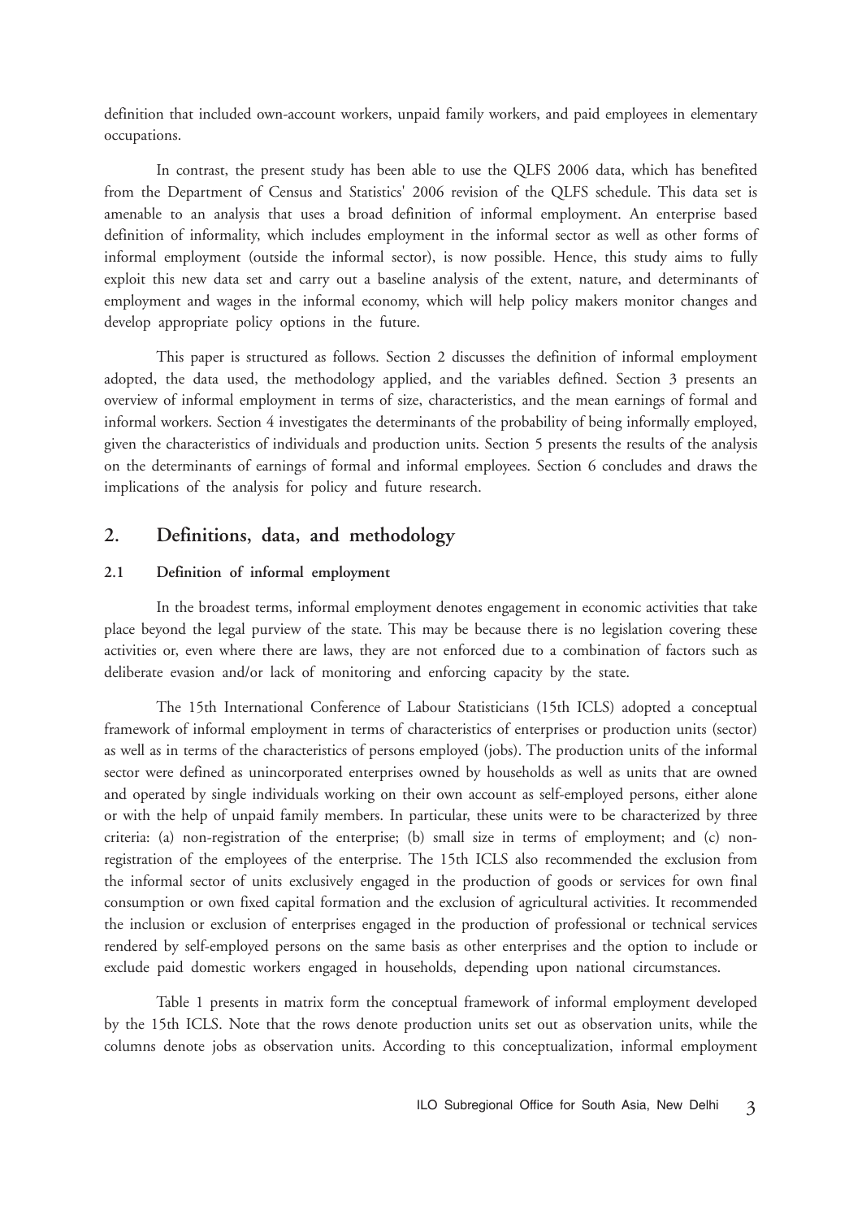definition that included own-account workers, unpaid family workers, and paid employees in elementary occupations.

In contrast, the present study has been able to use the QLFS 2006 data, which has benefited from the Department of Census and Statistics' 2006 revision of the QLFS schedule. This data set is amenable to an analysis that uses a broad definition of informal employment. An enterprise based definition of informality, which includes employment in the informal sector as well as other forms of informal employment (outside the informal sector), is now possible. Hence, this study aims to fully exploit this new data set and carry out a baseline analysis of the extent, nature, and determinants of employment and wages in the informal economy, which will help policy makers monitor changes and develop appropriate policy options in the future.

This paper is structured as follows. Section 2 discusses the definition of informal employment adopted, the data used, the methodology applied, and the variables defined. Section 3 presents an overview of informal employment in terms of size, characteristics, and the mean earnings of formal and informal workers. Section 4 investigates the determinants of the probability of being informally employed, given the characteristics of individuals and production units. Section 5 presents the results of the analysis on the determinants of earnings of formal and informal employees. Section 6 concludes and draws the implications of the analysis for policy and future research.

## 2. Definitions, data, and methodology

### 2.1 Definition of informal employment

In the broadest terms, informal employment denotes engagement in economic activities that take place beyond the legal purview of the state. This may be because there is no legislation covering these activities or, even where there are laws, they are not enforced due to a combination of factors such as deliberate evasion and/or lack of monitoring and enforcing capacity by the state.

The 15th International Conference of Labour Statisticians (15th ICLS) adopted a conceptual framework of informal employment in terms of characteristics of enterprises or production units (sector) as well as in terms of the characteristics of persons employed (jobs). The production units of the informal sector were defined as unincorporated enterprises owned by households as well as units that are owned and operated by single individuals working on their own account as self-employed persons, either alone or with the help of unpaid family members. In particular, these units were to be characterized by three criteria: (a) non-registration of the enterprise; (b) small size in terms of employment; and (c) non-registration of the employees of the enterprise. The 15th ICLS also recommended the exclusion from the informal sector of units exclusively engaged in the production of goods or services for own final consumption or own fixed capital formation and the exclusion of agricultural activities. It recommended the inclusion or exclusion of enterprises engaged in the production of professional or technical services rendered by self-employed persons on the same basis as other enterprises and the option to include or exclude paid domestic workers engaged in households, depending upon national circumstances.

Table 1 presents in matrix form the conceptual framework of informal employment developed by the 15th ICLS. Note that the rows denote production units set out as observation units, while the columns denote jobs as observation units. According to this conceptualization, informal employment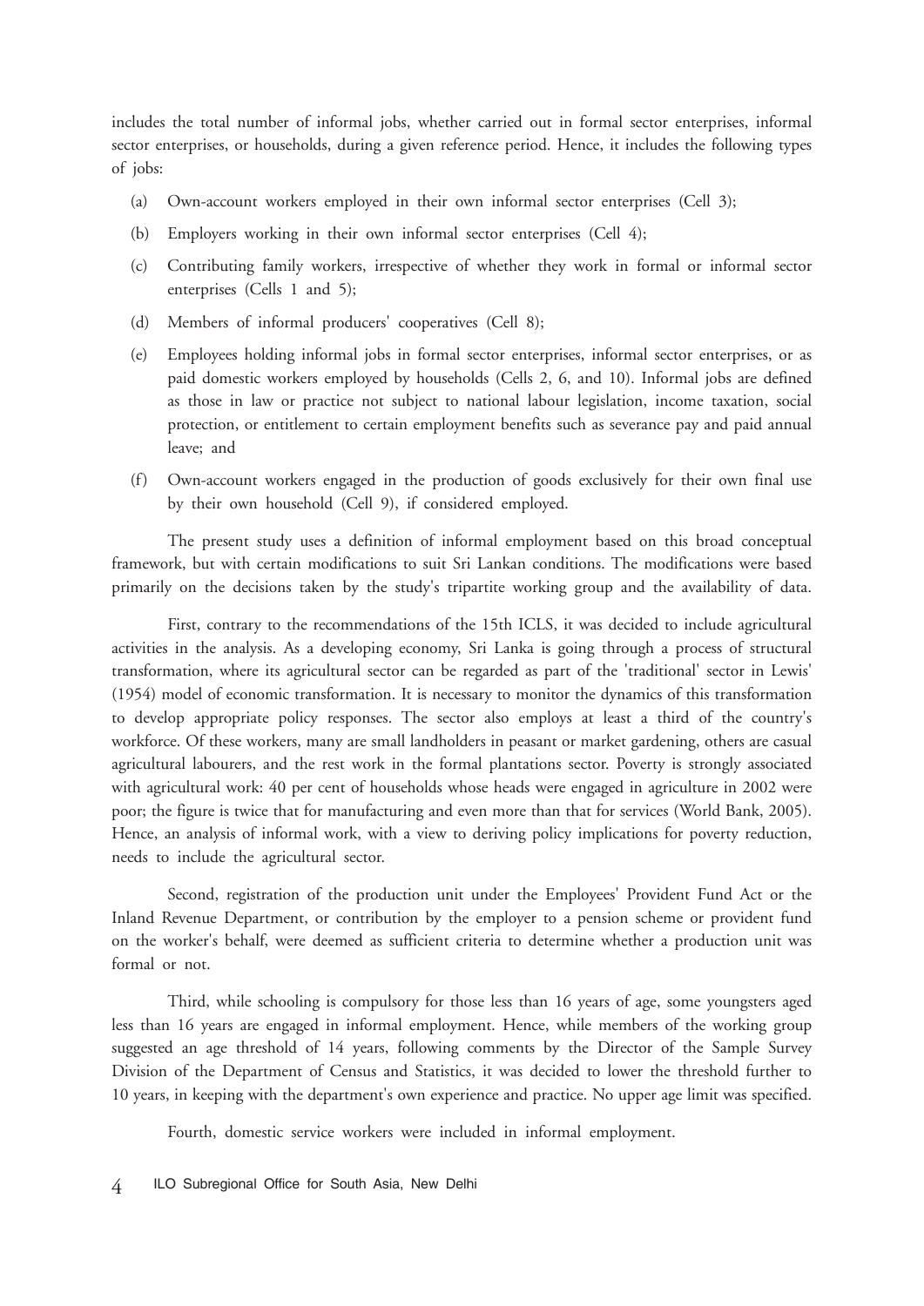includes the total number of informal jobs, whether carried out in formal sector enterprises, informal sector enterprises, or households, during a given reference period. Hence, it includes the following types of jobs:

(a) Own-account workers employed in their own informal sector enterprises (Cell 3);

(b) Employers working in their own informal sector enterprises (Cell 4);

(c) Contributing family workers, irrespective of whether they work in formal or informal sector enterprises (Cells 1 and 5);

(d) Members of informal producers' cooperatives (Cell 8);

(e) Employees holding informal jobs in formal sector enterprises, informal sector enterprises, or as paid domestic workers employed by households (Cells 2, 6, and 10). Informal jobs are defined as those in law or practice not subject to national labour legislation, income taxation, social protection, or entitlement to certain employment benefits such as severance pay and paid annual leave; and

(f) Own-account workers engaged in the production of goods exclusively for their own final use by their own household (Cell 9), if considered employed.

The present study uses a definition of informal employment based on this broad conceptual framework, but with certain modifications to suit Sri Lankan conditions. The modifications were based primarily on the decisions taken by the study's tripartite working group and the availability of data.

First, contrary to the recommendations of the 15th ICLS, it was decided to include agricultural activities in the analysis. As a developing economy, Sri Lanka is going through a process of structural transformation, where its agricultural sector can be regarded as part of the 'traditional' sector in Lewis' (1954) model of economic transformation. It is necessary to monitor the dynamics of this transformation to develop appropriate policy responses. The sector also employs at least a third of the country's workforce. Of these workers, many are small landholders in peasant or market gardening, others are casual agricultural labourers, and the rest work in the formal plantations sector. Poverty is strongly associated with agricultural work: 40 per cent of households whose heads were engaged in agriculture in 2002 were poor; the figure is twice that for manufacturing and even more than that for services (World Bank, 2005). Hence, an analysis of informal work, with a view to deriving policy implications for poverty reduction, needs to include the agricultural sector.

Second, registration of the production unit under the Employees' Provident Fund Act or the Inland Revenue Department, or contribution by the employer to a pension scheme or provident fund on the worker's behalf, were deemed as sufficient criteria to determine whether a production unit was formal or not.

Third, while schooling is compulsory for those less than 16 years of age, some youngsters aged less than 16 years are engaged in informal employment. Hence, while members of the working group suggested an age threshold of 14 years, following comments by the Director of the Sample Survey Division of the Department of Census and Statistics, it was decided to lower the threshold further to 10 years, in keeping with the department's own experience and practice. No upper age limit was specified.

Fourth, domestic service workers were included in informal employment.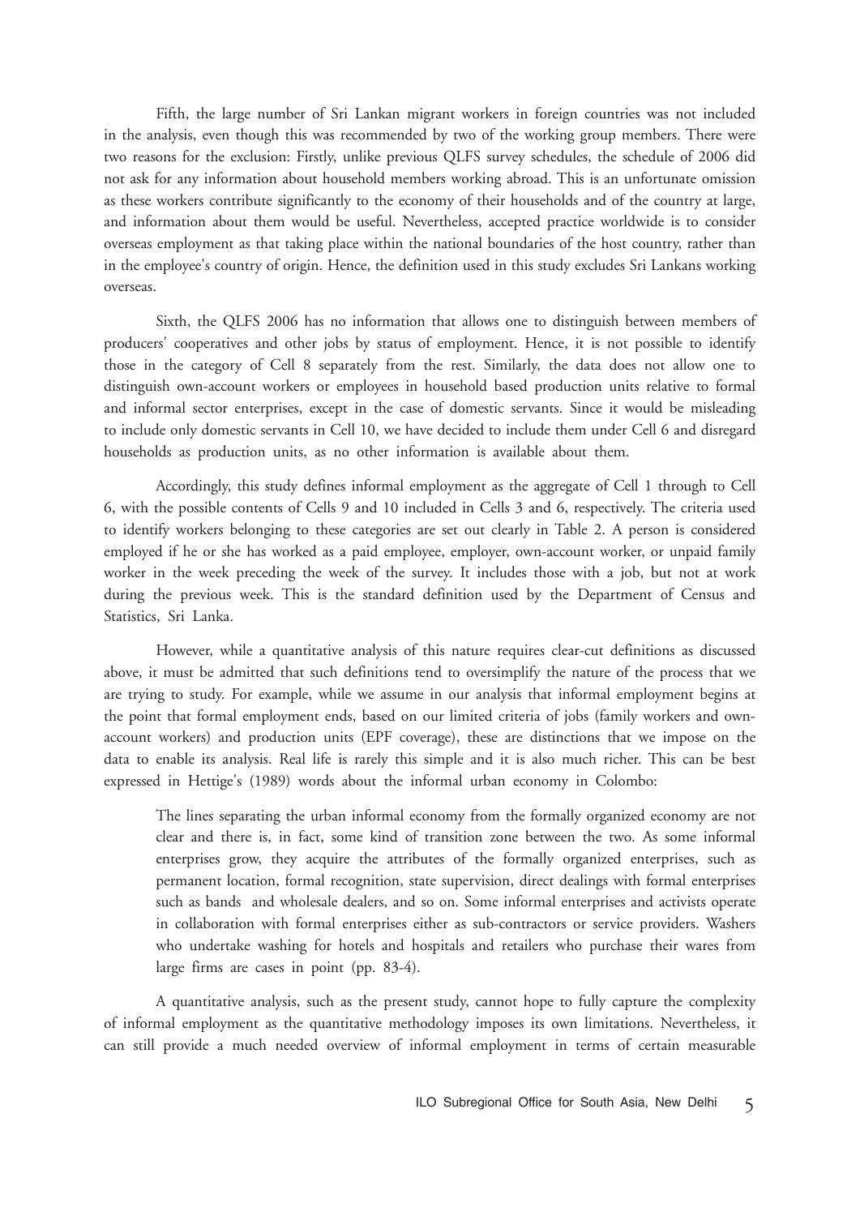Fifth, the large number of Sri Lankan migrant workers in foreign countries was not included in the analysis, even though this was recommended by two of the working group members. There were two reasons for the exclusion: Firstly, unlike previous QLFS survey schedules, the schedule of 2006 did not ask for any information about household members working abroad. This is an unfortunate omission as these workers contribute significantly to the economy of their households and of the country at large, and information about them would be useful. Nevertheless, accepted practice worldwide is to consider overseas employment as that taking place within the national boundaries of the host country, rather than in the employee's country of origin. Hence, the definition used in this study excludes Sri Lankans working overseas.

Sixth, the QLFS 2006 has no information that allows one to distinguish between members of producers' cooperatives and other jobs by status of employment. Hence, it is not possible to identify those in the category of Cell 8 separately from the rest. Similarly, the data does not allow one to distinguish own-account workers or employees in household based production units relative to formal and informal sector enterprises, except in the case of domestic servants. Since it would be misleading to include only domestic servants in Cell 10, we have decided to include them under Cell 6 and disregard households as production units, as no other information is available about them.

Accordingly, this study defines informal employment as the aggregate of Cell 1 through to Cell 6, with the possible contents of Cells 9 and 10 included in Cells 3 and 6, respectively. The criteria used to identify workers belonging to these categories are set out clearly in Table 2. A person is considered employed if he or she has worked as a paid employee, employer, own-account worker, or unpaid family worker in the week preceding the week of the survey. It includes those with a job, but not at work during the previous week. This is the standard definition used by the Department of Census and Statistics, Sri Lanka.

However, while a quantitative analysis of this nature requires clear-cut definitions as discussed above, it must be admitted that such definitions tend to oversimplify the nature of the process that we are trying to study. For example, while we assume in our analysis that informal employment begins at the point that formal employment ends, based on our limited criteria of jobs (family workers and own-account workers) and production units (EPF coverage), these are distinctions that we impose on the data to enable its analysis. Real life is rarely this simple and it is also much richer. This can be best expressed in Hettige's (1989) words about the informal urban economy in Colombo:

> The lines separating the urban informal economy from the formally organized economy are not clear and there is, in fact, some kind of transition zone between the two. As some informal enterprises grow, they acquire the attributes of the formally organized enterprises, such as permanent location, formal recognition, state supervision, direct dealings with formal enterprises such as bands and wholesale dealers, and so on. Some informal enterprises and activists operate in collaboration with formal enterprises either as sub-contractors or service providers. Washers who undertake washing for hotels and hospitals and retailers who purchase their wares from large firms are cases in point (pp. 83-4).

A quantitative analysis, such as the present study, cannot hope to fully capture the complexity of informal employment as the quantitative methodology imposes its own limitations. Nevertheless, it can still provide a much needed overview of informal employment in terms of certain measurable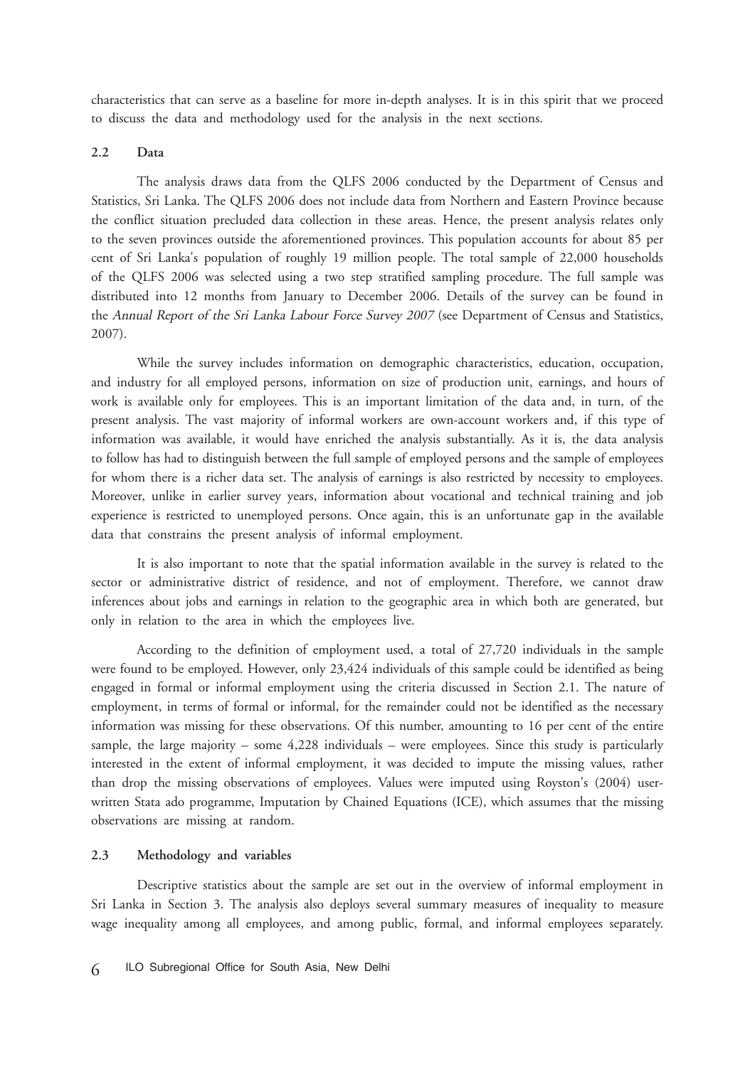characteristics that can serve as a baseline for more in-depth analyses. It is in this spirit that we proceed to discuss the data and methodology used for the analysis in the next sections.

### 2.2 Data

The analysis draws data from the QLFS 2006 conducted by the Department of Census and Statistics, Sri Lanka. The QLFS 2006 does not include data from Northern and Eastern Province because the conflict situation precluded data collection in these areas. Hence, the present analysis relates only to the seven provinces outside the aforementioned provinces. This population accounts for about 85 per cent of Sri Lanka's population of roughly 19 million people. The total sample of 22,000 households of the QLFS 2006 was selected using a two step stratified sampling procedure. The full sample was distributed into 12 months from January to December 2006. Details of the survey can be found in the *Annual Report of the Sri Lanka Labour Force Survey 2007* (see Department of Census and Statistics, 2007).

While the survey includes information on demographic characteristics, education, occupation, and industry for all employed persons, information on size of production unit, earnings, and hours of work is available only for employees. This is an important limitation of the data and, in turn, of the present analysis. The vast majority of informal workers are own-account workers and, if this type of information was available, it would have enriched the analysis substantially. As it is, the data analysis to follow has had to distinguish between the full sample of employed persons and the sample of employees for whom there is a richer data set. The analysis of earnings is also restricted by necessity to employees. Moreover, unlike in earlier survey years, information about vocational and technical training and job experience is restricted to unemployed persons. Once again, this is an unfortunate gap in the available data that constrains the present analysis of informal employment.

It is also important to note that the spatial information available in the survey is related to the sector or administrative district of residence, and not of employment. Therefore, we cannot draw inferences about jobs and earnings in relation to the geographic area in which both are generated, but only in relation to the area in which the employees live.

According to the definition of employment used, a total of 27,720 individuals in the sample were found to be employed. However, only 23,424 individuals of this sample could be identified as being engaged in formal or informal employment using the criteria discussed in Section 2.1. The nature of employment, in terms of formal or informal, for the remainder could not be identified as the necessary information was missing for these observations. Of this number, amounting to 16 per cent of the entire sample, the large majority – some 4,228 individuals – were employees. Since this study is particularly interested in the extent of informal employment, it was decided to impute the missing values, rather than drop the missing observations of employees. Values were imputed using Royston's (2004) user-written Stata ado programme, Imputation by Chained Equations (ICE), which assumes that the missing observations are missing at random.

### 2.3 Methodology and variables

Descriptive statistics about the sample are set out in the overview of informal employment in Sri Lanka in Section 3. The analysis also deploys several summary measures of inequality to measure wage inequality among all employees, and among public, formal, and informal employees separately.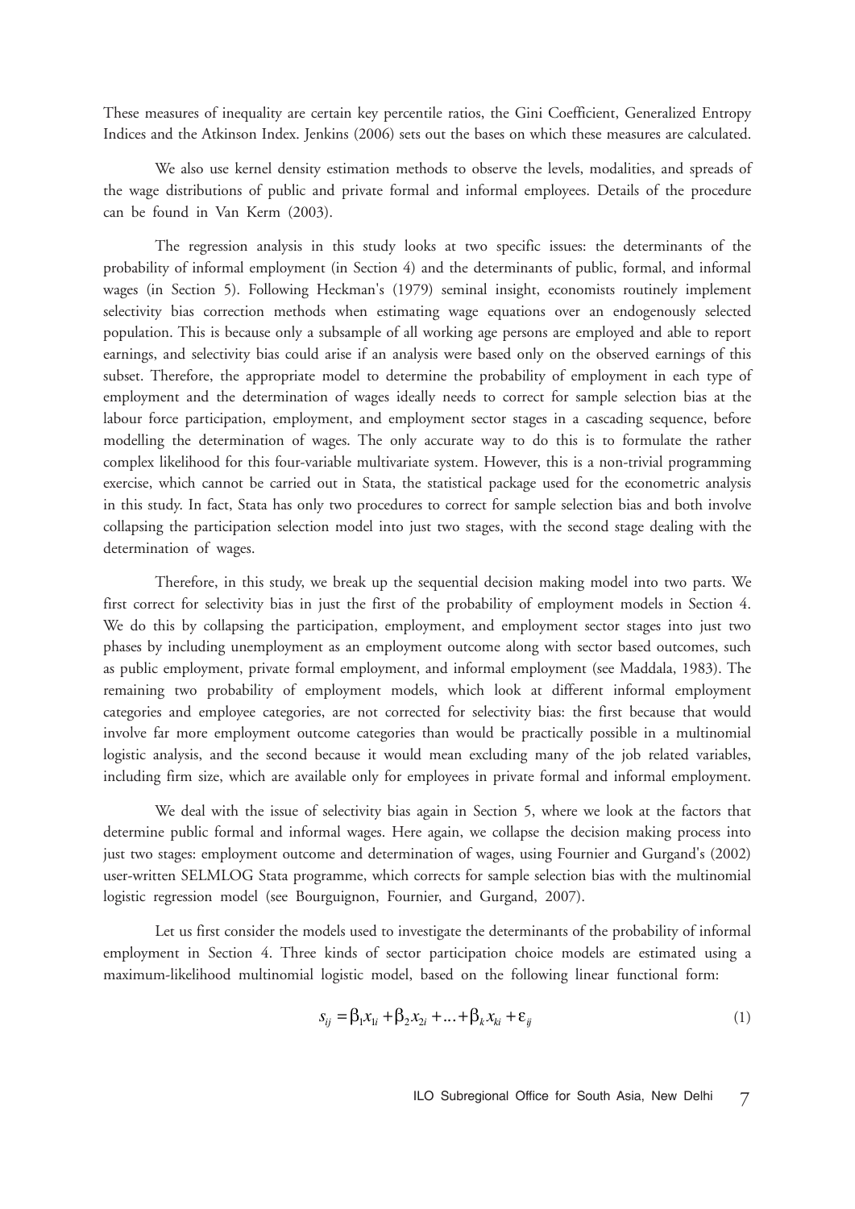These measures of inequality are certain key percentile ratios, the Gini Coefficient, Generalized Entropy Indices and the Atkinson Index. Jenkins (2006) sets out the bases on which these measures are calculated.

We also use kernel density estimation methods to observe the levels, modalities, and spreads of the wage distributions of public and private formal and informal employees. Details of the procedure can be found in Van Kerm (2003).

The regression analysis in this study looks at two specific issues: the determinants of the probability of informal employment (in Section 4) and the determinants of public, formal, and informal wages (in Section 5). Following Heckman's (1979) seminal insight, economists routinely implement selectivity bias correction methods when estimating wage equations over an endogenously selected population. This is because only a subsample of all working age persons are employed and able to report earnings, and selectivity bias could arise if an analysis were based only on the observed earnings of this subset. Therefore, the appropriate model to determine the probability of employment in each type of employment and the determination of wages ideally needs to correct for sample selection bias at the labour force participation, employment, and employment sector stages in a cascading sequence, before modelling the determination of wages. The only accurate way to do this is to formulate the rather complex likelihood for this four-variable multivariate system. However, this is a non-trivial programming exercise, which cannot be carried out in Stata, the statistical package used for the econometric analysis in this study. In fact, Stata has only two procedures to correct for sample selection bias and both involve collapsing the participation selection model into just two stages, with the second stage dealing with the determination of wages.

Therefore, in this study, we break up the sequential decision making model into two parts. We first correct for selectivity bias in just the first of the probability of employment models in Section 4. We do this by collapsing the participation, employment, and employment sector stages into just two phases by including unemployment as an employment outcome along with sector based outcomes, such as public employment, private formal employment, and informal employment (see Maddala, 1983). The remaining two probability of employment models, which look at different informal employment categories and employee categories, are not corrected for selectivity bias: the first because that would involve far more employment outcome categories than would be practically possible in a multinomial logistic analysis, and the second because it would mean excluding many of the job related variables, including firm size, which are available only for employees in private formal and informal employment.

We deal with the issue of selectivity bias again in Section 5, where we look at the factors that determine public formal and informal wages. Here again, we collapse the decision making process into just two stages: employment outcome and determination of wages, using Fournier and Gurgand's (2002) user-written SELMLOG Stata programme, which corrects for sample selection bias with the multinomial logistic regression model (see Bourguignon, Fournier, and Gurgand, 2007).

Let us first consider the models used to investigate the determinants of the probability of informal employment in Section 4. Three kinds of sector participation choice models are estimated using a maximum-likelihood multinomial logistic model, based on the following linear functional form:

$$s_{ij} = \beta_1 x_{1i} + \beta_2 x_{2i} + \ldots + \beta_k x_{ki} + \varepsilon_{ij} \tag{1}$$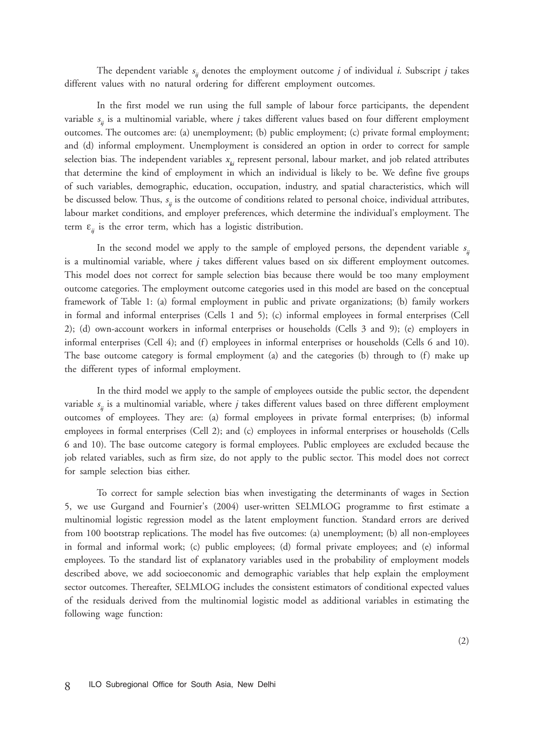The dependent variable $s_{ij}$ denotes the employment outcome $j$ of individual $i$. Subscript $j$ takes different values with no natural ordering for different employment outcomes.

In the first model we run using the full sample of labour force participants, the dependent variable $s_{ij}$ is a multinomial variable, where $j$ takes different values based on four different employment outcomes. The outcomes are: (a) unemployment; (b) public employment; (c) private formal employment; and (d) informal employment. Unemployment is considered an option in order to correct for sample selection bias. The independent variables $x_{ki}$ represent personal, labour market, and job related attributes that determine the kind of employment in which an individual is likely to be. We define five groups of such variables, demographic, education, occupation, industry, and spatial characteristics, which will be discussed below. Thus, $s_{ij}$ is the outcome of conditions related to personal choice, individual attributes, labour market conditions, and employer preferences, which determine the individual's employment. The term $\varepsilon_{ij}$ is the error term, which has a logistic distribution.

In the second model we apply to the sample of employed persons, the dependent variable $s_{ij}$ is a multinomial variable, where $j$ takes different values based on six different employment outcomes. This model does not correct for sample selection bias because there would be too many employment outcome categories. The employment outcome categories used in this model are based on the conceptual framework of Table 1: (a) formal employment in public and private organizations; (b) family workers in formal and informal enterprises (Cells 1 and 5); (c) informal employees in formal enterprises (Cell 2); (d) own-account workers in informal enterprises or households (Cells 3 and 9); (e) employers in informal enterprises (Cell 4); and (f) employees in informal enterprises or households (Cells 6 and 10). The base outcome category is formal employment (a) and the categories (b) through to (f) make up the different types of informal employment.

In the third model we apply to the sample of employees outside the public sector, the dependent variable $s_{ij}$ is a multinomial variable, where $j$ takes different values based on three different employment outcomes of employees. They are: (a) formal employees in private formal enterprises; (b) informal employees in formal enterprises (Cell 2); and (c) employees in informal enterprises or households (Cells 6 and 10). The base outcome category is formal employees. Public employees are excluded because the job related variables, such as firm size, do not apply to the public sector. This model does not correct for sample selection bias either.

To correct for sample selection bias when investigating the determinants of wages in Section 5, we use Gurgand and Fournier's (2004) user-written SELMLOG programme to first estimate a multinomial logistic regression model as the latent employment function. Standard errors are derived from 100 bootstrap replications. The model has five outcomes: (a) unemployment; (b) all non-employees in formal and informal work; (c) public employees; (d) formal private employees; and (e) informal employees. To the standard list of explanatory variables used in the probability of employment models described above, we add socioeconomic and demographic variables that help explain the employment sector outcomes. Thereafter, SELMLOG includes the consistent estimators of conditional expected values of the residuals derived from the multinomial logistic model as additional variables in estimating the following wage function:

(2)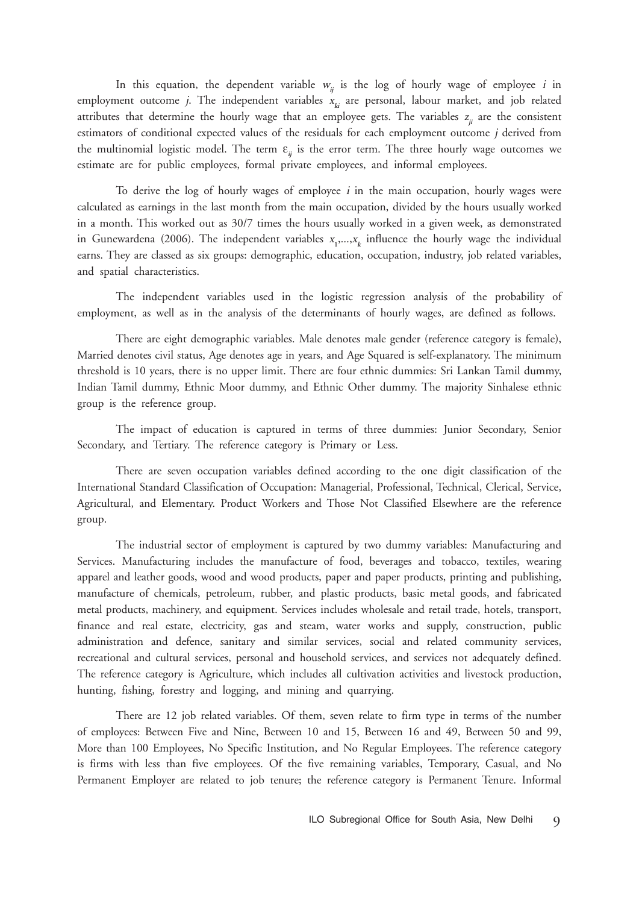In this equation, the dependent variable $w_{ij}$ is the log of hourly wage of employee $i$ in employment outcome $j$. The independent variables $x_{ki}$ are personal, labour market, and job related attributes that determine the hourly wage that an employee gets. The variables $z_{ji}$ are the consistent estimators of conditional expected values of the residuals for each employment outcome $j$ derived from the multinomial logistic model. The term $\varepsilon_{ij}$ is the error term. The three hourly wage outcomes we estimate are for public employees, formal private employees, and informal employees.

To derive the log of hourly wages of employee $i$ in the main occupation, hourly wages were calculated as earnings in the last month from the main occupation, divided by the hours usually worked in a month. This worked out as 30/7 times the hours usually worked in a given week, as demonstrated in Gunewardena (2006). The independent variables $x_1,...,x_k$ influence the hourly wage the individual earns. They are classed as six groups: demographic, education, occupation, industry, job related variables, and spatial characteristics.

The independent variables used in the logistic regression analysis of the probability of employment, as well as in the analysis of the determinants of hourly wages, are defined as follows.

There are eight demographic variables. Male denotes male gender (reference category is female), Married denotes civil status, Age denotes age in years, and Age Squared is self-explanatory. The minimum threshold is 10 years, there is no upper limit. There are four ethnic dummies: Sri Lankan Tamil dummy, Indian Tamil dummy, Ethnic Moor dummy, and Ethnic Other dummy. The majority Sinhalese ethnic group is the reference group.

The impact of education is captured in terms of three dummies: Junior Secondary, Senior Secondary, and Tertiary. The reference category is Primary or Less.

There are seven occupation variables defined according to the one digit classification of the International Standard Classification of Occupation: Managerial, Professional, Technical, Clerical, Service, Agricultural, and Elementary. Product Workers and Those Not Classified Elsewhere are the reference group.

The industrial sector of employment is captured by two dummy variables: Manufacturing and Services. Manufacturing includes the manufacture of food, beverages and tobacco, textiles, wearing apparel and leather goods, wood and wood products, paper and paper products, printing and publishing, manufacture of chemicals, petroleum, rubber, and plastic products, basic metal goods, and fabricated metal products, machinery, and equipment. Services includes wholesale and retail trade, hotels, transport, finance and real estate, electricity, gas and steam, water works and supply, construction, public administration and defence, sanitary and similar services, social and related community services, recreational and cultural services, personal and household services, and services not adequately defined. The reference category is Agriculture, which includes all cultivation activities and livestock production, hunting, fishing, forestry and logging, and mining and quarrying.

There are 12 job related variables. Of them, seven relate to firm type in terms of the number of employees: Between Five and Nine, Between 10 and 15, Between 16 and 49, Between 50 and 99, More than 100 Employees, No Specific Institution, and No Regular Employees. The reference category is firms with less than five employees. Of the five remaining variables, Temporary, Casual, and No Permanent Employer are related to job tenure; the reference category is Permanent Tenure. Informal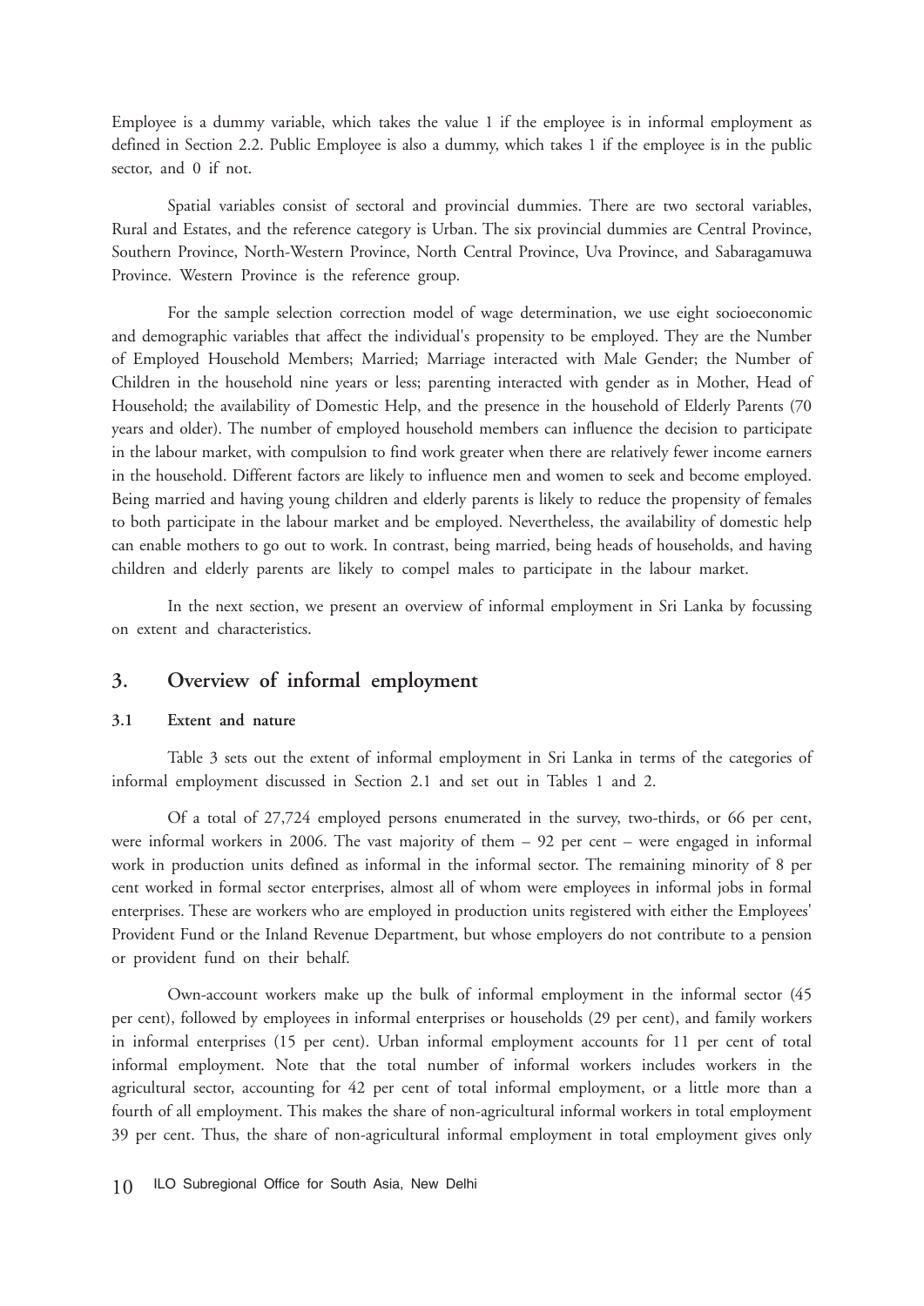Employee is a dummy variable, which takes the value 1 if the employee is in informal employment as defined in Section 2.2. Public Employee is also a dummy, which takes 1 if the employee is in the public sector, and 0 if not.

Spatial variables consist of sectoral and provincial dummies. There are two sectoral variables, Rural and Estates, and the reference category is Urban. The six provincial dummies are Central Province, Southern Province, North-Western Province, North Central Province, Uva Province, and Sabaragamuwa Province. Western Province is the reference group.

For the sample selection correction model of wage determination, we use eight socioeconomic and demographic variables that affect the individual's propensity to be employed. They are the Number of Employed Household Members; Married; Marriage interacted with Male Gender; the Number of Children in the household nine years or less; parenting interacted with gender as in Mother, Head of Household; the availability of Domestic Help, and the presence in the household of Elderly Parents (70 years and older). The number of employed household members can influence the decision to participate in the labour market, with compulsion to find work greater when there are relatively fewer income earners in the household. Different factors are likely to influence men and women to seek and become employed. Being married and having young children and elderly parents is likely to reduce the propensity of females to both participate in the labour market and be employed. Nevertheless, the availability of domestic help can enable mothers to go out to work. In contrast, being married, being heads of households, and having children and elderly parents are likely to compel males to participate in the labour market.

In the next section, we present an overview of informal employment in Sri Lanka by focussing on extent and characteristics.

## 3. Overview of informal employment

### 3.1 Extent and nature

Table 3 sets out the extent of informal employment in Sri Lanka in terms of the categories of informal employment discussed in Section 2.1 and set out in Tables 1 and 2.

Of a total of 27,724 employed persons enumerated in the survey, two-thirds, or 66 per cent, were informal workers in 2006. The vast majority of them – 92 per cent – were engaged in informal work in production units defined as informal in the informal sector. The remaining minority of 8 per cent worked in formal sector enterprises, almost all of whom were employees in informal jobs in formal enterprises. These are workers who are employed in production units registered with either the Employees' Provident Fund or the Inland Revenue Department, but whose employers do not contribute to a pension or provident fund on their behalf.

Own-account workers make up the bulk of informal employment in the informal sector (45 per cent), followed by employees in informal enterprises or households (29 per cent), and family workers in informal enterprises (15 per cent). Urban informal employment accounts for 11 per cent of total informal employment. Note that the total number of informal workers includes workers in the agricultural sector, accounting for 42 per cent of total informal employment, or a little more than a fourth of all employment. This makes the share of non-agricultural informal workers in total employment 39 per cent. Thus, the share of non-agricultural informal employment in total employment gives only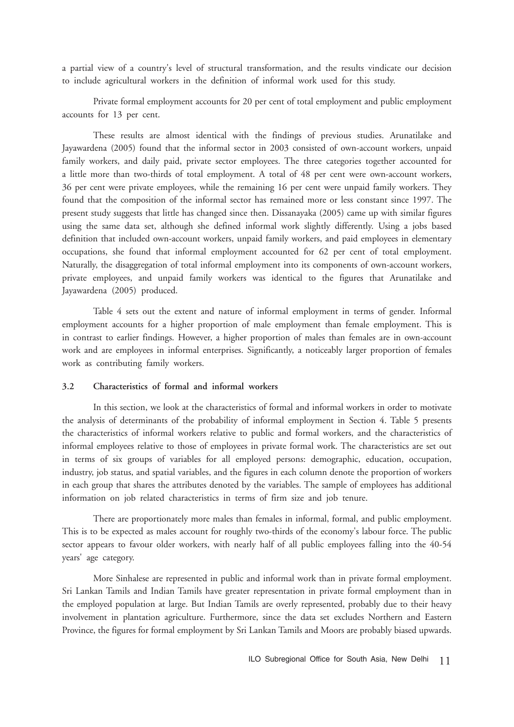a partial view of a country's level of structural transformation, and the results vindicate our decision to include agricultural workers in the definition of informal work used for this study.

Private formal employment accounts for 20 per cent of total employment and public employment accounts for 13 per cent.

These results are almost identical with the findings of previous studies. Arunatilake and Jayawardena (2005) found that the informal sector in 2003 consisted of own-account workers, unpaid family workers, and daily paid, private sector employees. The three categories together accounted for a little more than two-thirds of total employment. A total of 48 per cent were own-account workers, 36 per cent were private employees, while the remaining 16 per cent were unpaid family workers. They found that the composition of the informal sector has remained more or less constant since 1997. The present study suggests that little has changed since then. Dissanayaka (2005) came up with similar figures using the same data set, although she defined informal work slightly differently. Using a jobs based definition that included own-account workers, unpaid family workers, and paid employees in elementary occupations, she found that informal employment accounted for 62 per cent of total employment. Naturally, the disaggregation of total informal employment into its components of own-account workers, private employees, and unpaid family workers was identical to the figures that Arunatilake and Jayawardena (2005) produced.

Table 4 sets out the extent and nature of informal employment in terms of gender. Informal employment accounts for a higher proportion of male employment than female employment. This is in contrast to earlier findings. However, a higher proportion of males than females are in own-account work and are employees in informal enterprises. Significantly, a noticeably larger proportion of females work as contributing family workers.

### 3.2 Characteristics of formal and informal workers

In this section, we look at the characteristics of formal and informal workers in order to motivate the analysis of determinants of the probability of informal employment in Section 4. Table 5 presents the characteristics of informal workers relative to public and formal workers, and the characteristics of informal employees relative to those of employees in private formal work. The characteristics are set out in terms of six groups of variables for all employed persons: demographic, education, occupation, industry, job status, and spatial variables, and the figures in each column denote the proportion of workers in each group that shares the attributes denoted by the variables. The sample of employees has additional information on job related characteristics in terms of firm size and job tenure.

There are proportionately more males than females in informal, formal, and public employment. This is to be expected as males account for roughly two-thirds of the economy's labour force. The public sector appears to favour older workers, with nearly half of all public employees falling into the 40-54 years' age category.

More Sinhalese are represented in public and informal work than in private formal employment. Sri Lankan Tamils and Indian Tamils have greater representation in private formal employment than in the employed population at large. But Indian Tamils are overly represented, probably due to their heavy involvement in plantation agriculture. Furthermore, since the data set excludes Northern and Eastern Province, the figures for formal employment by Sri Lankan Tamils and Moors are probably biased upwards.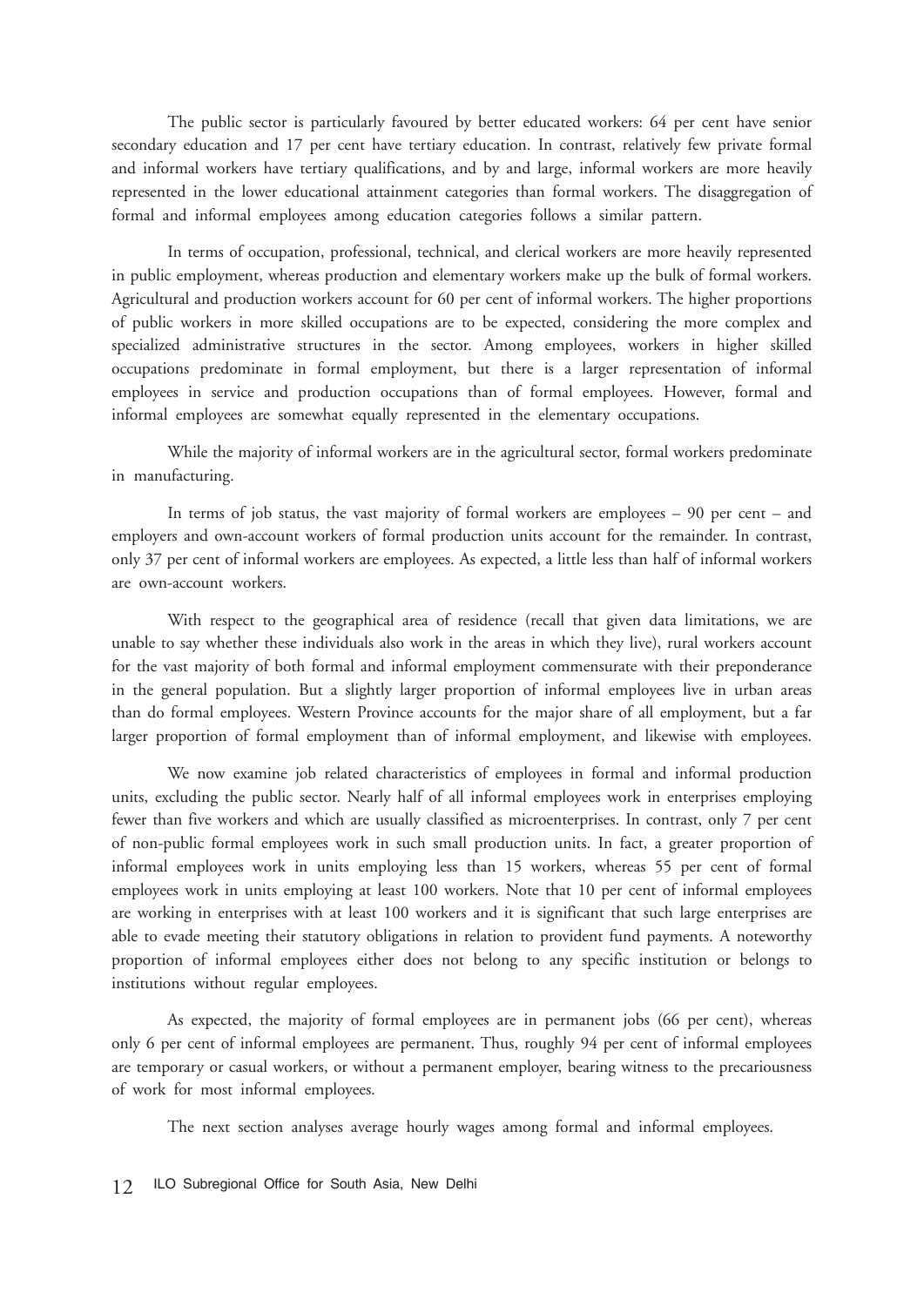The public sector is particularly favoured by better educated workers: 64 per cent have senior secondary education and 17 per cent have tertiary education. In contrast, relatively few private formal and informal workers have tertiary qualifications, and by and large, informal workers are more heavily represented in the lower educational attainment categories than formal workers. The disaggregation of formal and informal employees among education categories follows a similar pattern.

In terms of occupation, professional, technical, and clerical workers are more heavily represented in public employment, whereas production and elementary workers make up the bulk of formal workers. Agricultural and production workers account for 60 per cent of informal workers. The higher proportions of public workers in more skilled occupations are to be expected, considering the more complex and specialized administrative structures in the sector. Among employees, workers in higher skilled occupations predominate in formal employment, but there is a larger representation of informal employees in service and production occupations than of formal employees. However, formal and informal employees are somewhat equally represented in the elementary occupations.

While the majority of informal workers are in the agricultural sector, formal workers predominate in manufacturing.

In terms of job status, the vast majority of formal workers are employees – 90 per cent – and employers and own-account workers of formal production units account for the remainder. In contrast, only 37 per cent of informal workers are employees. As expected, a little less than half of informal workers are own-account workers.

With respect to the geographical area of residence (recall that given data limitations, we are unable to say whether these individuals also work in the areas in which they live), rural workers account for the vast majority of both formal and informal employment commensurate with their preponderance in the general population. But a slightly larger proportion of informal employees live in urban areas than do formal employees. Western Province accounts for the major share of all employment, but a far larger proportion of formal employment than of informal employment, and likewise with employees.

We now examine job related characteristics of employees in formal and informal production units, excluding the public sector. Nearly half of all informal employees work in enterprises employing fewer than five workers and which are usually classified as microenterprises. In contrast, only 7 per cent of non-public formal employees work in such small production units. In fact, a greater proportion of informal employees work in units employing less than 15 workers, whereas 55 per cent of formal employees work in units employing at least 100 workers. Note that 10 per cent of informal employees are working in enterprises with at least 100 workers and it is significant that such large enterprises are able to evade meeting their statutory obligations in relation to provident fund payments. A noteworthy proportion of informal employees either does not belong to any specific institution or belongs to institutions without regular employees.

As expected, the majority of formal employees are in permanent jobs (66 per cent), whereas only 6 per cent of informal employees are permanent. Thus, roughly 94 per cent of informal employees are temporary or casual workers, or without a permanent employer, bearing witness to the precariousness of work for most informal employees.

The next section analyses average hourly wages among formal and informal employees.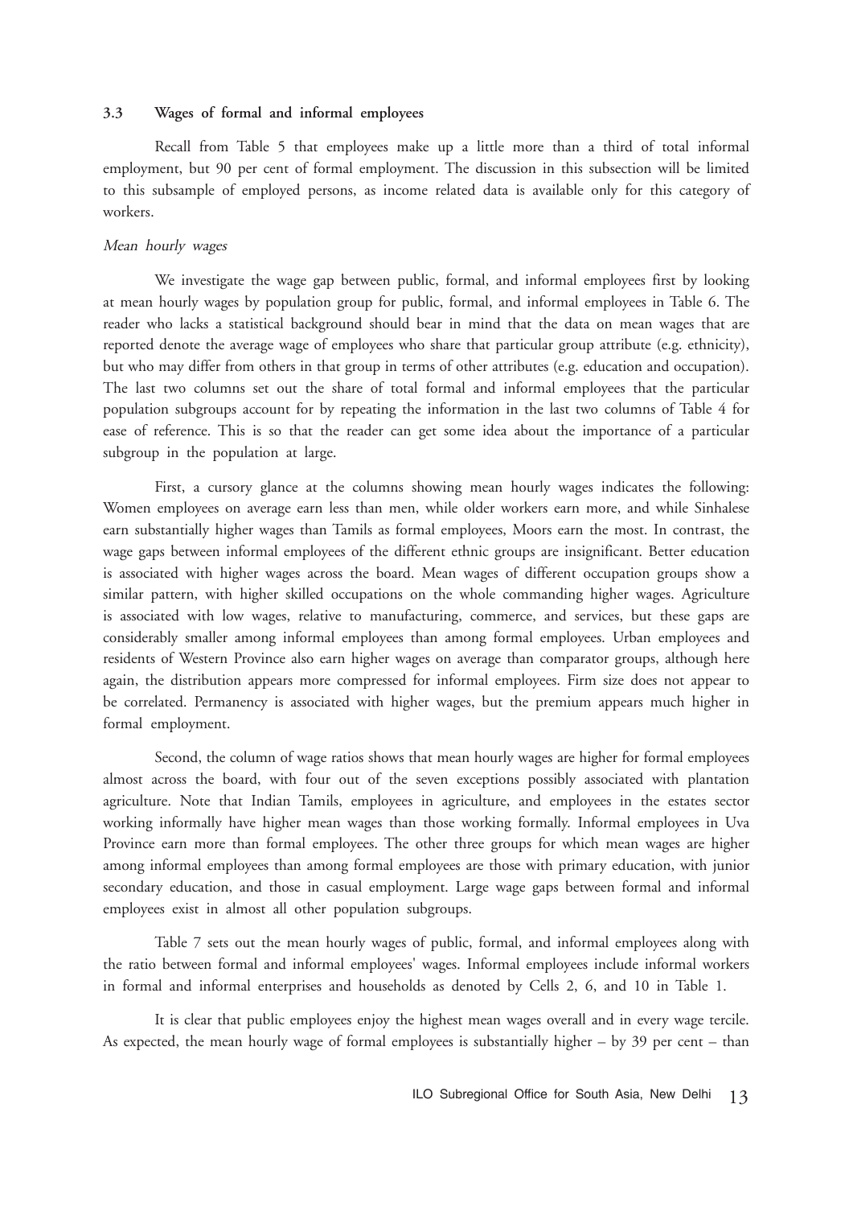### 3.3 Wages of formal and informal employees

Recall from Table 5 that employees make up a little more than a third of total informal employment, but 90 per cent of formal employment. The discussion in this subsection will be limited to this subsample of employed persons, as income related data is available only for this category of workers.

*Mean hourly wages*

We investigate the wage gap between public, formal, and informal employees first by looking at mean hourly wages by population group for public, formal, and informal employees in Table 6. The reader who lacks a statistical background should bear in mind that the data on mean wages that are reported denote the average wage of employees who share that particular group attribute (e.g. ethnicity), but who may differ from others in that group in terms of other attributes (e.g. education and occupation). The last two columns set out the share of total formal and informal employees that the particular population subgroups account for by repeating the information in the last two columns of Table 4 for ease of reference. This is so that the reader can get some idea about the importance of a particular subgroup in the population at large.

First, a cursory glance at the columns showing mean hourly wages indicates the following: Women employees on average earn less than men, while older workers earn more, and while Sinhalese earn substantially higher wages than Tamils as formal employees, Moors earn the most. In contrast, the wage gaps between informal employees of the different ethnic groups are insignificant. Better education is associated with higher wages across the board. Mean wages of different occupation groups show a similar pattern, with higher skilled occupations on the whole commanding higher wages. Agriculture is associated with low wages, relative to manufacturing, commerce, and services, but these gaps are considerably smaller among informal employees than among formal employees. Urban employees and residents of Western Province also earn higher wages on average than comparator groups, although here again, the distribution appears more compressed for informal employees. Firm size does not appear to be correlated. Permanency is associated with higher wages, but the premium appears much higher in formal employment.

Second, the column of wage ratios shows that mean hourly wages are higher for formal employees almost across the board, with four out of the seven exceptions possibly associated with plantation agriculture. Note that Indian Tamils, employees in agriculture, and employees in the estates sector working informally have higher mean wages than those working formally. Informal employees in Uva Province earn more than formal employees. The other three groups for which mean wages are higher among informal employees than among formal employees are those with primary education, with junior secondary education, and those in casual employment. Large wage gaps between formal and informal employees exist in almost all other population subgroups.

Table 7 sets out the mean hourly wages of public, formal, and informal employees along with the ratio between formal and informal employees' wages. Informal employees include informal workers in formal and informal enterprises and households as denoted by Cells 2, 6, and 10 in Table 1.

It is clear that public employees enjoy the highest mean wages overall and in every wage tercile. As expected, the mean hourly wage of formal employees is substantially higher – by 39 per cent – than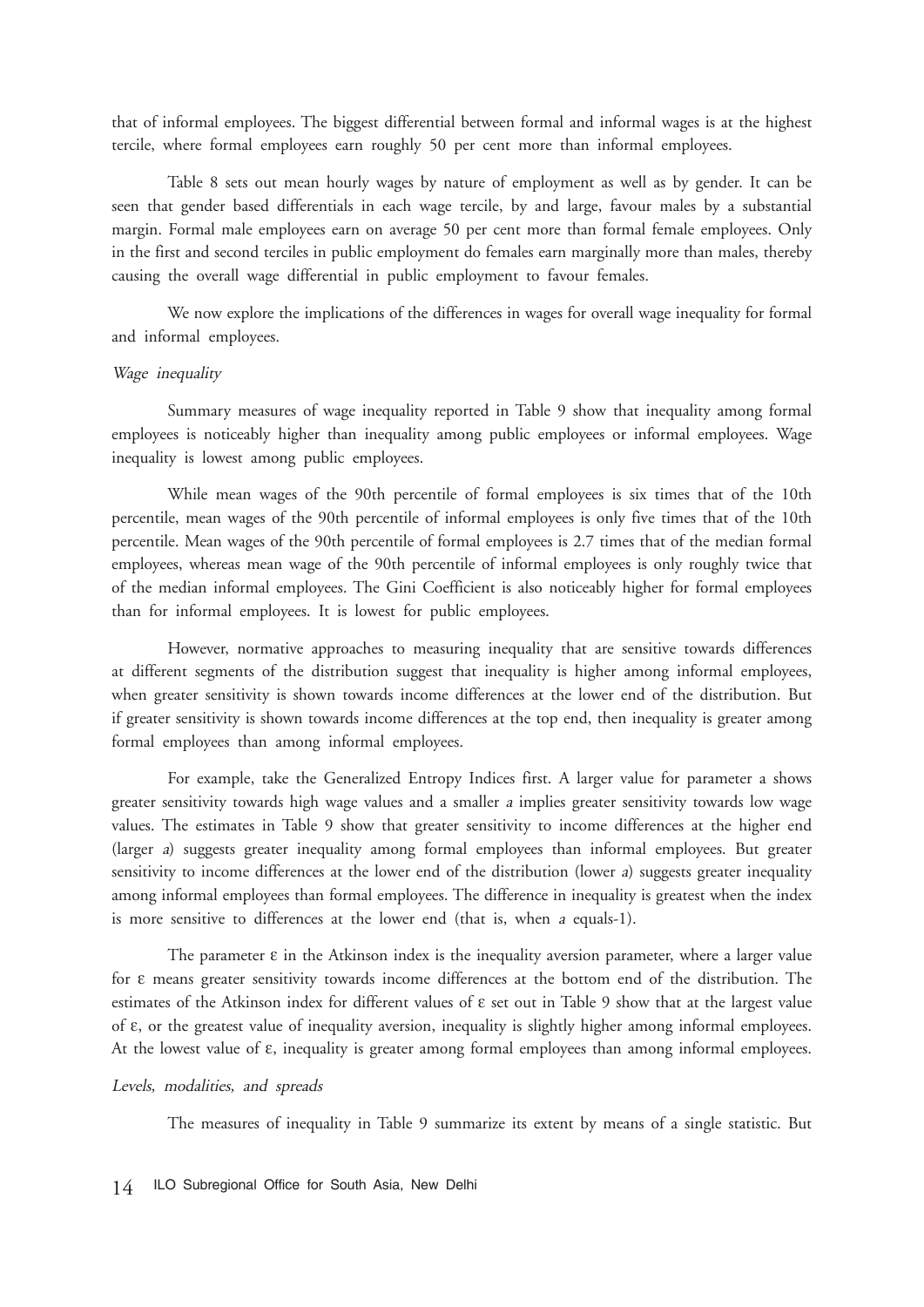that of informal employees. The biggest differential between formal and informal wages is at the highest tercile, where formal employees earn roughly 50 per cent more than informal employees.

Table 8 sets out mean hourly wages by nature of employment as well as by gender. It can be seen that gender based differentials in each wage tercile, by and large, favour males by a substantial margin. Formal male employees earn on average 50 per cent more than formal female employees. Only in the first and second terciles in public employment do females earn marginally more than males, thereby causing the overall wage differential in public employment to favour females.

We now explore the implications of the differences in wages for overall wage inequality for formal and informal employees.

*Wage inequality*

Summary measures of wage inequality reported in Table 9 show that inequality among formal employees is noticeably higher than inequality among public employees or informal employees. Wage inequality is lowest among public employees.

While mean wages of the 90th percentile of formal employees is six times that of the 10th percentile, mean wages of the 90th percentile of informal employees is only five times that of the 10th percentile. Mean wages of the 90th percentile of formal employees is 2.7 times that of the median formal employees, whereas mean wage of the 90th percentile of informal employees is only roughly twice that of the median informal employees. The Gini Coefficient is also noticeably higher for formal employees than for informal employees. It is lowest for public employees.

However, normative approaches to measuring inequality that are sensitive towards differences at different segments of the distribution suggest that inequality is higher among informal employees, when greater sensitivity is shown towards income differences at the lower end of the distribution. But if greater sensitivity is shown towards income differences at the top end, then inequality is greater among formal employees than among informal employees.

For example, take the Generalized Entropy Indices first. A larger value for parameter a shows greater sensitivity towards high wage values and a smaller *a* implies greater sensitivity towards low wage values. The estimates in Table 9 show that greater sensitivity to income differences at the higher end (larger *a*) suggests greater inequality among formal employees than informal employees. But greater sensitivity to income differences at the lower end of the distribution (lower *a*) suggests greater inequality among informal employees than formal employees. The difference in inequality is greatest when the index is more sensitive to differences at the lower end (that is, when *a* equals-1).

The parameter $\varepsilon$ in the Atkinson index is the inequality aversion parameter, where a larger value for $\varepsilon$ means greater sensitivity towards income differences at the bottom end of the distribution. The estimates of the Atkinson index for different values of $\varepsilon$ set out in Table 9 show that at the largest value of $\varepsilon$, or the greatest value of inequality aversion, inequality is slightly higher among informal employees. At the lowest value of $\varepsilon$, inequality is greater among formal employees than among informal employees.

*Levels, modalities, and spreads*

The measures of inequality in Table 9 summarize its extent by means of a single statistic. But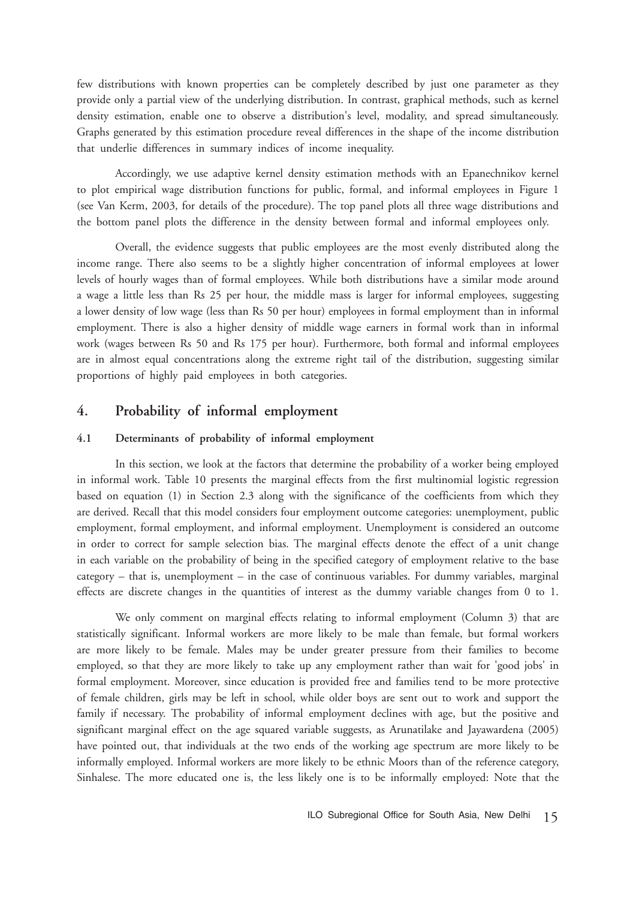few distributions with known properties can be completely described by just one parameter as they provide only a partial view of the underlying distribution. In contrast, graphical methods, such as kernel density estimation, enable one to observe a distribution's level, modality, and spread simultaneously. Graphs generated by this estimation procedure reveal differences in the shape of the income distribution that underlie differences in summary indices of income inequality.

Accordingly, we use adaptive kernel density estimation methods with an Epanechnikov kernel to plot empirical wage distribution functions for public, formal, and informal employees in Figure 1 (see Van Kerm, 2003, for details of the procedure). The top panel plots all three wage distributions and the bottom panel plots the difference in the density between formal and informal employees only.

Overall, the evidence suggests that public employees are the most evenly distributed along the income range. There also seems to be a slightly higher concentration of informal employees at lower levels of hourly wages than of formal employees. While both distributions have a similar mode around a wage a little less than Rs 25 per hour, the middle mass is larger for informal employees, suggesting a lower density of low wage (less than Rs 50 per hour) employees in formal employment than in informal employment. There is also a higher density of middle wage earners in formal work than in informal work (wages between Rs 50 and Rs 175 per hour). Furthermore, both formal and informal employees are in almost equal concentrations along the extreme right tail of the distribution, suggesting similar proportions of highly paid employees in both categories.

## 4. Probability of informal employment

### 4.1 Determinants of probability of informal employment

In this section, we look at the factors that determine the probability of a worker being employed in informal work. Table 10 presents the marginal effects from the first multinomial logistic regression based on equation (1) in Section 2.3 along with the significance of the coefficients from which they are derived. Recall that this model considers four employment outcome categories: unemployment, public employment, formal employment, and informal employment. Unemployment is considered an outcome in order to correct for sample selection bias. The marginal effects denote the effect of a unit change in each variable on the probability of being in the specified category of employment relative to the base category – that is, unemployment – in the case of continuous variables. For dummy variables, marginal effects are discrete changes in the quantities of interest as the dummy variable changes from 0 to 1.

We only comment on marginal effects relating to informal employment (Column 3) that are statistically significant. Informal workers are more likely to be male than female, but formal workers are more likely to be female. Males may be under greater pressure from their families to become employed, so that they are more likely to take up any employment rather than wait for 'good jobs' in formal employment. Moreover, since education is provided free and families tend to be more protective of female children, girls may be left in school, while older boys are sent out to work and support the family if necessary. The probability of informal employment declines with age, but the positive and significant marginal effect on the age squared variable suggests, as Arunatilake and Jayawardena (2005) have pointed out, that individuals at the two ends of the working age spectrum are more likely to be informally employed. Informal workers are more likely to be ethnic Moors than of the reference category, Sinhalese. The more educated one is, the less likely one is to be informally employed: Note that the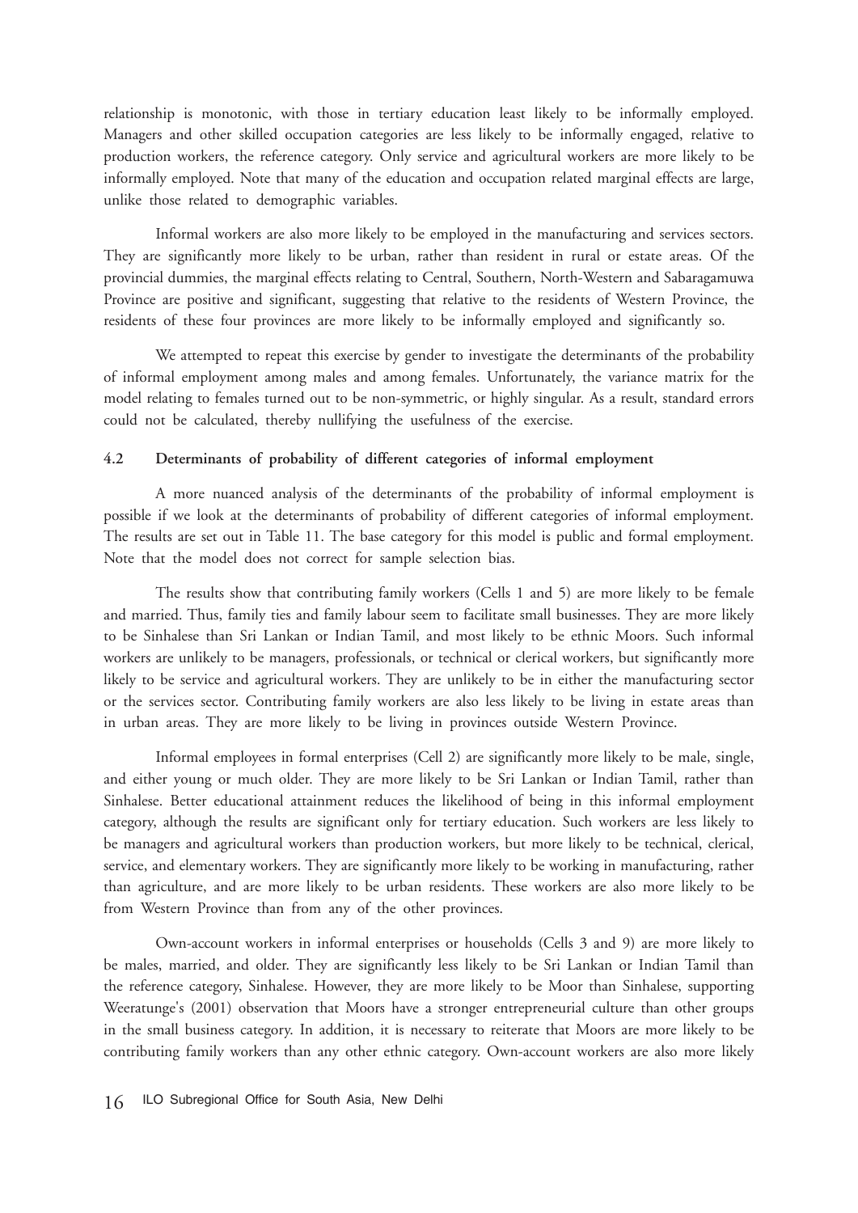relationship is monotonic, with those in tertiary education least likely to be informally employed. Managers and other skilled occupation categories are less likely to be informally engaged, relative to production workers, the reference category. Only service and agricultural workers are more likely to be informally employed. Note that many of the education and occupation related marginal effects are large, unlike those related to demographic variables.

Informal workers are also more likely to be employed in the manufacturing and services sectors. They are significantly more likely to be urban, rather than resident in rural or estate areas. Of the provincial dummies, the marginal effects relating to Central, Southern, North-Western and Sabaragamuwa Province are positive and significant, suggesting that relative to the residents of Western Province, the residents of these four provinces are more likely to be informally employed and significantly so.

We attempted to repeat this exercise by gender to investigate the determinants of the probability of informal employment among males and among females. Unfortunately, the variance matrix for the model relating to females turned out to be non-symmetric, or highly singular. As a result, standard errors could not be calculated, thereby nullifying the usefulness of the exercise.

### 4.2 Determinants of probability of different categories of informal employment

A more nuanced analysis of the determinants of the probability of informal employment is possible if we look at the determinants of probability of different categories of informal employment. The results are set out in Table 11. The base category for this model is public and formal employment. Note that the model does not correct for sample selection bias.

The results show that contributing family workers (Cells 1 and 5) are more likely to be female and married. Thus, family ties and family labour seem to facilitate small businesses. They are more likely to be Sinhalese than Sri Lankan or Indian Tamil, and most likely to be ethnic Moors. Such informal workers are unlikely to be managers, professionals, or technical or clerical workers, but significantly more likely to be service and agricultural workers. They are unlikely to be in either the manufacturing sector or the services sector. Contributing family workers are also less likely to be living in estate areas than in urban areas. They are more likely to be living in provinces outside Western Province.

Informal employees in formal enterprises (Cell 2) are significantly more likely to be male, single, and either young or much older. They are more likely to be Sri Lankan or Indian Tamil, rather than Sinhalese. Better educational attainment reduces the likelihood of being in this informal employment category, although the results are significant only for tertiary education. Such workers are less likely to be managers and agricultural workers than production workers, but more likely to be technical, clerical, service, and elementary workers. They are significantly more likely to be working in manufacturing, rather than agriculture, and are more likely to be urban residents. These workers are also more likely to be from Western Province than from any of the other provinces.

Own-account workers in informal enterprises or households (Cells 3 and 9) are more likely to be males, married, and older. They are significantly less likely to be Sri Lankan or Indian Tamil than the reference category, Sinhalese. However, they are more likely to be Moor than Sinhalese, supporting Weeratunge's (2001) observation that Moors have a stronger entrepreneurial culture than other groups in the small business category. In addition, it is necessary to reiterate that Moors are more likely to be contributing family workers than any other ethnic category. Own-account workers are also more likely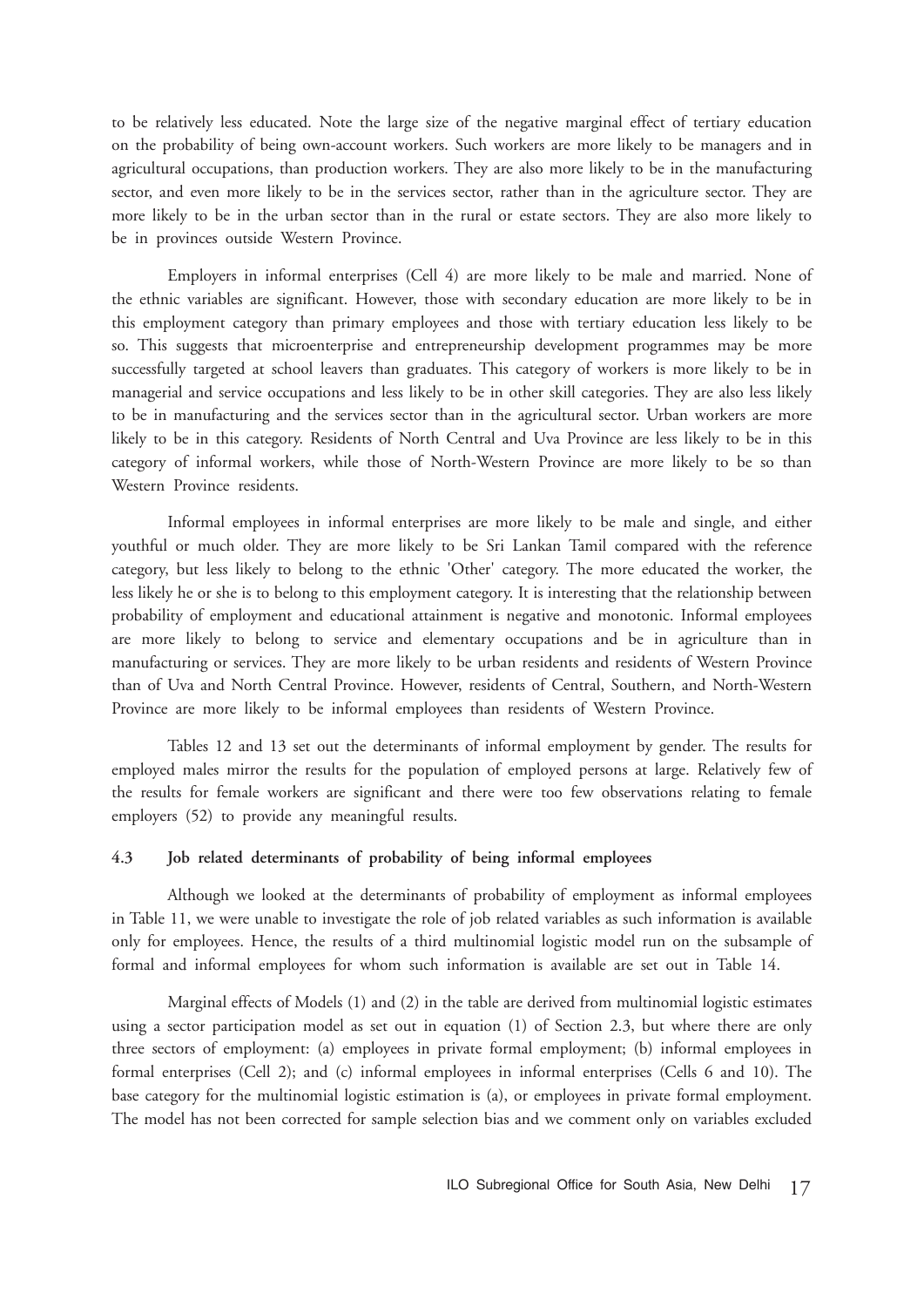to be relatively less educated. Note the large size of the negative marginal effect of tertiary education on the probability of being own-account workers. Such workers are more likely to be managers and in agricultural occupations, than production workers. They are also more likely to be in the manufacturing sector, and even more likely to be in the services sector, rather than in the agriculture sector. They are more likely to be in the urban sector than in the rural or estate sectors. They are also more likely to be in provinces outside Western Province.

Employers in informal enterprises (Cell 4) are more likely to be male and married. None of the ethnic variables are significant. However, those with secondary education are more likely to be in this employment category than primary employees and those with tertiary education less likely to be so. This suggests that microenterprise and entrepreneurship development programmes may be more successfully targeted at school leavers than graduates. This category of workers is more likely to be in managerial and service occupations and less likely to be in other skill categories. They are also less likely to be in manufacturing and the services sector than in the agricultural sector. Urban workers are more likely to be in this category. Residents of North Central and Uva Province are less likely to be in this category of informal workers, while those of North-Western Province are more likely to be so than Western Province residents.

Informal employees in informal enterprises are more likely to be male and single, and either youthful or much older. They are more likely to be Sri Lankan Tamil compared with the reference category, but less likely to belong to the ethnic 'Other' category. The more educated the worker, the less likely he or she is to belong to this employment category. It is interesting that the relationship between probability of employment and educational attainment is negative and monotonic. Informal employees are more likely to belong to service and elementary occupations and be in agriculture than in manufacturing or services. They are more likely to be urban residents and residents of Western Province than of Uva and North Central Province. However, residents of Central, Southern, and North-Western Province are more likely to be informal employees than residents of Western Province.

Tables 12 and 13 set out the determinants of informal employment by gender. The results for employed males mirror the results for the population of employed persons at large. Relatively few of the results for female workers are significant and there were too few observations relating to female employers (52) to provide any meaningful results.

### 4.3 Job related determinants of probability of being informal employees

Although we looked at the determinants of probability of employment as informal employees in Table 11, we were unable to investigate the role of job related variables as such information is available only for employees. Hence, the results of a third multinomial logistic model run on the subsample of formal and informal employees for whom such information is available are set out in Table 14.

Marginal effects of Models (1) and (2) in the table are derived from multinomial logistic estimates using a sector participation model as set out in equation (1) of Section 2.3, but where there are only three sectors of employment: (a) employees in private formal employment; (b) informal employees in formal enterprises (Cell 2); and (c) informal employees in informal enterprises (Cells 6 and 10). The base category for the multinomial logistic estimation is (a), or employees in private formal employment. The model has not been corrected for sample selection bias and we comment only on variables excluded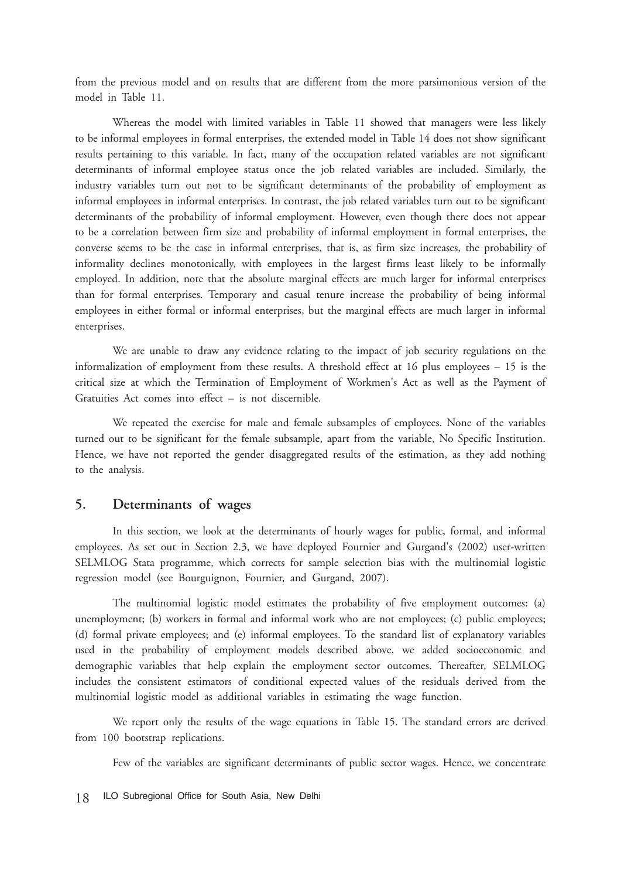from the previous model and on results that are different from the more parsimonious version of the model in Table 11.

Whereas the model with limited variables in Table 11 showed that managers were less likely to be informal employees in formal enterprises, the extended model in Table 14 does not show significant results pertaining to this variable. In fact, many of the occupation related variables are not significant determinants of informal employee status once the job related variables are included. Similarly, the industry variables turn out not to be significant determinants of the probability of employment as informal employees in informal enterprises. In contrast, the job related variables turn out to be significant determinants of the probability of informal employment. However, even though there does not appear to be a correlation between firm size and probability of informal employment in formal enterprises, the converse seems to be the case in informal enterprises, that is, as firm size increases, the probability of informality declines monotonically, with employees in the largest firms least likely to be informally employed. In addition, note that the absolute marginal effects are much larger for informal enterprises than for formal enterprises. Temporary and casual tenure increase the probability of being informal employees in either formal or informal enterprises, but the marginal effects are much larger in informal enterprises.

We are unable to draw any evidence relating to the impact of job security regulations on the informalization of employment from these results. A threshold effect at 16 plus employees – 15 is the critical size at which the Termination of Employment of Workmen's Act as well as the Payment of Gratuities Act comes into effect – is not discernible.

We repeated the exercise for male and female subsamples of employees. None of the variables turned out to be significant for the female subsample, apart from the variable, No Specific Institution. Hence, we have not reported the gender disaggregated results of the estimation, as they add nothing to the analysis.

## 5. Determinants of wages

In this section, we look at the determinants of hourly wages for public, formal, and informal employees. As set out in Section 2.3, we have deployed Fournier and Gurgand's (2002) user-written SELMLOG Stata programme, which corrects for sample selection bias with the multinomial logistic regression model (see Bourguignon, Fournier, and Gurgand, 2007).

The multinomial logistic model estimates the probability of five employment outcomes: (a) unemployment; (b) workers in formal and informal work who are not employees; (c) public employees; (d) formal private employees; and (e) informal employees. To the standard list of explanatory variables used in the probability of employment models described above, we added socioeconomic and demographic variables that help explain the employment sector outcomes. Thereafter, SELMLOG includes the consistent estimators of conditional expected values of the residuals derived from the multinomial logistic model as additional variables in estimating the wage function.

We report only the results of the wage equations in Table 15. The standard errors are derived from 100 bootstrap replications.

Few of the variables are significant determinants of public sector wages. Hence, we concentrate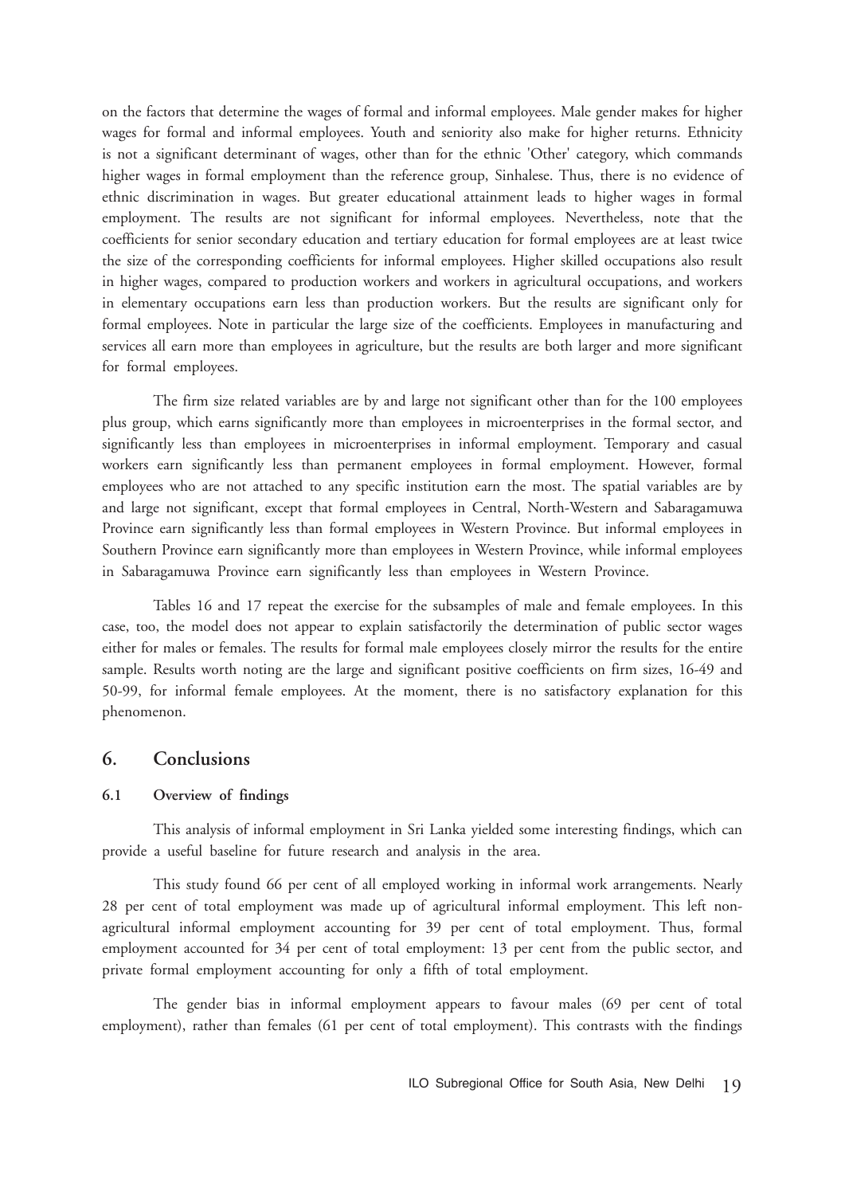on the factors that determine the wages of formal and informal employees. Male gender makes for higher wages for formal and informal employees. Youth and seniority also make for higher returns. Ethnicity is not a significant determinant of wages, other than for the ethnic 'Other' category, which commands higher wages in formal employment than the reference group, Sinhalese. Thus, there is no evidence of ethnic discrimination in wages. But greater educational attainment leads to higher wages in formal employment. The results are not significant for informal employees. Nevertheless, note that the coefficients for senior secondary education and tertiary education for formal employees are at least twice the size of the corresponding coefficients for informal employees. Higher skilled occupations also result in higher wages, compared to production workers and workers in agricultural occupations, and workers in elementary occupations earn less than production workers. But the results are significant only for formal employees. Note in particular the large size of the coefficients. Employees in manufacturing and services all earn more than employees in agriculture, but the results are both larger and more significant for formal employees.

The firm size related variables are by and large not significant other than for the 100 employees plus group, which earns significantly more than employees in microenterprises in the formal sector, and significantly less than employees in microenterprises in informal employment. Temporary and casual workers earn significantly less than permanent employees in formal employment. However, formal employees who are not attached to any specific institution earn the most. The spatial variables are by and large not significant, except that formal employees in Central, North-Western and Sabaragamuwa Province earn significantly less than formal employees in Western Province. But informal employees in Southern Province earn significantly more than employees in Western Province, while informal employees in Sabaragamuwa Province earn significantly less than employees in Western Province.

Tables 16 and 17 repeat the exercise for the subsamples of male and female employees. In this case, too, the model does not appear to explain satisfactorily the determination of public sector wages either for males or females. The results for formal male employees closely mirror the results for the entire sample. Results worth noting are the large and significant positive coefficients on firm sizes, 16-49 and 50-99, for informal female employees. At the moment, there is no satisfactory explanation for this phenomenon.

## 6. Conclusions

### 6.1 Overview of findings

This analysis of informal employment in Sri Lanka yielded some interesting findings, which can provide a useful baseline for future research and analysis in the area.

This study found 66 per cent of all employed working in informal work arrangements. Nearly 28 per cent of total employment was made up of agricultural informal employment. This left non-agricultural informal employment accounting for 39 per cent of total employment. Thus, formal employment accounted for 34 per cent of total employment: 13 per cent from the public sector, and private formal employment accounting for only a fifth of total employment.

The gender bias in informal employment appears to favour males (69 per cent of total employment), rather than females (61 per cent of total employment). This contrasts with the findings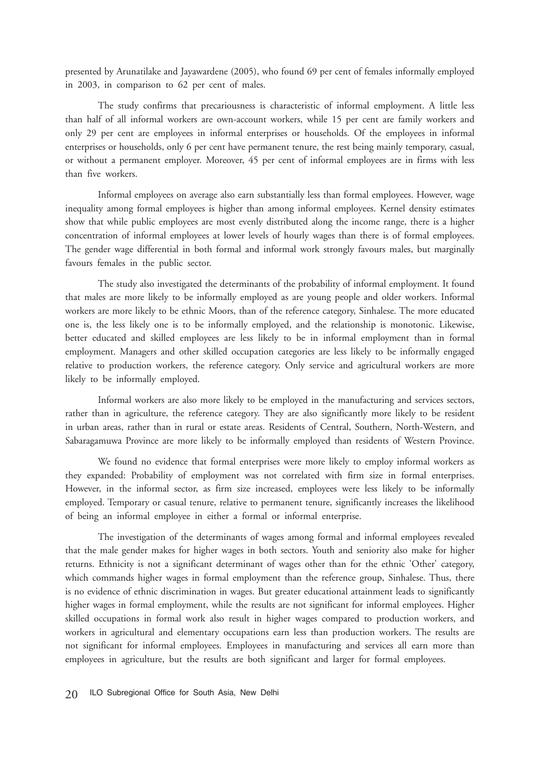presented by Arunatilake and Jayawardene (2005), who found 69 per cent of females informally employed in 2003, in comparison to 62 per cent of males.

The study confirms that precariousness is characteristic of informal employment. A little less than half of all informal workers are own-account workers, while 15 per cent are family workers and only 29 per cent are employees in informal enterprises or households. Of the employees in informal enterprises or households, only 6 per cent have permanent tenure, the rest being mainly temporary, casual, or without a permanent employer. Moreover, 45 per cent of informal employees are in firms with less than five workers.

Informal employees on average also earn substantially less than formal employees. However, wage inequality among formal employees is higher than among informal employees. Kernel density estimates show that while public employees are most evenly distributed along the income range, there is a higher concentration of informal employees at lower levels of hourly wages than there is of formal employees. The gender wage differential in both formal and informal work strongly favours males, but marginally favours females in the public sector.

The study also investigated the determinants of the probability of informal employment. It found that males are more likely to be informally employed as are young people and older workers. Informal workers are more likely to be ethnic Moors, than of the reference category, Sinhalese. The more educated one is, the less likely one is to be informally employed, and the relationship is monotonic. Likewise, better educated and skilled employees are less likely to be in informal employment than in formal employment. Managers and other skilled occupation categories are less likely to be informally engaged relative to production workers, the reference category. Only service and agricultural workers are more likely to be informally employed.

Informal workers are also more likely to be employed in the manufacturing and services sectors, rather than in agriculture, the reference category. They are also significantly more likely to be resident in urban areas, rather than in rural or estate areas. Residents of Central, Southern, North-Western, and Sabaragamuwa Province are more likely to be informally employed than residents of Western Province.

We found no evidence that formal enterprises were more likely to employ informal workers as they expanded: Probability of employment was not correlated with firm size in formal enterprises. However, in the informal sector, as firm size increased, employees were less likely to be informally employed. Temporary or casual tenure, relative to permanent tenure, significantly increases the likelihood of being an informal employee in either a formal or informal enterprise.

The investigation of the determinants of wages among formal and informal employees revealed that the male gender makes for higher wages in both sectors. Youth and seniority also make for higher returns. Ethnicity is not a significant determinant of wages other than for the ethnic 'Other' category, which commands higher wages in formal employment than the reference group, Sinhalese. Thus, there is no evidence of ethnic discrimination in wages. But greater educational attainment leads to significantly higher wages in formal employment, while the results are not significant for informal employees. Higher skilled occupations in formal work also result in higher wages compared to production workers, and workers in agricultural and elementary occupations earn less than production workers. The results are not significant for informal employees. Employees in manufacturing and services all earn more than employees in agriculture, but the results are both significant and larger for formal employees.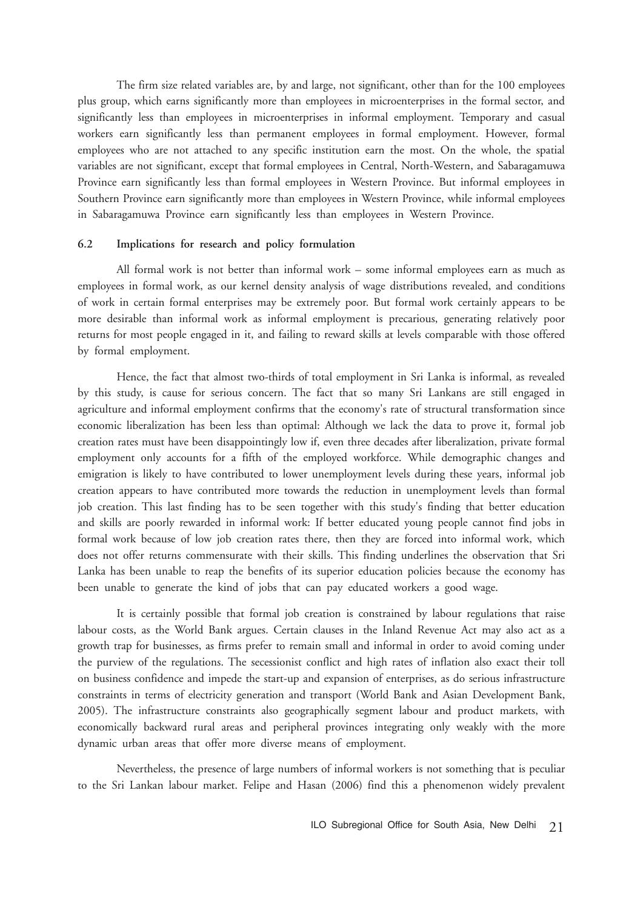The firm size related variables are, by and large, not significant, other than for the 100 employees plus group, which earns significantly more than employees in microenterprises in the formal sector, and significantly less than employees in microenterprises in informal employment. Temporary and casual workers earn significantly less than permanent employees in formal employment. However, formal employees who are not attached to any specific institution earn the most. On the whole, the spatial variables are not significant, except that formal employees in Central, North-Western, and Sabaragamuwa Province earn significantly less than formal employees in Western Province. But informal employees in Southern Province earn significantly more than employees in Western Province, while informal employees in Sabaragamuwa Province earn significantly less than employees in Western Province.

### 6.2 Implications for research and policy formulation

All formal work is not better than informal work – some informal employees earn as much as employees in formal work, as our kernel density analysis of wage distributions revealed, and conditions of work in certain formal enterprises may be extremely poor. But formal work certainly appears to be more desirable than informal work as informal employment is precarious, generating relatively poor returns for most people engaged in it, and failing to reward skills at levels comparable with those offered by formal employment.

Hence, the fact that almost two-thirds of total employment in Sri Lanka is informal, as revealed by this study, is cause for serious concern. The fact that so many Sri Lankans are still engaged in agriculture and informal employment confirms that the economy's rate of structural transformation since economic liberalization has been less than optimal: Although we lack the data to prove it, formal job creation rates must have been disappointingly low if, even three decades after liberalization, private formal employment only accounts for a fifth of the employed workforce. While demographic changes and emigration is likely to have contributed to lower unemployment levels during these years, informal job creation appears to have contributed more towards the reduction in unemployment levels than formal job creation. This last finding has to be seen together with this study's finding that better education and skills are poorly rewarded in informal work: If better educated young people cannot find jobs in formal work because of low job creation rates there, then they are forced into informal work, which does not offer returns commensurate with their skills. This finding underlines the observation that Sri Lanka has been unable to reap the benefits of its superior education policies because the economy has been unable to generate the kind of jobs that can pay educated workers a good wage.

It is certainly possible that formal job creation is constrained by labour regulations that raise labour costs, as the World Bank argues. Certain clauses in the Inland Revenue Act may also act as a growth trap for businesses, as firms prefer to remain small and informal in order to avoid coming under the purview of the regulations. The secessionist conflict and high rates of inflation also exact their toll on business confidence and impede the start-up and expansion of enterprises, as do serious infrastructure constraints in terms of electricity generation and transport (World Bank and Asian Development Bank, 2005). The infrastructure constraints also geographically segment labour and product markets, with economically backward rural areas and peripheral provinces integrating only weakly with the more dynamic urban areas that offer more diverse means of employment.

Nevertheless, the presence of large numbers of informal workers is not something that is peculiar to the Sri Lankan labour market. Felipe and Hasan (2006) find this a phenomenon widely prevalent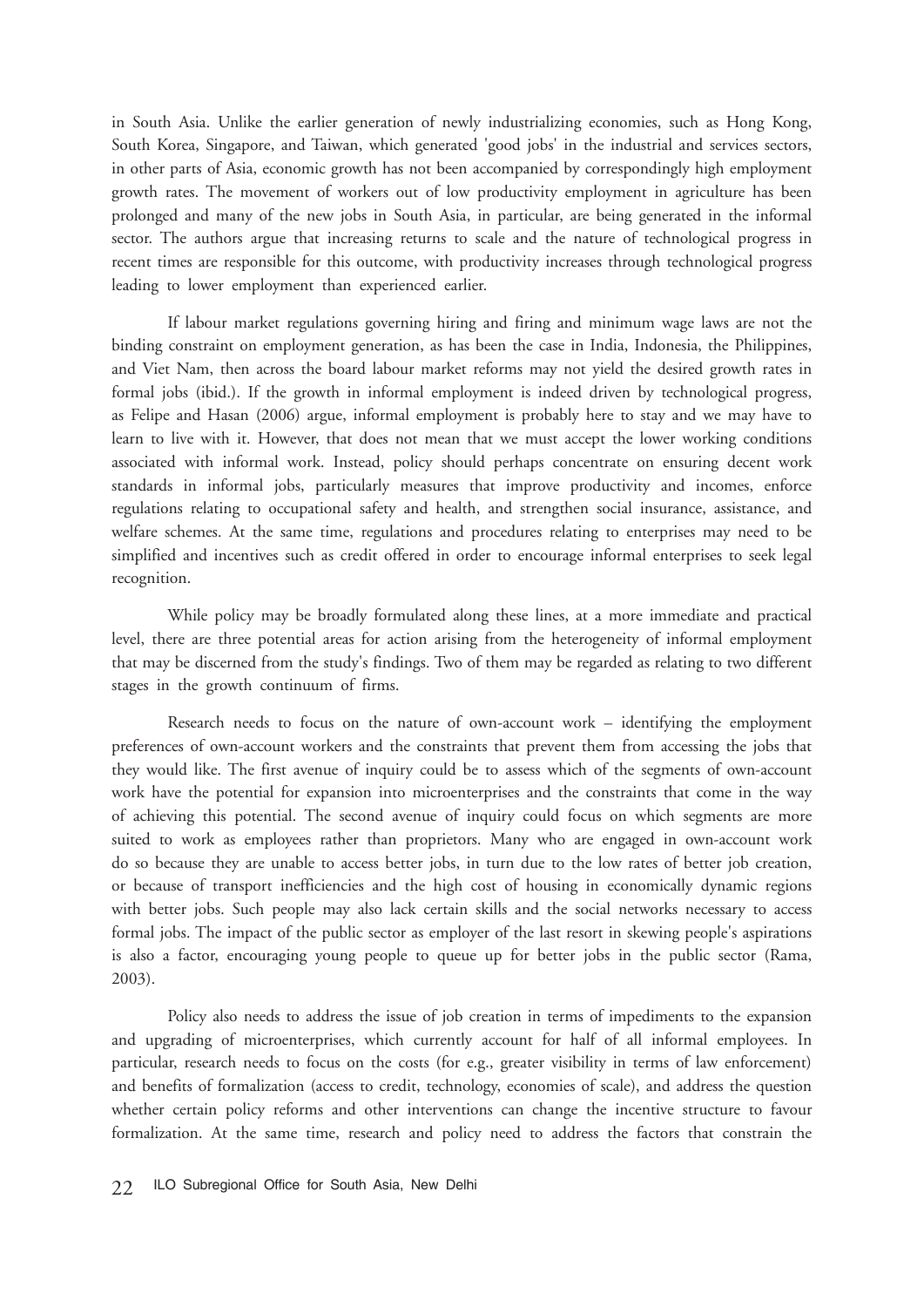in South Asia. Unlike the earlier generation of newly industrializing economies, such as Hong Kong, South Korea, Singapore, and Taiwan, which generated 'good jobs' in the industrial and services sectors, in other parts of Asia, economic growth has not been accompanied by correspondingly high employment growth rates. The movement of workers out of low productivity employment in agriculture has been prolonged and many of the new jobs in South Asia, in particular, are being generated in the informal sector. The authors argue that increasing returns to scale and the nature of technological progress in recent times are responsible for this outcome, with productivity increases through technological progress leading to lower employment than experienced earlier.

If labour market regulations governing hiring and firing and minimum wage laws are not the binding constraint on employment generation, as has been the case in India, Indonesia, the Philippines, and Viet Nam, then across the board labour market reforms may not yield the desired growth rates in formal jobs (ibid.). If the growth in informal employment is indeed driven by technological progress, as Felipe and Hasan (2006) argue, informal employment is probably here to stay and we may have to learn to live with it. However, that does not mean that we must accept the lower working conditions associated with informal work. Instead, policy should perhaps concentrate on ensuring decent work standards in informal jobs, particularly measures that improve productivity and incomes, enforce regulations relating to occupational safety and health, and strengthen social insurance, assistance, and welfare schemes. At the same time, regulations and procedures relating to enterprises may need to be simplified and incentives such as credit offered in order to encourage informal enterprises to seek legal recognition.

While policy may be broadly formulated along these lines, at a more immediate and practical level, there are three potential areas for action arising from the heterogeneity of informal employment that may be discerned from the study's findings. Two of them may be regarded as relating to two different stages in the growth continuum of firms.

Research needs to focus on the nature of own-account work – identifying the employment preferences of own-account workers and the constraints that prevent them from accessing the jobs that they would like. The first avenue of inquiry could be to assess which of the segments of own-account work have the potential for expansion into microenterprises and the constraints that come in the way of achieving this potential. The second avenue of inquiry could focus on which segments are more suited to work as employees rather than proprietors. Many who are engaged in own-account work do so because they are unable to access better jobs, in turn due to the low rates of better job creation, or because of transport inefficiencies and the high cost of housing in economically dynamic regions with better jobs. Such people may also lack certain skills and the social networks necessary to access formal jobs. The impact of the public sector as employer of the last resort in skewing people's aspirations is also a factor, encouraging young people to queue up for better jobs in the public sector (Rama, 2003).

Policy also needs to address the issue of job creation in terms of impediments to the expansion and upgrading of microenterprises, which currently account for half of all informal employees. In particular, research needs to focus on the costs (for e.g., greater visibility in terms of law enforcement) and benefits of formalization (access to credit, technology, economies of scale), and address the question whether certain policy reforms and other interventions can change the incentive structure to favour formalization. At the same time, research and policy need to address the factors that constrain the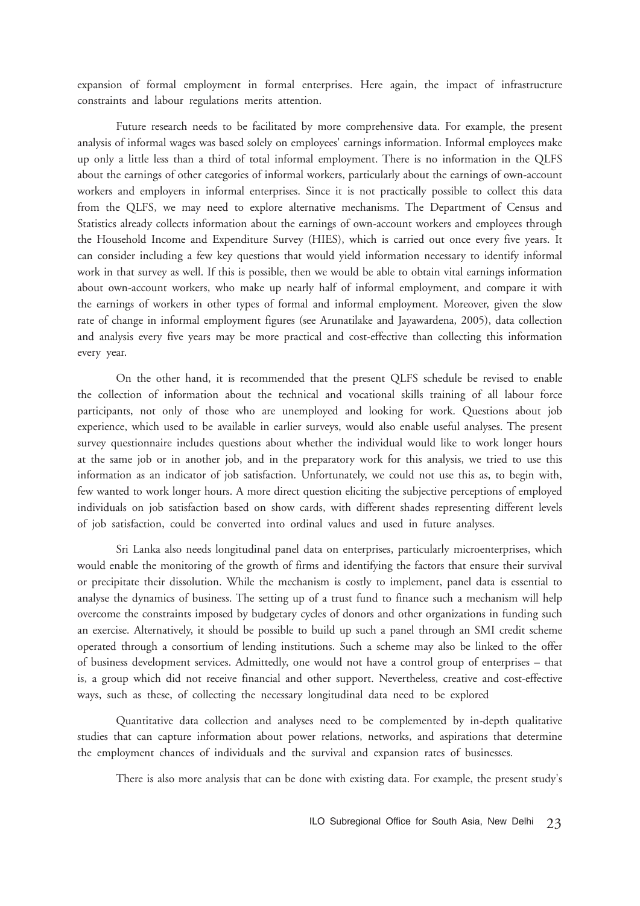expansion of formal employment in formal enterprises. Here again, the impact of infrastructure constraints and labour regulations merits attention.

Future research needs to be facilitated by more comprehensive data. For example, the present analysis of informal wages was based solely on employees' earnings information. Informal employees make up only a little less than a third of total informal employment. There is no information in the QLFS about the earnings of other categories of informal workers, particularly about the earnings of own-account workers and employers in informal enterprises. Since it is not practically possible to collect this data from the QLFS, we may need to explore alternative mechanisms. The Department of Census and Statistics already collects information about the earnings of own-account workers and employees through the Household Income and Expenditure Survey (HIES), which is carried out once every five years. It can consider including a few key questions that would yield information necessary to identify informal work in that survey as well. If this is possible, then we would be able to obtain vital earnings information about own-account workers, who make up nearly half of informal employment, and compare it with the earnings of workers in other types of formal and informal employment. Moreover, given the slow rate of change in informal employment figures (see Arunatilake and Jayawardena, 2005), data collection and analysis every five years may be more practical and cost-effective than collecting this information every year.

On the other hand, it is recommended that the present QLFS schedule be revised to enable the collection of information about the technical and vocational skills training of all labour force participants, not only of those who are unemployed and looking for work. Questions about job experience, which used to be available in earlier surveys, would also enable useful analyses. The present survey questionnaire includes questions about whether the individual would like to work longer hours at the same job or in another job, and in the preparatory work for this analysis, we tried to use this information as an indicator of job satisfaction. Unfortunately, we could not use this as, to begin with, few wanted to work longer hours. A more direct question eliciting the subjective perceptions of employed individuals on job satisfaction based on show cards, with different shades representing different levels of job satisfaction, could be converted into ordinal values and used in future analyses.

Sri Lanka also needs longitudinal panel data on enterprises, particularly microenterprises, which would enable the monitoring of the growth of firms and identifying the factors that ensure their survival or precipitate their dissolution. While the mechanism is costly to implement, panel data is essential to analyse the dynamics of business. The setting up of a trust fund to finance such a mechanism will help overcome the constraints imposed by budgetary cycles of donors and other organizations in funding such an exercise. Alternatively, it should be possible to build up such a panel through an SMI credit scheme operated through a consortium of lending institutions. Such a scheme may also be linked to the offer of business development services. Admittedly, one would not have a control group of enterprises – that is, a group which did not receive financial and other support. Nevertheless, creative and cost-effective ways, such as these, of collecting the necessary longitudinal data need to be explored

Quantitative data collection and analyses need to be complemented by in-depth qualitative studies that can capture information about power relations, networks, and aspirations that determine the employment chances of individuals and the survival and expansion rates of businesses.

There is also more analysis that can be done with existing data. For example, the present study's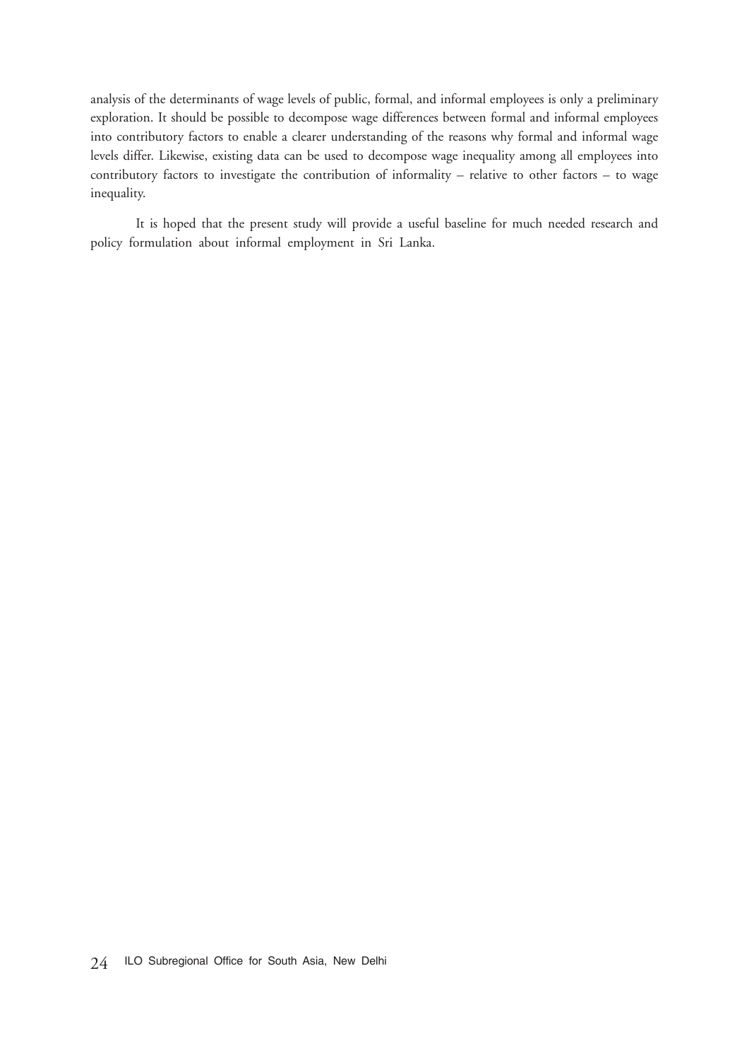analysis of the determinants of wage levels of public, formal, and informal employees is only a preliminary exploration. It should be possible to decompose wage differences between formal and informal employees into contributory factors to enable a clearer understanding of the reasons why formal and informal wage levels differ. Likewise, existing data can be used to decompose wage inequality among all employees into contributory factors to investigate the contribution of informality – relative to other factors – to wage inequality.

It is hoped that the present study will provide a useful baseline for much needed research and policy formulation about informal employment in Sri Lanka.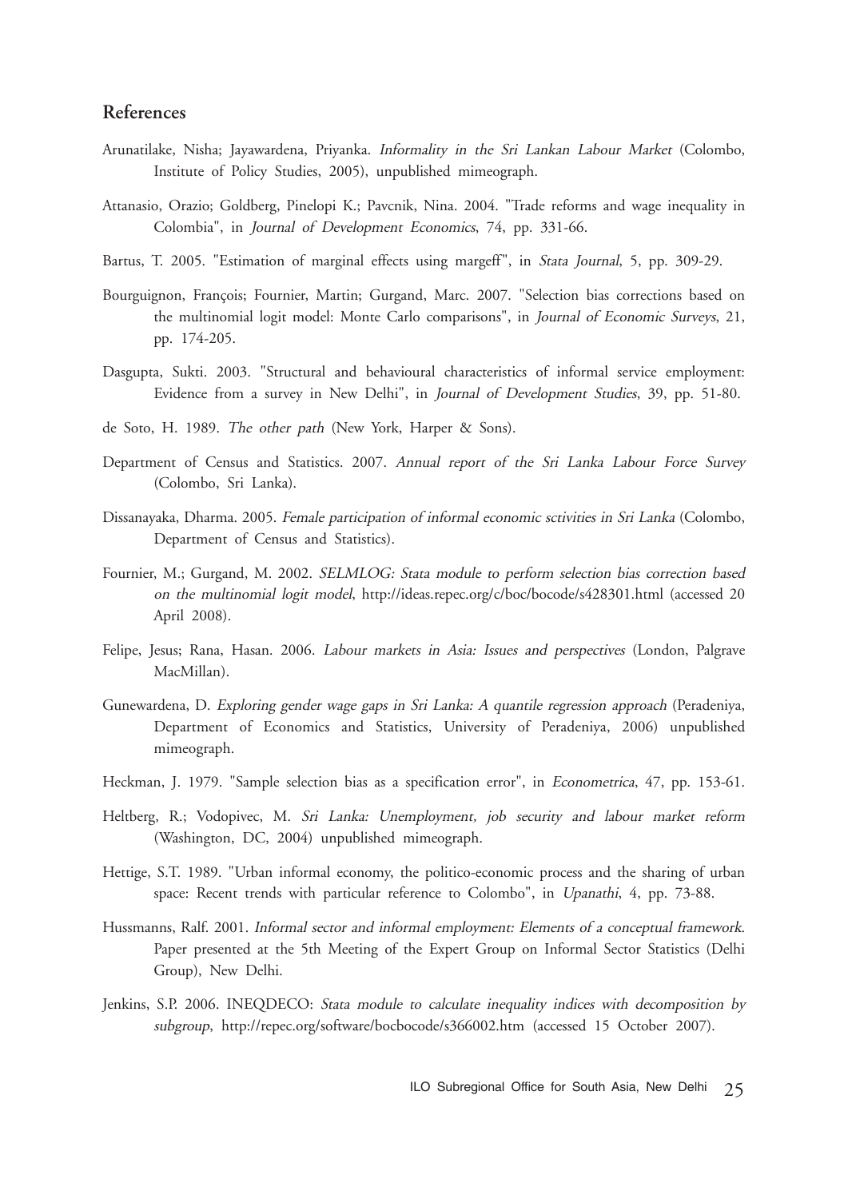## References

Arunatilake, Nisha; Jayawardena, Priyanka. *Informality in the Sri Lankan Labour Market* (Colombo, Institute of Policy Studies, 2005), unpublished mimeograph.

Attanasio, Orazio; Goldberg, Pinelopi K.; Pavcnik, Nina. 2004. "Trade reforms and wage inequality in Colombia", in *Journal of Development Economics*, 74, pp. 331-66.

Bartus, T. 2005. "Estimation of marginal effects using margeff", in *Stata Journal*, 5, pp. 309-29.

Bourguignon, François; Fournier, Martin; Gurgand, Marc. 2007. "Selection bias corrections based on the multinomial logit model: Monte Carlo comparisons", in *Journal of Economic Surveys*, 21, pp. 174-205.

Dasgupta, Sukti. 2003. "Structural and behavioural characteristics of informal service employment: Evidence from a survey in New Delhi", in *Journal of Development Studies*, 39, pp. 51-80.

de Soto, H. 1989. *The other path* (New York, Harper & Sons).

Department of Census and Statistics. 2007. *Annual report of the Sri Lanka Labour Force Survey* (Colombo, Sri Lanka).

Dissanayaka, Dharma. 2005. *Female participation of informal economic sctivities in Sri Lanka* (Colombo, Department of Census and Statistics).

Fournier, M.; Gurgand, M. 2002. *SELMLOG: Stata module to perform selection bias correction based on the multinomial logit model*, http://ideas.repec.org/c/boc/bocode/s428301.html (accessed 20 April 2008).

Felipe, Jesus; Rana, Hasan. 2006. *Labour markets in Asia: Issues and perspectives* (London, Palgrave MacMillan).

Gunewardena, D. *Exploring gender wage gaps in Sri Lanka: A quantile regression approach* (Peradeniya, Department of Economics and Statistics, University of Peradeniya, 2006) unpublished mimeograph.

Heckman, J. 1979. "Sample selection bias as a specification error", in *Econometrica*, 47, pp. 153-61.

Heltberg, R.; Vodopivec, M. *Sri Lanka: Unemployment, job security and labour market reform* (Washington, DC, 2004) unpublished mimeograph.

Hettige, S.T. 1989. "Urban informal economy, the politico-economic process and the sharing of urban space: Recent trends with particular reference to Colombo", in *Upanathi*, 4, pp. 73-88.

Hussmanns, Ralf. 2001. *Informal sector and informal employment: Elements of a conceptual framework*. Paper presented at the 5th Meeting of the Expert Group on Informal Sector Statistics (Delhi Group), New Delhi.

Jenkins, S.P. 2006. INEQDECO: *Stata module to calculate inequality indices with decomposition by subgroup*, http://repec.org/software/bocbocode/s366002.htm (accessed 15 October 2007).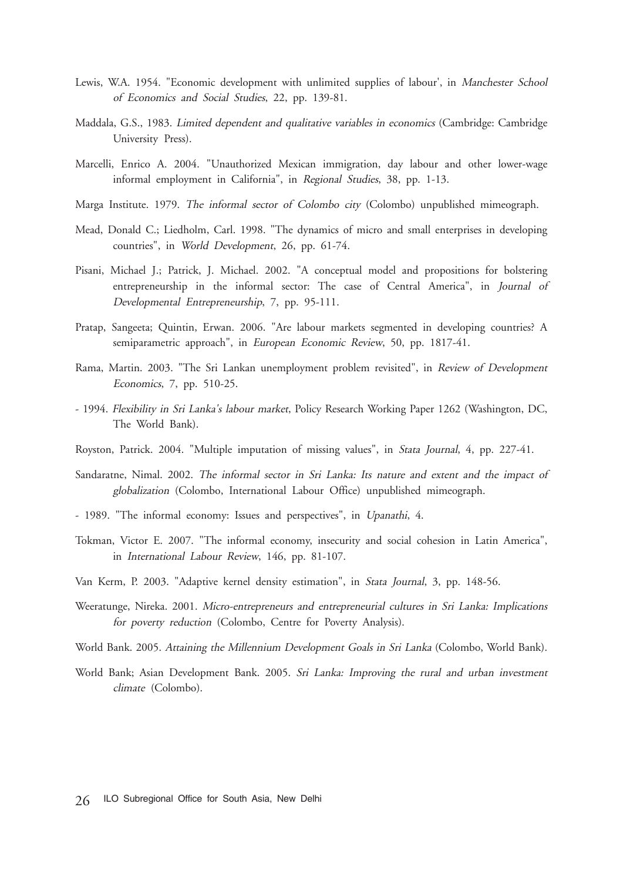Lewis, W.A. 1954. "Economic development with unlimited supplies of labour', in *Manchester School of Economics and Social Studies*, 22, pp. 139-81.

Maddala, G.S., 1983. *Limited dependent and qualitative variables in economics* (Cambridge: Cambridge University Press).

Marcelli, Enrico A. 2004. "Unauthorized Mexican immigration, day labour and other lower-wage informal employment in California", in *Regional Studies*, 38, pp. 1-13.

Marga Institute. 1979. *The informal sector of Colombo city* (Colombo) unpublished mimeograph.

Mead, Donald C.; Liedholm, Carl. 1998. "The dynamics of micro and small enterprises in developing countries", in *World Development*, 26, pp. 61-74.

Pisani, Michael J.; Patrick, J. Michael. 2002. "A conceptual model and propositions for bolstering entrepreneurship in the informal sector: The case of Central America", in *Journal of Developmental Entrepreneurship*, 7, pp. 95-111.

Pratap, Sangeeta; Quintin, Erwan. 2006. "Are labour markets segmented in developing countries? A semiparametric approach", in *European Economic Review*, 50, pp. 1817-41.

Rama, Martin. 2003. "The Sri Lankan unemployment problem revisited", in *Review of Development Economics*, 7, pp. 510-25.

- 1994. *Flexibility in Sri Lanka's labour market*, Policy Research Working Paper 1262 (Washington, DC, The World Bank).

Royston, Patrick. 2004. "Multiple imputation of missing values", in *Stata Journal*, 4, pp. 227-41.

Sandaratne, Nimal. 2002. *The informal sector in Sri Lanka: Its nature and extent and the impact of globalization* (Colombo, International Labour Office) unpublished mimeograph.

- 1989. "The informal economy: Issues and perspectives", in *Upanathi*, 4.

Tokman, Victor E. 2007. "The informal economy, insecurity and social cohesion in Latin America", in *International Labour Review*, 146, pp. 81-107.

Van Kerm, P. 2003. "Adaptive kernel density estimation", in *Stata Journal*, 3, pp. 148-56.

Weeratunge, Nireka. 2001. *Micro-entrepreneurs and entrepreneurial cultures in Sri Lanka: Implications for poverty reduction* (Colombo, Centre for Poverty Analysis).

World Bank. 2005. *Attaining the Millennium Development Goals in Sri Lanka* (Colombo, World Bank).

World Bank; Asian Development Bank. 2005. *Sri Lanka: Improving the rural and urban investment climate* (Colombo).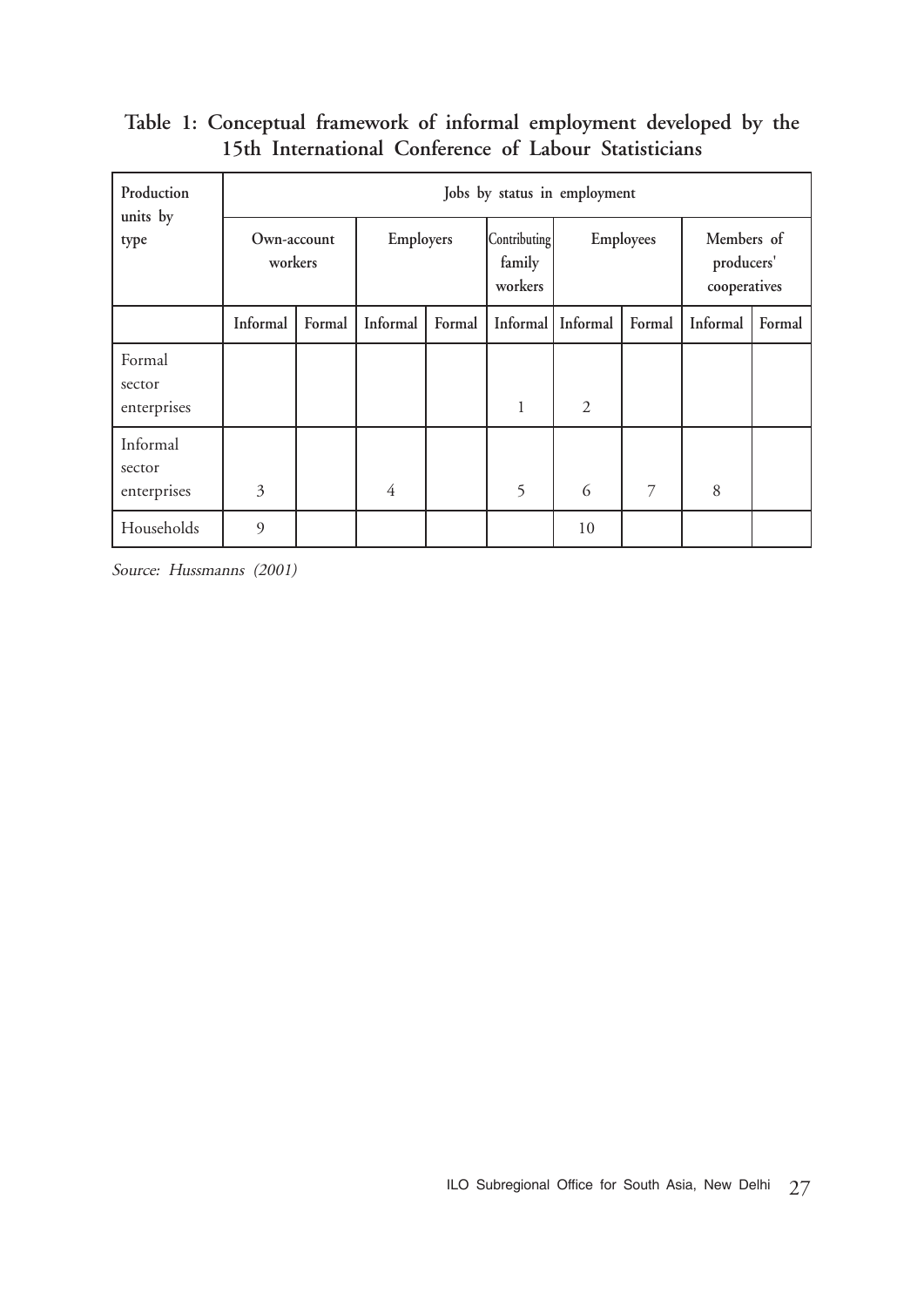**Table 1: Conceptual framework of informal employment developed by the 15th International Conference of Labour Statisticians**

| Production units by type | Jobs by status in employment | | | | | | | | |
|---|---|---|---|---|---|---|---|---|---|
| | Own-account workers | | Employers | | Contributing family workers | Employees | | Members of producers' cooperatives | |
| | Informal | Formal | Informal | Formal | Informal | Informal | Formal | Informal | Formal |
| Formal sector enterprises | | | | | 1 | 2 | | | |
| Informal sector enterprises | 3 | | 4 | | 5 | 6 | 7 | 8 | |
| Households | 9 | | | | | 10 | | | |

*Source: Hussmanns (2001)*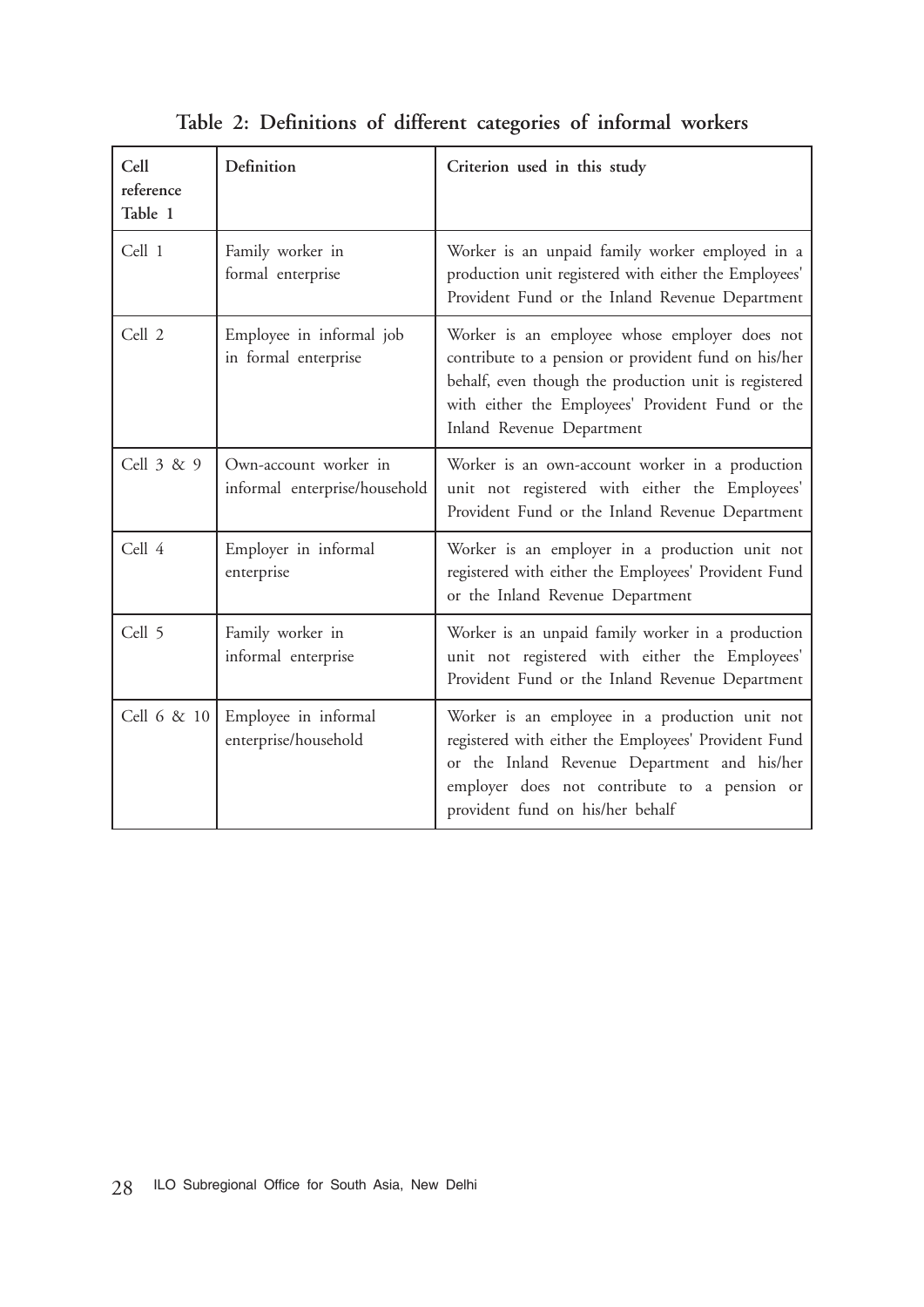## Table 2: Definitions of different categories of informal workers

| Cell reference Table 1 | Definition | Criterion used in this study |
|---|---|---|
| Cell 1 | Family worker in formal enterprise | Worker is an unpaid family worker employed in a production unit registered with either the Employees' Provident Fund or the Inland Revenue Department |
| Cell 2 | Employee in informal job in formal enterprise | Worker is an employee whose employer does not contribute to a pension or provident fund on his/her behalf, even though the production unit is registered with either the Employees' Provident Fund or the Inland Revenue Department |
| Cell 3 & 9 | Own-account worker in informal enterprise/household | Worker is an own-account worker in a production unit not registered with either the Employees' Provident Fund or the Inland Revenue Department |
| Cell 4 | Employer in informal enterprise | Worker is an employer in a production unit not registered with either the Employees' Provident Fund or the Inland Revenue Department |
| Cell 5 | Family worker in informal enterprise | Worker is an unpaid family worker in a production unit not registered with either the Employees' Provident Fund or the Inland Revenue Department |
| Cell 6 & 10 | Employee in informal enterprise/household | Worker is an employee in a production unit not registered with either the Employees' Provident Fund or the Inland Revenue Department and his/her employer does not contribute to a pension or provident fund on his/her behalf |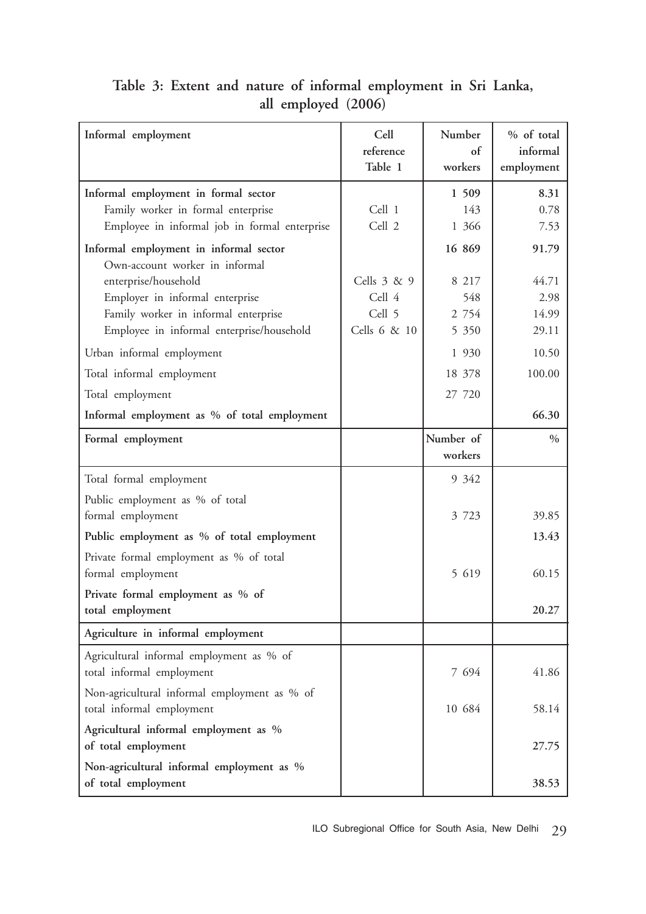## Table 3: Extent and nature of informal employment in Sri Lanka, all employed (2006)

| Informal employment | Cell reference Table 1 | Number of workers | % of total informal employment |
|---|---|---|---|
| **Informal employment in formal sector** | | **1 509** | **8.31** |
| Family worker in formal enterprise | Cell 1 | 143 | 0.78 |
| Employee in informal job in formal enterprise | Cell 2 | 1 366 | 7.53 |
| **Informal employment in informal sector** | | **16 869** | **91.79** |
| Own-account worker in informal enterprise/household | Cells 3 & 9 | 8 217 | 44.71 |
| Employer in informal enterprise | Cell 4 | 548 | 2.98 |
| Family worker in informal enterprise | Cell 5 | 2 754 | 14.99 |
| Employee in informal enterprise/household | Cells 6 & 10 | 5 350 | 29.11 |
| Urban informal employment | | 1 930 | 10.50 |
| Total informal employment | | 18 378 | 100.00 |
| Total employment | | 27 720 | |
| **Informal employment as % of total employment** | | | **66.30** |
| **Formal employment** | | **Number of workers** | **%** |
| Total formal employment | | 9 342 | |
| Public employment as % of total formal employment | | 3 723 | 39.85 |
| **Public employment as % of total employment** | | | **13.43** |
| Private formal employment as % of total formal employment | | 5 619 | 60.15 |
| **Private formal employment as % of total employment** | | | **20.27** |
| **Agriculture in informal employment** | | | |
| Agricultural informal employment as % of total informal employment | | 7 694 | 41.86 |
| Non-agricultural informal employment as % of total informal employment | | 10 684 | 58.14 |
| **Agricultural informal employment as % of total employment** | | | **27.75** |
| **Non-agricultural informal employment as % of total employment** | | | **38.53** |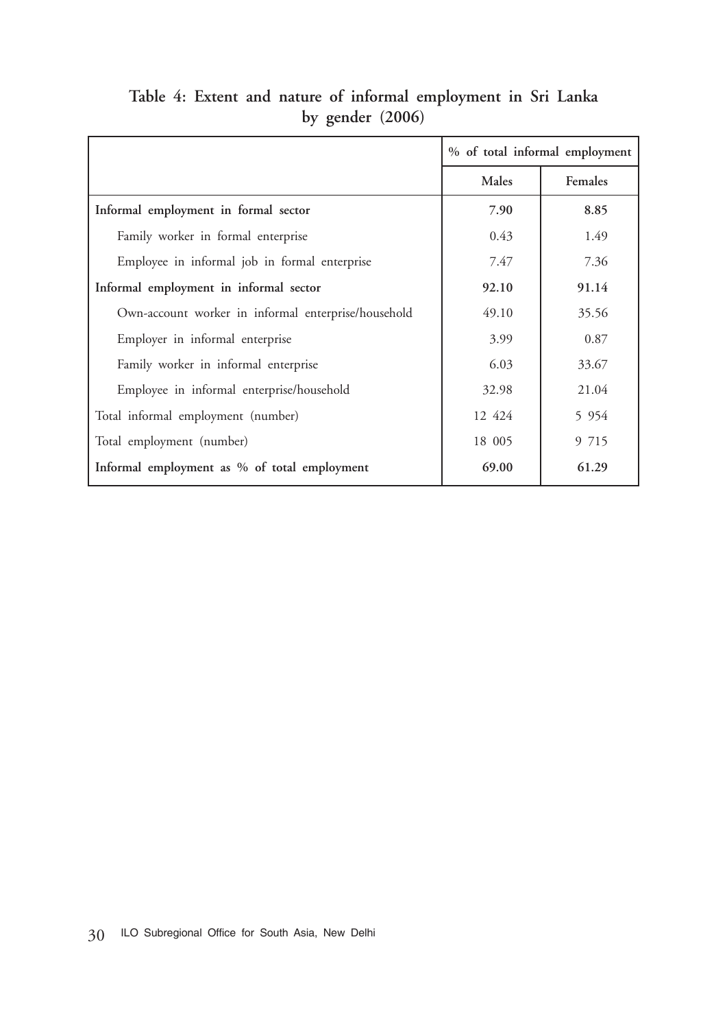## Table 4: Extent and nature of informal employment in Sri Lanka by gender (2006)

| | % of total informal employment | |
|---|---|---|
| | **Males** | **Females** |
| **Informal employment in formal sector** | **7.90** | **8.85** |
| Family worker in formal enterprise | 0.43 | 1.49 |
| Employee in informal job in formal enterprise | 7.47 | 7.36 |
| **Informal employment in informal sector** | **92.10** | **91.14** |
| Own-account worker in informal enterprise/household | 49.10 | 35.56 |
| Employer in informal enterprise | 3.99 | 0.87 |
| Family worker in informal enterprise | 6.03 | 33.67 |
| Employee in informal enterprise/household | 32.98 | 21.04 |
| Total informal employment (number) | 12 424 | 5 954 |
| Total employment (number) | 18 005 | 9 715 |
| **Informal employment as % of total employment** | **69.00** | **61.29** |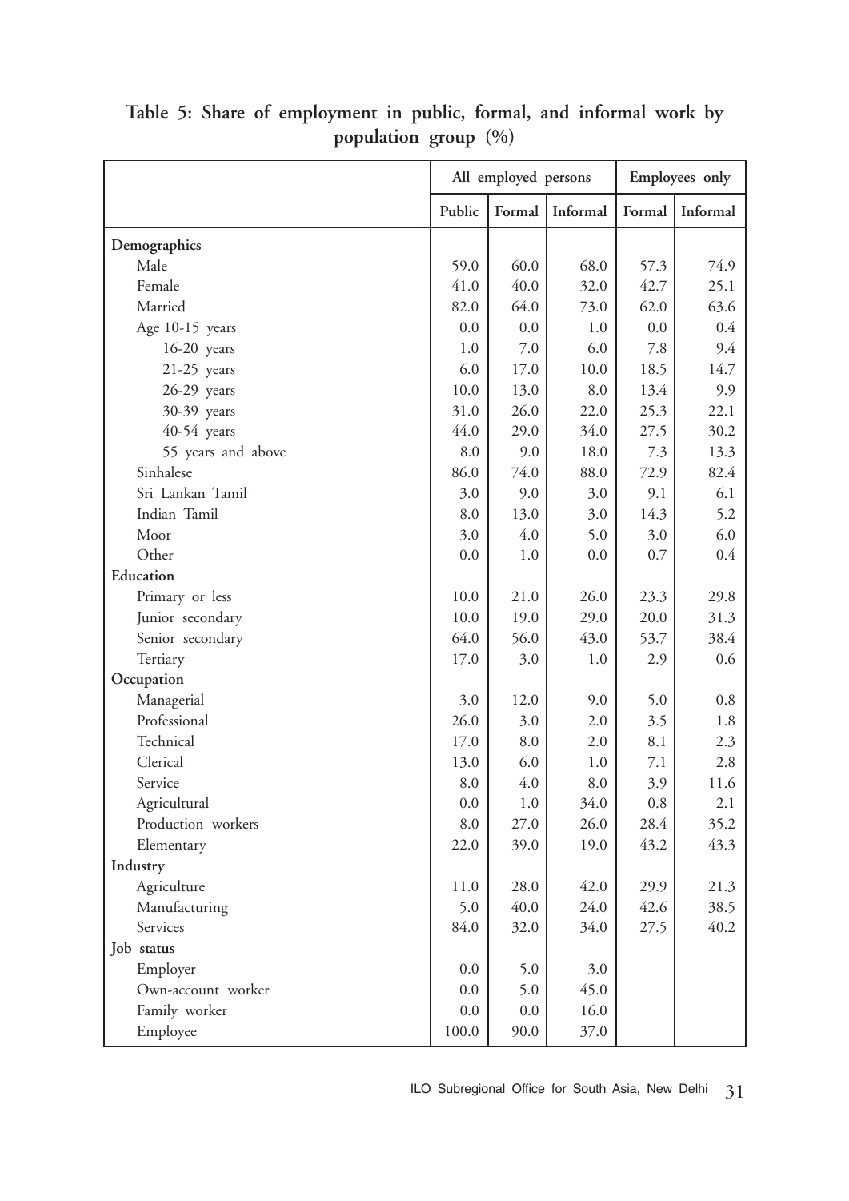**Table 5: Share of employment in public, formal, and informal work by population group (%)**

| | All employed persons | | | Employees only | |
|---|---|---|---|---|---|
| | Public | Formal | Informal | Formal | Informal |
| **Demographics** | | | | | |
| Male | 59.0 | 60.0 | 68.0 | 57.3 | 74.9 |
| Female | 41.0 | 40.0 | 32.0 | 42.7 | 25.1 |
| Married | 82.0 | 64.0 | 73.0 | 62.0 | 63.6 |
| Age 10-15 years | 0.0 | 0.0 | 1.0 | 0.0 | 0.4 |
| 16-20 years | 1.0 | 7.0 | 6.0 | 7.8 | 9.4 |
| 21-25 years | 6.0 | 17.0 | 10.0 | 18.5 | 14.7 |
| 26-29 years | 10.0 | 13.0 | 8.0 | 13.4 | 9.9 |
| 30-39 years | 31.0 | 26.0 | 22.0 | 25.3 | 22.1 |
| 40-54 years | 44.0 | 29.0 | 34.0 | 27.5 | 30.2 |
| 55 years and above | 8.0 | 9.0 | 18.0 | 7.3 | 13.3 |
| Sinhalese | 86.0 | 74.0 | 88.0 | 72.9 | 82.4 |
| Sri Lankan Tamil | 3.0 | 9.0 | 3.0 | 9.1 | 6.1 |
| Indian Tamil | 8.0 | 13.0 | 3.0 | 14.3 | 5.2 |
| Moor | 3.0 | 4.0 | 5.0 | 3.0 | 6.0 |
| Other | 0.0 | 1.0 | 0.0 | 0.7 | 0.4 |
| **Education** | | | | | |
| Primary or less | 10.0 | 21.0 | 26.0 | 23.3 | 29.8 |
| Junior secondary | 10.0 | 19.0 | 29.0 | 20.0 | 31.3 |
| Senior secondary | 64.0 | 56.0 | 43.0 | 53.7 | 38.4 |
| Tertiary | 17.0 | 3.0 | 1.0 | 2.9 | 0.6 |
| **Occupation** | | | | | |
| Managerial | 3.0 | 12.0 | 9.0 | 5.0 | 0.8 |
| Professional | 26.0 | 3.0 | 2.0 | 3.5 | 1.8 |
| Technical | 17.0 | 8.0 | 2.0 | 8.1 | 2.3 |
| Clerical | 13.0 | 6.0 | 1.0 | 7.1 | 2.8 |
| Service | 8.0 | 4.0 | 8.0 | 3.9 | 11.6 |
| Agricultural | 0.0 | 1.0 | 34.0 | 0.8 | 2.1 |
| Production workers | 8.0 | 27.0 | 26.0 | 28.4 | 35.2 |
| Elementary | 22.0 | 39.0 | 19.0 | 43.2 | 43.3 |
| **Industry** | | | | | |
| Agriculture | 11.0 | 28.0 | 42.0 | 29.9 | 21.3 |
| Manufacturing | 5.0 | 40.0 | 24.0 | 42.6 | 38.5 |
| Services | 84.0 | 32.0 | 34.0 | 27.5 | 40.2 |
| **Job status** | | | | | |
| Employer | 0.0 | 5.0 | 3.0 | | |
| Own-account worker | 0.0 | 5.0 | 45.0 | | |
| Family worker | 0.0 | 0.0 | 16.0 | | |
| Employee | 100.0 | 90.0 | 37.0 | | |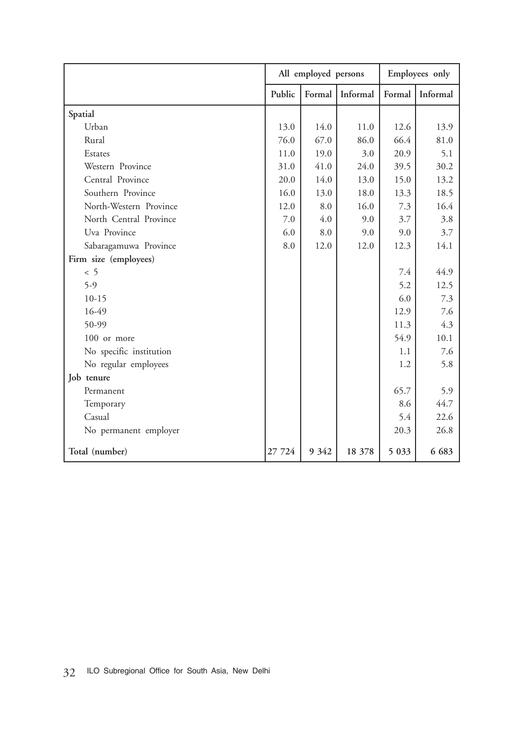| | All employed persons | | | Employees only | |
|---|---|---|---|---|---|
| | Public | Formal | Informal | Formal | Informal |
| **Spatial** | | | | | |
| Urban | 13.0 | 14.0 | 11.0 | 12.6 | 13.9 |
| Rural | 76.0 | 67.0 | 86.0 | 66.4 | 81.0 |
| Estates | 11.0 | 19.0 | 3.0 | 20.9 | 5.1 |
| Western Province | 31.0 | 41.0 | 24.0 | 39.5 | 30.2 |
| Central Province | 20.0 | 14.0 | 13.0 | 15.0 | 13.2 |
| Southern Province | 16.0 | 13.0 | 18.0 | 13.3 | 18.5 |
| North-Western Province | 12.0 | 8.0 | 16.0 | 7.3 | 16.4 |
| North Central Province | 7.0 | 4.0 | 9.0 | 3.7 | 3.8 |
| Uva Province | 6.0 | 8.0 | 9.0 | 9.0 | 3.7 |
| Sabaragamuwa Province | 8.0 | 12.0 | 12.0 | 12.3 | 14.1 |
| **Firm size (employees)** | | | | | |
| < 5 | | | | 7.4 | 44.9 |
| 5-9 | | | | 5.2 | 12.5 |
| 10-15 | | | | 6.0 | 7.3 |
| 16-49 | | | | 12.9 | 7.6 |
| 50-99 | | | | 11.3 | 4.3 |
| 100 or more | | | | 54.9 | 10.1 |
| No specific institution | | | | 1.1 | 7.6 |
| No regular employees | | | | 1.2 | 5.8 |
| **Job tenure** | | | | | |
| Permanent | | | | 65.7 | 5.9 |
| Temporary | | | | 8.6 | 44.7 |
| Casual | | | | 5.4 | 22.6 |
| No permanent employer | | | | 20.3 | 26.8 |
| Total (number) | 27 724 | 9 342 | 18 378 | 5 033 | 6 683 |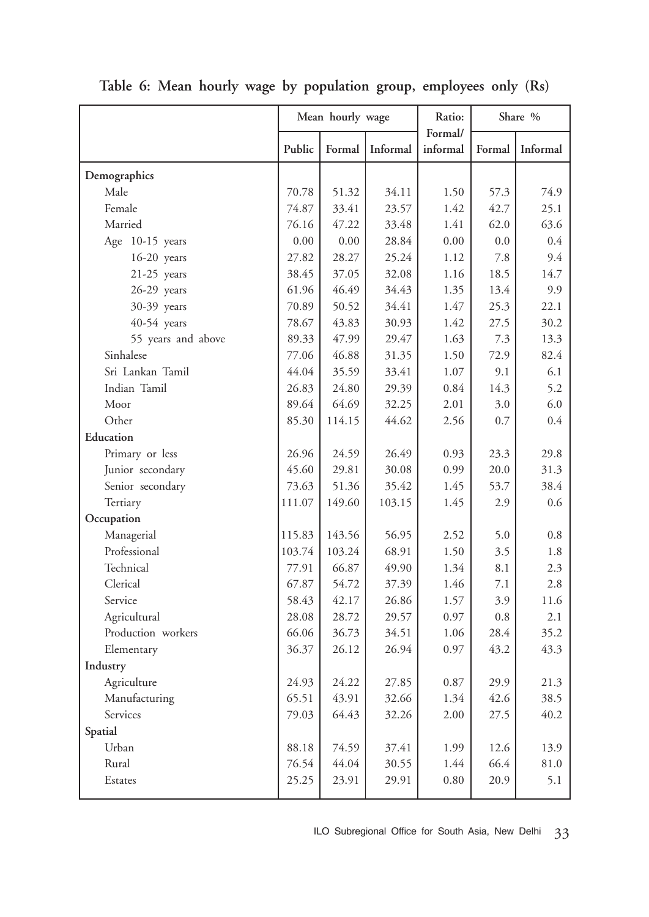**Table 6: Mean hourly wage by population group, employees only (Rs)**

| | Mean hourly wage | | | Ratio: Formal/ informal | Share % | |
|---|---|---|---|---|---|---|
| | Public | Formal | Informal | | Formal | Informal |
| **Demographics** | | | | | | |
| Male | 70.78 | 51.32 | 34.11 | 1.50 | 57.3 | 74.9 |
| Female | 74.87 | 33.41 | 23.57 | 1.42 | 42.7 | 25.1 |
| Married | 76.16 | 47.22 | 33.48 | 1.41 | 62.0 | 63.6 |
| Age 10-15 years | 0.00 | 0.00 | 28.84 | 0.00 | 0.0 | 0.4 |
| 16-20 years | 27.82 | 28.27 | 25.24 | 1.12 | 7.8 | 9.4 |
| 21-25 years | 38.45 | 37.05 | 32.08 | 1.16 | 18.5 | 14.7 |
| 26-29 years | 61.96 | 46.49 | 34.43 | 1.35 | 13.4 | 9.9 |
| 30-39 years | 70.89 | 50.52 | 34.41 | 1.47 | 25.3 | 22.1 |
| 40-54 years | 78.67 | 43.83 | 30.93 | 1.42 | 27.5 | 30.2 |
| 55 years and above | 89.33 | 47.99 | 29.47 | 1.63 | 7.3 | 13.3 |
| Sinhalese | 77.06 | 46.88 | 31.35 | 1.50 | 72.9 | 82.4 |
| Sri Lankan Tamil | 44.04 | 35.59 | 33.41 | 1.07 | 9.1 | 6.1 |
| Indian Tamil | 26.83 | 24.80 | 29.39 | 0.84 | 14.3 | 5.2 |
| Moor | 89.64 | 64.69 | 32.25 | 2.01 | 3.0 | 6.0 |
| Other | 85.30 | 114.15 | 44.62 | 2.56 | 0.7 | 0.4 |
| **Education** | | | | | | |
| Primary or less | 26.96 | 24.59 | 26.49 | 0.93 | 23.3 | 29.8 |
| Junior secondary | 45.60 | 29.81 | 30.08 | 0.99 | 20.0 | 31.3 |
| Senior secondary | 73.63 | 51.36 | 35.42 | 1.45 | 53.7 | 38.4 |
| Tertiary | 111.07 | 149.60 | 103.15 | 1.45 | 2.9 | 0.6 |
| **Occupation** | | | | | | |
| Managerial | 115.83 | 143.56 | 56.95 | 2.52 | 5.0 | 0.8 |
| Professional | 103.74 | 103.24 | 68.91 | 1.50 | 3.5 | 1.8 |
| Technical | 77.91 | 66.87 | 49.90 | 1.34 | 8.1 | 2.3 |
| Clerical | 67.87 | 54.72 | 37.39 | 1.46 | 7.1 | 2.8 |
| Service | 58.43 | 42.17 | 26.86 | 1.57 | 3.9 | 11.6 |
| Agricultural | 28.08 | 28.72 | 29.57 | 0.97 | 0.8 | 2.1 |
| Production workers | 66.06 | 36.73 | 34.51 | 1.06 | 28.4 | 35.2 |
| Elementary | 36.37 | 26.12 | 26.94 | 0.97 | 43.2 | 43.3 |
| **Industry** | | | | | | |
| Agriculture | 24.93 | 24.22 | 27.85 | 0.87 | 29.9 | 21.3 |
| Manufacturing | 65.51 | 43.91 | 32.66 | 1.34 | 42.6 | 38.5 |
| Services | 79.03 | 64.43 | 32.26 | 2.00 | 27.5 | 40.2 |
| **Spatial** | | | | | | |
| Urban | 88.18 | 74.59 | 37.41 | 1.99 | 12.6 | 13.9 |
| Rural | 76.54 | 44.04 | 30.55 | 1.44 | 66.4 | 81.0 |
| Estates | 25.25 | 23.91 | 29.91 | 0.80 | 20.9 | 5.1 |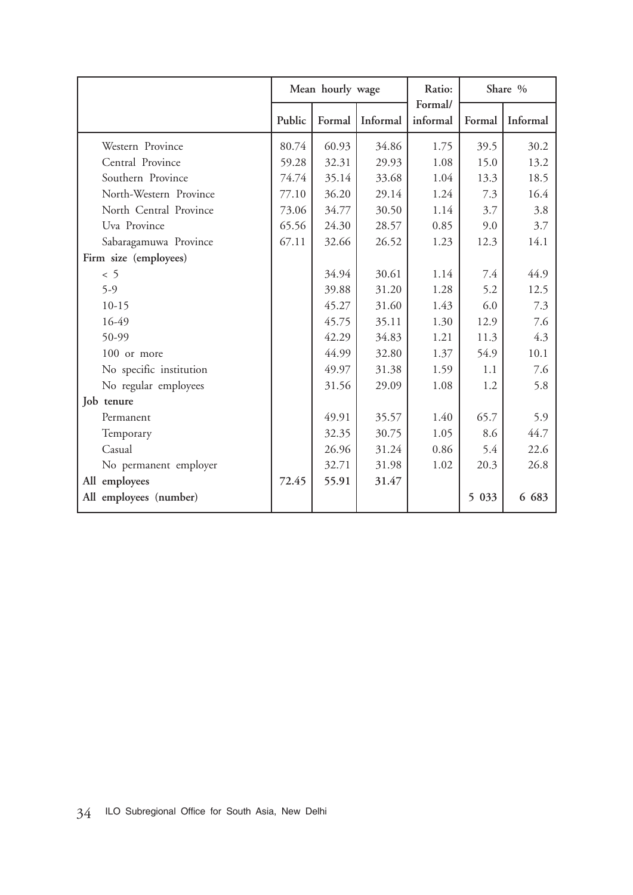| | Mean hourly wage | | | Ratio: Formal/ informal | Share % | |
|---|---|---|---|---|---|---|
| | Public | Formal | Informal | | Formal | Informal |
| Western Province | 80.74 | 60.93 | 34.86 | 1.75 | 39.5 | 30.2 |
| Central Province | 59.28 | 32.31 | 29.93 | 1.08 | 15.0 | 13.2 |
| Southern Province | 74.74 | 35.14 | 33.68 | 1.04 | 13.3 | 18.5 |
| North-Western Province | 77.10 | 36.20 | 29.14 | 1.24 | 7.3 | 16.4 |
| North Central Province | 73.06 | 34.77 | 30.50 | 1.14 | 3.7 | 3.8 |
| Uva Province | 65.56 | 24.30 | 28.57 | 0.85 | 9.0 | 3.7 |
| Sabaragamuwa Province | 67.11 | 32.66 | 26.52 | 1.23 | 12.3 | 14.1 |
| **Firm size (employees)** | | | | | | |
| < 5 | | 34.94 | 30.61 | 1.14 | 7.4 | 44.9 |
| 5-9 | | 39.88 | 31.20 | 1.28 | 5.2 | 12.5 |
| 10-15 | | 45.27 | 31.60 | 1.43 | 6.0 | 7.3 |
| 16-49 | | 45.75 | 35.11 | 1.30 | 12.9 | 7.6 |
| 50-99 | | 42.29 | 34.83 | 1.21 | 11.3 | 4.3 |
| 100 or more | | 44.99 | 32.80 | 1.37 | 54.9 | 10.1 |
| No specific institution | | 49.97 | 31.38 | 1.59 | 1.1 | 7.6 |
| No regular employees | | 31.56 | 29.09 | 1.08 | 1.2 | 5.8 |
| **Job tenure** | | | | | | |
| Permanent | | 49.91 | 35.57 | 1.40 | 65.7 | 5.9 |
| Temporary | | 32.35 | 30.75 | 1.05 | 8.6 | 44.7 |
| Casual | | 26.96 | 31.24 | 0.86 | 5.4 | 22.6 |
| No permanent employer | | 32.71 | 31.98 | 1.02 | 20.3 | 26.8 |
| **All employees** | **72.45** | **55.91** | **31.47** | | | |
| **All employees (number)** | | | | | **5 033** | **6 683** |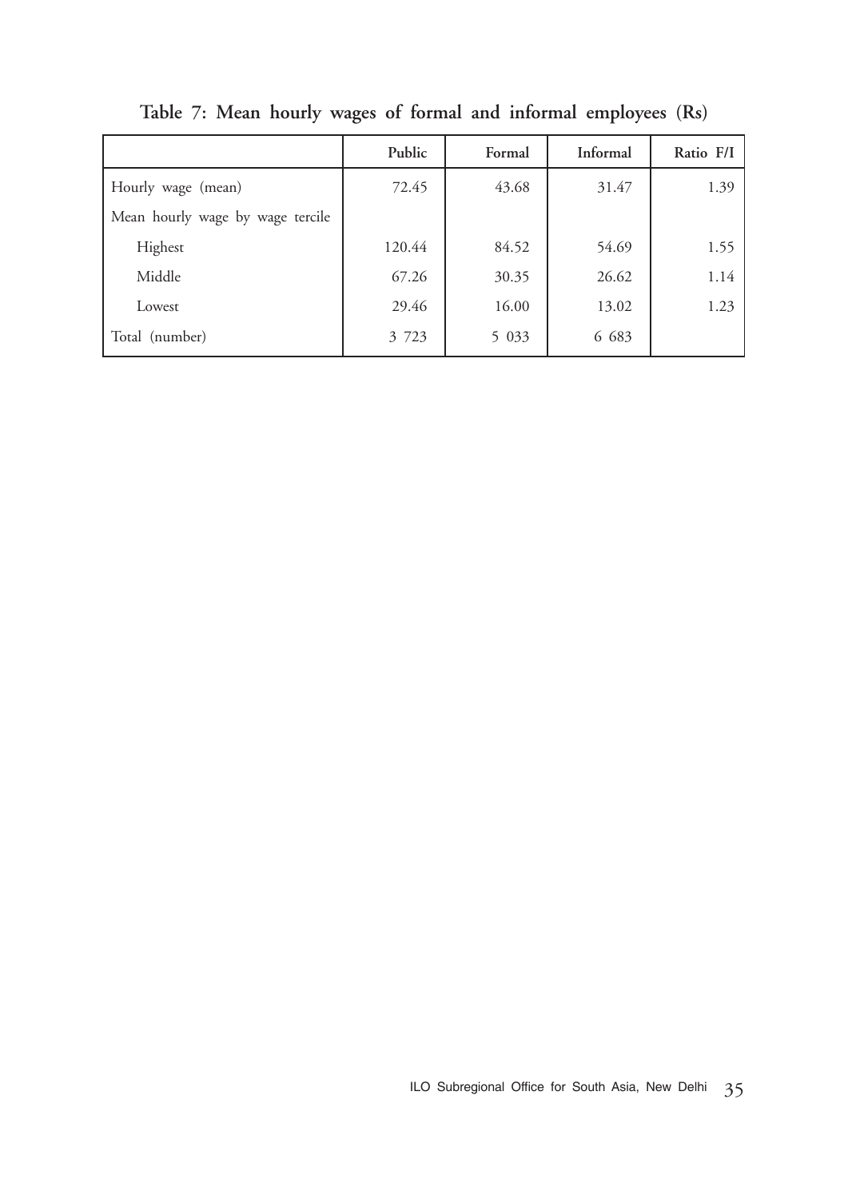**Table 7: Mean hourly wages of formal and informal employees (Rs)**

| | Public | Formal | Informal | Ratio F/I |
|---|---|---|---|---|
| Hourly wage (mean) | 72.45 | 43.68 | 31.47 | 1.39 |
| Mean hourly wage by wage tercile | | | | |
| Highest | 120.44 | 84.52 | 54.69 | 1.55 |
| Middle | 67.26 | 30.35 | 26.62 | 1.14 |
| Lowest | 29.46 | 16.00 | 13.02 | 1.23 |
| Total (number) | 3 723 | 5 033 | 6 683 | |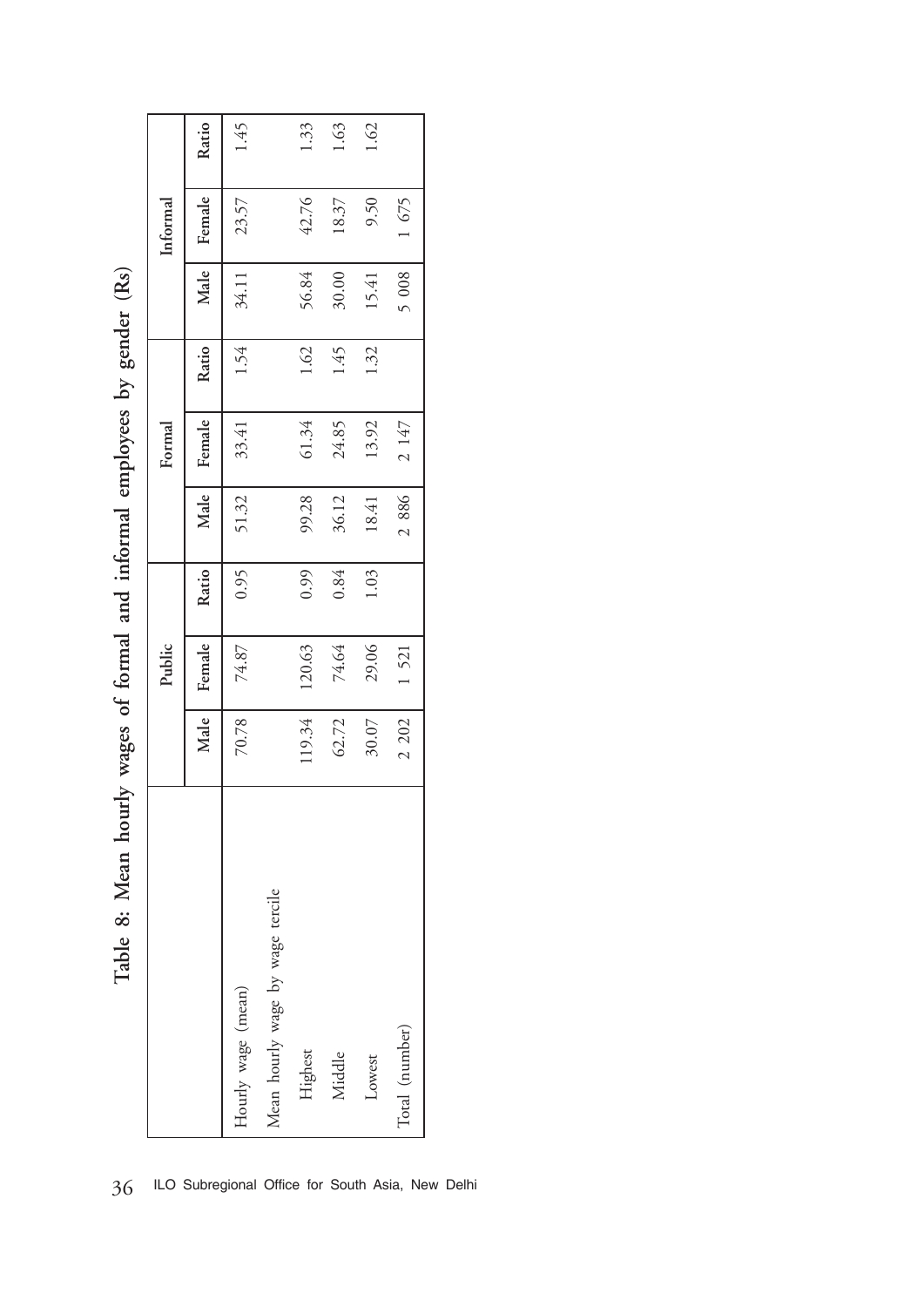# Table 8: Mean hourly wages of formal and informal employees by gender (Rs)

| | Public | | | Formal | | | Informal | | |
|---|---|---|---|---|---|---|---|---|---|
| | Male | Female | Ratio | Male | Female | Ratio | Male | Female | Ratio |
| Hourly wage (mean) | 70.78 | 74.87 | 0.95 | 51.32 | 33.41 | 1.54 | 34.11 | 23.57 | 1.45 |
| Mean hourly wage by wage tercile | | | | | | | | | |
| Highest | 119.34 | 120.63 | 0.99 | 99.28 | 61.34 | 1.62 | 56.84 | 42.76 | 1.33 |
| Middle | 62.72 | 74.64 | 0.84 | 36.12 | 24.85 | 1.45 | 30.00 | 18.37 | 1.63 |
| Lowest | 30.07 | 29.06 | 1.03 | 18.41 | 13.92 | 1.32 | 15.41 | 9.50 | 1.62 |
| Total (number) | 2 202 | 1 521 | | 2 886 | 2 147 | | 5 008 | 1 675 | |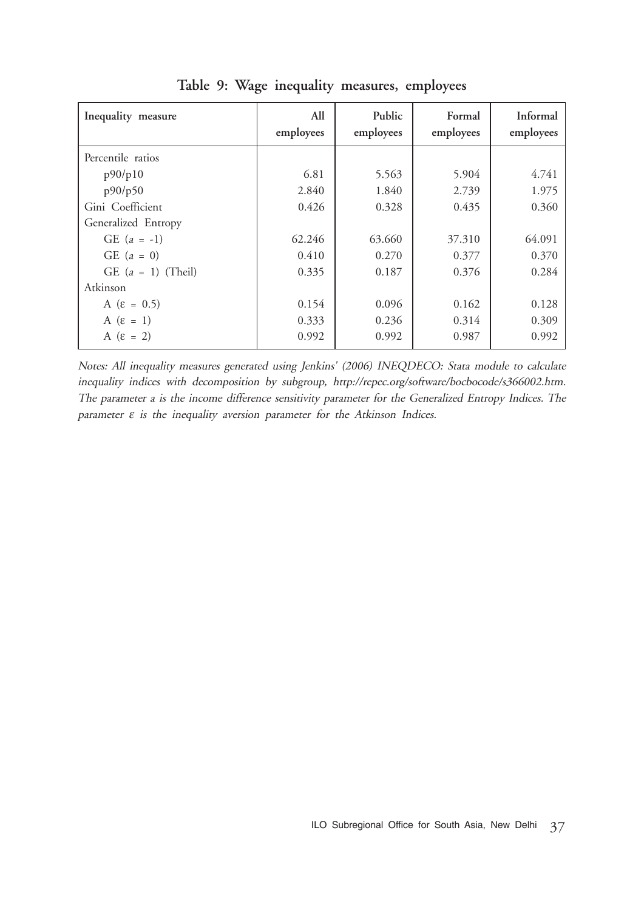**Table 9: Wage inequality measures, employees**

| Inequality measure | All employees | Public employees | Formal employees | Informal employees |
|---|---|---|---|---|
| Percentile ratios | | | | |
| p90/p10 | 6.81 | 5.563 | 5.904 | 4.741 |
| p90/p50 | 2.840 | 1.840 | 2.739 | 1.975 |
| Gini Coefficient | 0.426 | 0.328 | 0.435 | 0.360 |
| Generalized Entropy | | | | |
| GE ($a$ = -1) | 62.246 | 63.660 | 37.310 | 64.091 |
| GE ($a$ = 0) | 0.410 | 0.270 | 0.377 | 0.370 |
| GE ($a$ = 1) (Theil) | 0.335 | 0.187 | 0.376 | 0.284 |
| Atkinson | | | | |
| A ($\varepsilon$ = 0.5) | 0.154 | 0.096 | 0.162 | 0.128 |
| A ($\varepsilon$ = 1) | 0.333 | 0.236 | 0.314 | 0.309 |
| A ($\varepsilon$ = 2) | 0.992 | 0.992 | 0.987 | 0.992 |

*Notes: All inequality measures generated using Jenkins' (2006) INEQDECO: Stata module to calculate inequality indices with decomposition by subgroup, http://repec.org/software/bocbocode/s366002.htm. The parameter a is the income difference sensitivity parameter for the Generalized Entropy Indices. The parameter $\varepsilon$ is the inequality aversion parameter for the Atkinson Indices.*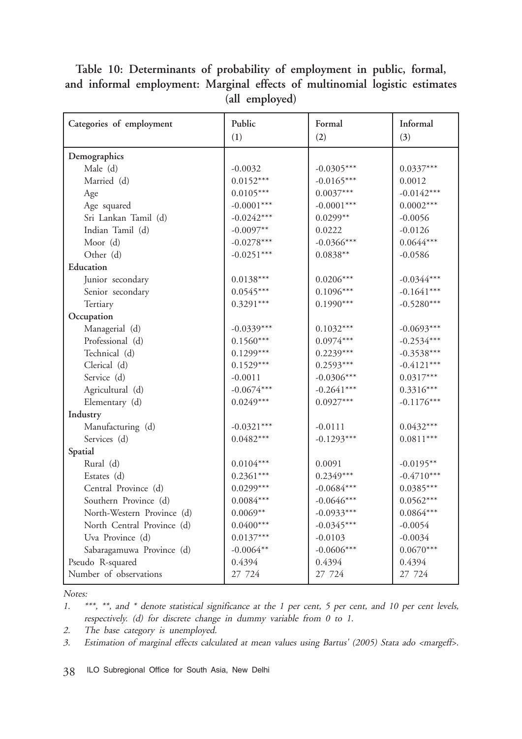**Table 10: Determinants of probability of employment in public, formal, and informal employment: Marginal effects of multinomial logistic estimates (all employed)**

| Categories of employment | Public (1) | Formal (2) | Informal (3) |
|---|---|---|---|
| **Demographics** | | | |
| Male (d) | -0.0032 | -0.0305*** | 0.0337*** |
| Married (d) | 0.0152*** | -0.0165*** | 0.0012 |
| Age | 0.0105*** | 0.0037*** | -0.0142*** |
| Age squared | -0.0001*** | -0.0001*** | 0.0002*** |
| Sri Lankan Tamil (d) | -0.0242*** | 0.0299** | -0.0056 |
| Indian Tamil (d) | -0.0097** | 0.0222 | -0.0126 |
| Moor (d) | -0.0278*** | -0.0366*** | 0.0644*** |
| Other (d) | -0.0251*** | 0.0838** | -0.0586 |
| **Education** | | | |
| Junior secondary | 0.0138*** | 0.0206*** | -0.0344*** |
| Senior secondary | 0.0545*** | 0.1096*** | -0.1641*** |
| Tertiary | 0.3291*** | 0.1990*** | -0.5280*** |
| **Occupation** | | | |
| Managerial (d) | -0.0339*** | 0.1032*** | -0.0693*** |
| Professional (d) | 0.1560*** | 0.0974*** | -0.2534*** |
| Technical (d) | 0.1299*** | 0.2239*** | -0.3538*** |
| Clerical (d) | 0.1529*** | 0.2593*** | -0.4121*** |
| Service (d) | -0.0011 | -0.0306*** | 0.0317*** |
| Agricultural (d) | -0.0674*** | -0.2641*** | 0.3316*** |
| Elementary (d) | 0.0249*** | 0.0927*** | -0.1176*** |
| **Industry** | | | |
| Manufacturing (d) | -0.0321*** | -0.0111 | 0.0432*** |
| Services (d) | 0.0482*** | -0.1293*** | 0.0811*** |
| **Spatial** | | | |
| Rural (d) | 0.0104*** | 0.0091 | -0.0195** |
| Estates (d) | 0.2361*** | 0.2349*** | -0.4710*** |
| Central Province (d) | 0.0299*** | -0.0684*** | 0.0385*** |
| Southern Province (d) | 0.0084*** | -0.0646*** | 0.0562*** |
| North-Western Province (d) | 0.0069** | -0.0933*** | 0.0864*** |
| North Central Province (d) | 0.0400*** | -0.0345*** | -0.0054 |
| Uva Province (d) | 0.0137*** | -0.0103 | -0.0034 |
| Sabaragamuwa Province (d) | -0.0064** | -0.0606*** | 0.0670*** |
| Pseudo R-squared | 0.4394 | 0.4394 | 0.4394 |
| Number of observations | 27 724 | 27 724 | 27 724 |

*Notes:*

1. *\*\*\*, \*\*, and \* denote statistical significance at the 1 per cent, 5 per cent, and 10 per cent levels, respectively. (d) for discrete change in dummy variable from 0 to 1.*
2. *The base category is unemployed.*
3. *Estimation of marginal effects calculated at mean values using Bartus' (2005) Stata ado <margeff>.*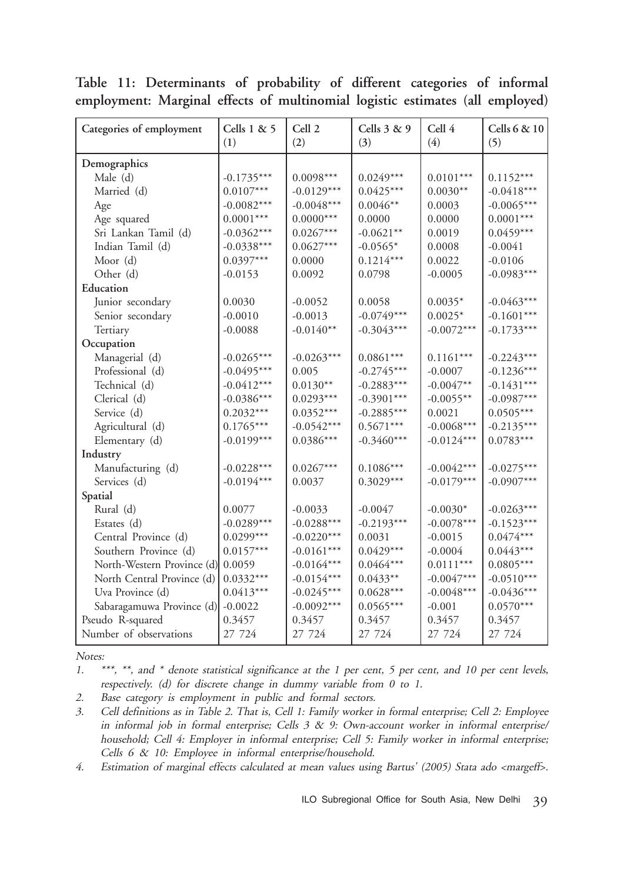**Table 11: Determinants of probability of different categories of informal employment: Marginal effects of multinomial logistic estimates (all employed)**

| Categories of employment | Cells 1 & 5 (1) | Cell 2 (2) | Cells 3 & 9 (3) | Cell 4 (4) | Cells 6 & 10 (5) |
|---|---|---|---|---|---|
| **Demographics** | | | | | |
| Male (d) | -0.1735*** | 0.0098*** | 0.0249*** | 0.0101*** | 0.1152*** |
| Married (d) | 0.0107*** | -0.0129*** | 0.0425*** | 0.0030** | -0.0418*** |
| Age | -0.0082*** | -0.0048*** | 0.0046** | 0.0003 | -0.0065*** |
| Age squared | 0.0001*** | 0.0000*** | 0.0000 | 0.0000 | 0.0001*** |
| Sri Lankan Tamil (d) | -0.0362*** | 0.0267*** | -0.0621** | 0.0019 | 0.0459*** |
| Indian Tamil (d) | -0.0338*** | 0.0627*** | -0.0565* | 0.0008 | -0.0041 |
| Moor (d) | 0.0397*** | 0.0000 | 0.1214*** | 0.0022 | -0.0106 |
| Other (d) | -0.0153 | 0.0092 | 0.0798 | -0.0005 | -0.0983*** |
| **Education** | | | | | |
| Junior secondary | 0.0030 | -0.0052 | 0.0058 | 0.0035* | -0.0463*** |
| Senior secondary | -0.0010 | -0.0013 | -0.0749*** | 0.0025* | -0.1601*** |
| Tertiary | -0.0088 | -0.0140** | -0.3043*** | -0.0072*** | -0.1733*** |
| **Occupation** | | | | | |
| Managerial (d) | -0.0265*** | -0.0263*** | 0.0861*** | 0.1161*** | -0.2243*** |
| Professional (d) | -0.0495*** | 0.005 | -0.2745*** | -0.0007 | -0.1236*** |
| Technical (d) | -0.0412*** | 0.0130** | -0.2883*** | -0.0047** | -0.1431*** |
| Clerical (d) | -0.0386*** | 0.0293*** | -0.3901*** | -0.0055** | -0.0987*** |
| Service (d) | 0.2032*** | 0.0352*** | -0.2885*** | 0.0021 | 0.0505*** |
| Agricultural (d) | 0.1765*** | -0.0542*** | 0.5671*** | -0.0068*** | -0.2135*** |
| Elementary (d) | -0.0199*** | 0.0386*** | -0.3460*** | -0.0124*** | 0.0783*** |
| **Industry** | | | | | |
| Manufacturing (d) | -0.0228*** | 0.0267*** | 0.1086*** | -0.0042*** | -0.0275*** |
| Services (d) | -0.0194*** | 0.0037 | 0.3029*** | -0.0179*** | -0.0907*** |
| **Spatial** | | | | | |
| Rural (d) | 0.0077 | -0.0033 | -0.0047 | -0.0030* | -0.0263*** |
| Estates (d) | -0.0289*** | -0.0288*** | -0.2193*** | -0.0078*** | -0.1523*** |
| Central Province (d) | 0.0299*** | -0.0220*** | 0.0031 | -0.0015 | 0.0474*** |
| Southern Province (d) | 0.0157*** | -0.0161*** | 0.0429*** | -0.0004 | 0.0443*** |
| North-Western Province (d) | 0.0059 | -0.0164*** | 0.0464*** | 0.0111*** | 0.0805*** |
| North Central Province (d) | 0.0332*** | -0.0154*** | 0.0433** | -0.0047*** | -0.0510*** |
| Uva Province (d) | 0.0413*** | -0.0245*** | 0.0628*** | -0.0048*** | -0.0436*** |
| Sabaragamuwa Province (d) | -0.0022 | -0.0092*** | 0.0565*** | -0.001 | 0.0570*** |
| Pseudo R-squared | 0.3457 | 0.3457 | 0.3457 | 0.3457 | 0.3457 |
| Number of observations | 27 724 | 27 724 | 27 724 | 27 724 | 27 724 |

*Notes:*

1. *\*\*\*, \*\*, and \* denote statistical significance at the 1 per cent, 5 per cent, and 10 per cent levels, respectively. (d) for discrete change in dummy variable from 0 to 1.*
2. *Base category is employment in public and formal sectors.*
3. *Cell definitions as in Table 2. That is, Cell 1: Family worker in formal enterprise; Cell 2: Employee in informal job in formal enterprise; Cells 3 & 9: Own-account worker in informal enterprise/household; Cell 4: Employer in informal enterprise; Cell 5: Family worker in informal enterprise; Cells 6 & 10: Employee in informal enterprise/household.*
4. *Estimation of marginal effects calculated at mean values using Bartus' (2005) Stata ado <margeff>.*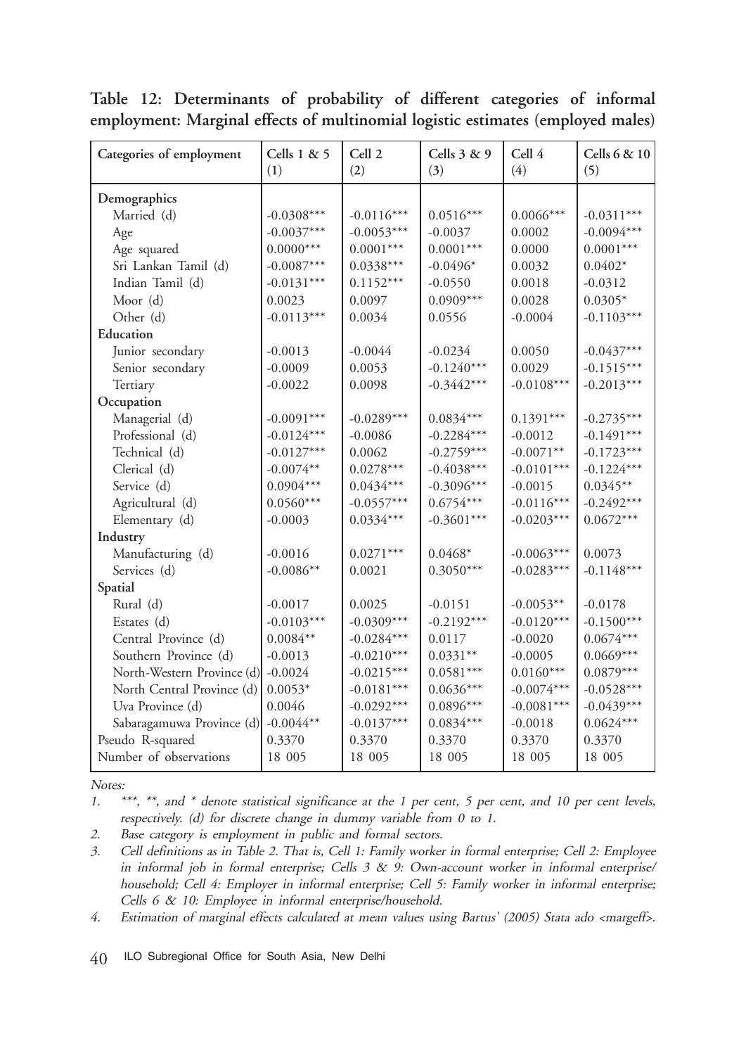**Table 12: Determinants of probability of different categories of informal employment: Marginal effects of multinomial logistic estimates (employed males)**

| Categories of employment | Cells 1 & 5 (1) | Cell 2 (2) | Cells 3 & 9 (3) | Cell 4 (4) | Cells 6 & 10 (5) |
|---|---|---|---|---|---|
| **Demographics** | | | | | |
| Married (d) | -0.0308*** | -0.0116*** | 0.0516*** | 0.0066*** | -0.0311*** |
| Age | -0.0037*** | -0.0053*** | -0.0037 | 0.0002 | -0.0094*** |
| Age squared | 0.0000*** | 0.0001*** | 0.0001*** | 0.0000 | 0.0001*** |
| Sri Lankan Tamil (d) | -0.0087*** | 0.0338*** | -0.0496* | 0.0032 | 0.0402* |
| Indian Tamil (d) | -0.0131*** | 0.1152*** | -0.0550 | 0.0018 | -0.0312 |
| Moor (d) | 0.0023 | 0.0097 | 0.0909*** | 0.0028 | 0.0305* |
| Other (d) | -0.0113*** | 0.0034 | 0.0556 | -0.0004 | -0.1103*** |
| **Education** | | | | | |
| Junior secondary | -0.0013 | -0.0044 | -0.0234 | 0.0050 | -0.0437*** |
| Senior secondary | -0.0009 | 0.0053 | -0.1240*** | 0.0029 | -0.1515*** |
| Tertiary | -0.0022 | 0.0098 | -0.3442*** | -0.0108*** | -0.2013*** |
| **Occupation** | | | | | |
| Managerial (d) | -0.0091*** | -0.0289*** | 0.0834*** | 0.1391*** | -0.2735*** |
| Professional (d) | -0.0124*** | -0.0086 | -0.2284*** | -0.0012 | -0.1491*** |
| Technical (d) | -0.0127*** | 0.0062 | -0.2759*** | -0.0071** | -0.1723*** |
| Clerical (d) | -0.0074** | 0.0278*** | -0.4038*** | -0.0101*** | -0.1224*** |
| Service (d) | 0.0904*** | 0.0434*** | -0.3096*** | -0.0015 | 0.0345** |
| Agricultural (d) | 0.0560*** | -0.0557*** | 0.6754*** | -0.0116*** | -0.2492*** |
| Elementary (d) | -0.0003 | 0.0334*** | -0.3601*** | -0.0203*** | 0.0672*** |
| **Industry** | | | | | |
| Manufacturing (d) | -0.0016 | 0.0271*** | 0.0468* | -0.0063*** | 0.0073 |
| Services (d) | -0.0086** | 0.0021 | 0.3050*** | -0.0283*** | -0.1148*** |
| **Spatial** | | | | | |
| Rural (d) | -0.0017 | 0.0025 | -0.0151 | -0.0053** | -0.0178 |
| Estates (d) | -0.0103*** | -0.0309*** | -0.2192*** | -0.0120*** | -0.1500*** |
| Central Province (d) | 0.0084** | -0.0284*** | 0.0117 | -0.0020 | 0.0674*** |
| Southern Province (d) | -0.0013 | -0.0210*** | 0.0331** | -0.0005 | 0.0669*** |
| North-Western Province (d) | -0.0024 | -0.0215*** | 0.0581*** | 0.0160*** | 0.0879*** |
| North Central Province (d) | 0.0053* | -0.0181*** | 0.0636*** | -0.0074*** | -0.0528*** |
| Uva Province (d) | 0.0046 | -0.0292*** | 0.0896*** | -0.0081*** | -0.0439*** |
| Sabaragamuwa Province (d) | -0.0044** | -0.0137*** | 0.0834*** | -0.0018 | 0.0624*** |
| Pseudo R-squared | 0.3370 | 0.3370 | 0.3370 | 0.3370 | 0.3370 |
| Number of observations | 18 005 | 18 005 | 18 005 | 18 005 | 18 005 |

*Notes:*

1. *\*\*\*, \*\*, and \* denote statistical significance at the 1 per cent, 5 per cent, and 10 per cent levels, respectively. (d) for discrete change in dummy variable from 0 to 1.*
2. *Base category is employment in public and formal sectors.*
3. *Cell definitions as in Table 2. That is, Cell 1: Family worker in formal enterprise; Cell 2: Employee in informal job in formal enterprise; Cells 3 & 9: Own-account worker in informal enterprise/household; Cell 4: Employer in informal enterprise; Cell 5: Family worker in informal enterprise; Cells 6 & 10: Employee in informal enterprise/household.*
4. *Estimation of marginal effects calculated at mean values using Bartus' (2005) Stata ado <margeff>.*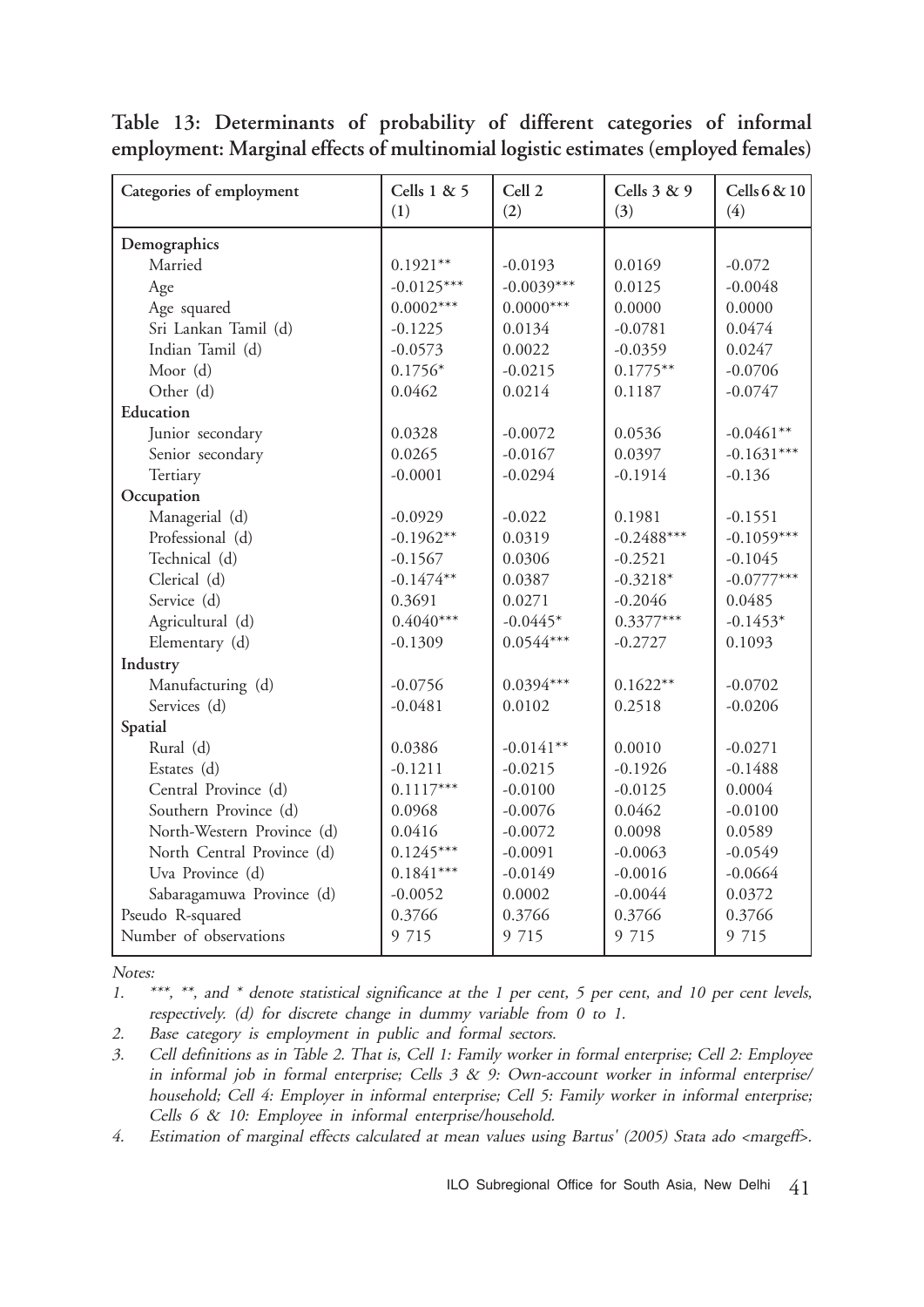**Table 13: Determinants of probability of different categories of informal employment: Marginal effects of multinomial logistic estimates (employed females)**

| Categories of employment | Cells 1 & 5 (1) | Cell 2 (2) | Cells 3 & 9 (3) | Cells 6 & 10 (4) |
|---|---|---|---|---|
| **Demographics** | | | | |
| Married | 0.1921** | -0.0193 | 0.0169 | -0.072 |
| Age | -0.0125*** | -0.0039*** | 0.0125 | -0.0048 |
| Age squared | 0.0002*** | 0.0000*** | 0.0000 | 0.0000 |
| Sri Lankan Tamil (d) | -0.1225 | 0.0134 | -0.0781 | 0.0474 |
| Indian Tamil (d) | -0.0573 | 0.0022 | -0.0359 | 0.0247 |
| Moor (d) | 0.1756* | -0.0215 | 0.1775** | -0.0706 |
| Other (d) | 0.0462 | 0.0214 | 0.1187 | -0.0747 |
| **Education** | | | | |
| Junior secondary | 0.0328 | -0.0072 | 0.0536 | -0.0461** |
| Senior secondary | 0.0265 | -0.0167 | 0.0397 | -0.1631*** |
| Tertiary | -0.0001 | -0.0294 | -0.1914 | -0.136 |
| **Occupation** | | | | |
| Managerial (d) | -0.0929 | -0.022 | 0.1981 | -0.1551 |
| Professional (d) | -0.1962** | 0.0319 | -0.2488*** | -0.1059*** |
| Technical (d) | -0.1567 | 0.0306 | -0.2521 | -0.1045 |
| Clerical (d) | -0.1474** | 0.0387 | -0.3218* | -0.0777*** |
| Service (d) | 0.3691 | 0.0271 | -0.2046 | 0.0485 |
| Agricultural (d) | 0.4040*** | -0.0445* | 0.3377*** | -0.1453* |
| Elementary (d) | -0.1309 | 0.0544*** | -0.2727 | 0.1093 |
| **Industry** | | | | |
| Manufacturing (d) | -0.0756 | 0.0394*** | 0.1622** | -0.0702 |
| Services (d) | -0.0481 | 0.0102 | 0.2518 | -0.0206 |
| **Spatial** | | | | |
| Rural (d) | 0.0386 | -0.0141** | 0.0010 | -0.0271 |
| Estates (d) | -0.1211 | -0.0215 | -0.1926 | -0.1488 |
| Central Province (d) | 0.1117*** | -0.0100 | -0.0125 | 0.0004 |
| Southern Province (d) | 0.0968 | -0.0076 | 0.0462 | -0.0100 |
| North-Western Province (d) | 0.0416 | -0.0072 | 0.0098 | 0.0589 |
| North Central Province (d) | 0.1245*** | -0.0091 | -0.0063 | -0.0549 |
| Uva Province (d) | 0.1841*** | -0.0149 | -0.0016 | -0.0664 |
| Sabaragamuwa Province (d) | -0.0052 | 0.0002 | -0.0044 | 0.0372 |
| Pseudo R-squared | 0.3766 | 0.3766 | 0.3766 | 0.3766 |
| Number of observations | 9 715 | 9 715 | 9 715 | 9 715 |

*Notes:*

1. *\*\*\*, \*\*, and \* denote statistical significance at the 1 per cent, 5 per cent, and 10 per cent levels, respectively. (d) for discrete change in dummy variable from 0 to 1.*
2. *Base category is employment in public and formal sectors.*
3. *Cell definitions as in Table 2. That is, Cell 1: Family worker in formal enterprise; Cell 2: Employee in informal job in formal enterprise; Cells 3 & 9: Own-account worker in informal enterprise/ household; Cell 4: Employer in informal enterprise; Cell 5: Family worker in informal enterprise; Cells 6 & 10: Employee in informal enterprise/household.*
4. *Estimation of marginal effects calculated at mean values using Bartus' (2005) Stata ado <margeff>.*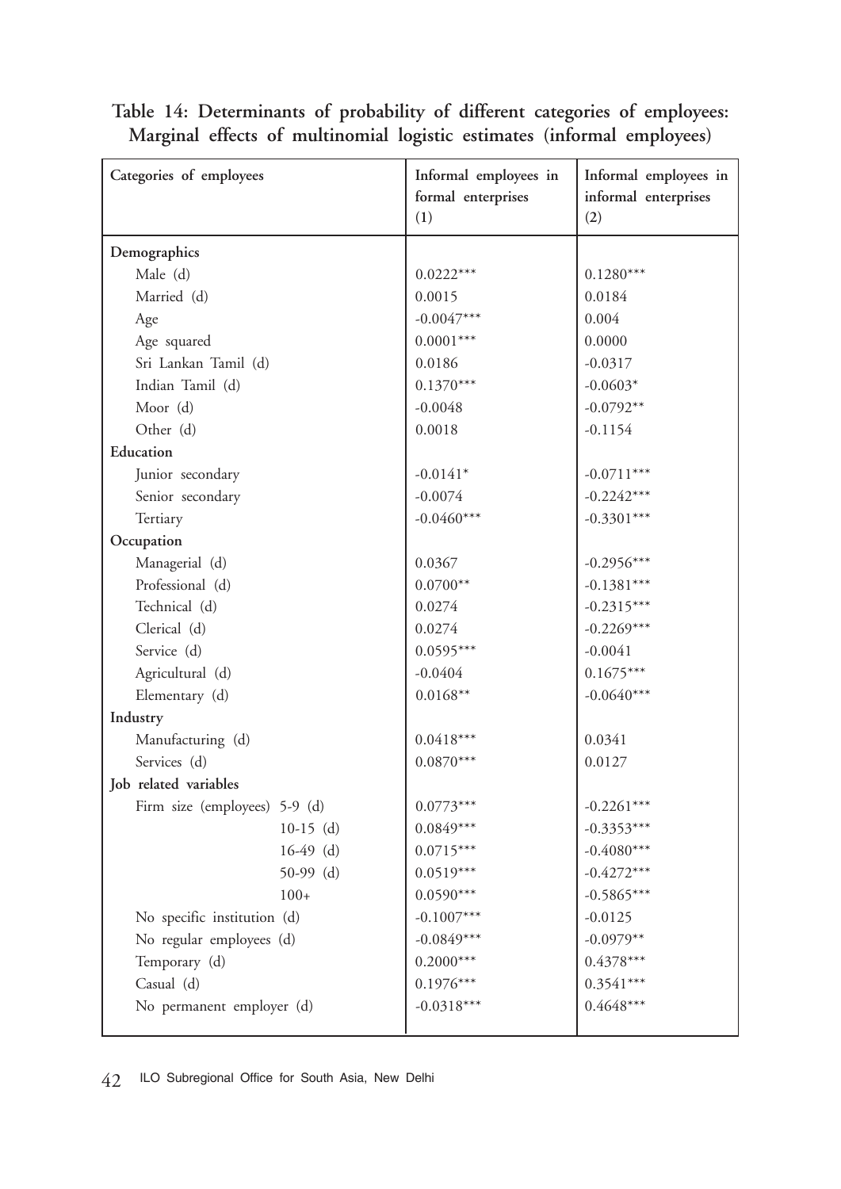**Table 14: Determinants of probability of different categories of employees: Marginal effects of multinomial logistic estimates (informal employees)**

| Categories of employees | Informal employees in formal enterprises (1) | Informal employees in informal enterprises (2) |
|---|---|---|
| **Demographics** | | |
| Male (d) | 0.0222*** | 0.1280*** |
| Married (d) | 0.0015 | 0.0184 |
| Age | -0.0047*** | 0.004 |
| Age squared | 0.0001*** | 0.0000 |
| Sri Lankan Tamil (d) | 0.0186 | -0.0317 |
| Indian Tamil (d) | 0.1370*** | -0.0603* |
| Moor (d) | -0.0048 | -0.0792** |
| Other (d) | 0.0018 | -0.1154 |
| **Education** | | |
| Junior secondary | -0.0141* | -0.0711*** |
| Senior secondary | -0.0074 | -0.2242*** |
| Tertiary | -0.0460*** | -0.3301*** |
| **Occupation** | | |
| Managerial (d) | 0.0367 | -0.2956*** |
| Professional (d) | 0.0700** | -0.1381*** |
| Technical (d) | 0.0274 | -0.2315*** |
| Clerical (d) | 0.0274 | -0.2269*** |
| Service (d) | 0.0595*** | -0.0041 |
| Agricultural (d) | -0.0404 | 0.1675*** |
| Elementary (d) | 0.0168** | -0.0640*** |
| **Industry** | | |
| Manufacturing (d) | 0.0418*** | 0.0341 |
| Services (d) | 0.0870*** | 0.0127 |
| **Job related variables** | | |
| Firm size (employees) 5-9 (d) | 0.0773*** | -0.2261*** |
| 10-15 (d) | 0.0849*** | -0.3353*** |
| 16-49 (d) | 0.0715*** | -0.4080*** |
| 50-99 (d) | 0.0519*** | -0.4272*** |
| 100+ | 0.0590*** | -0.5865*** |
| No specific institution (d) | -0.1007*** | -0.0125 |
| No regular employees (d) | -0.0849*** | -0.0979** |
| Temporary (d) | 0.2000*** | 0.4378*** |
| Casual (d) | 0.1976*** | 0.3541*** |
| No permanent employer (d) | -0.0318*** | 0.4648*** |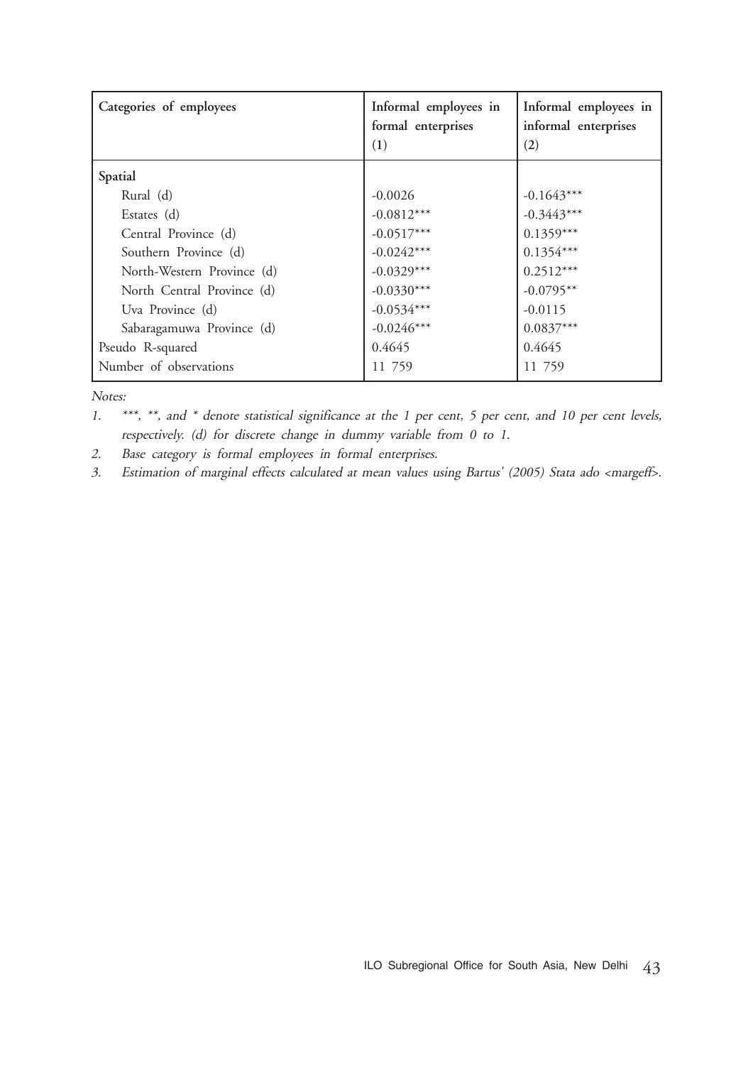| Categories of employees | Informal employees in formal enterprises (1) | Informal employees in informal enterprises (2) |
|---|---|---|
| **Spatial** | | |
| Rural (d) | -0.0026 | -0.1643*** |
| Estates (d) | -0.0812*** | -0.3443*** |
| Central Province (d) | -0.0517*** | 0.1359*** |
| Southern Province (d) | -0.0242*** | 0.1354*** |
| North-Western Province (d) | -0.0329*** | 0.2512*** |
| North Central Province (d) | -0.0330*** | -0.0795** |
| Uva Province (d) | -0.0534*** | -0.0115 |
| Sabaragamuwa Province (d) | -0.0246*** | 0.0837*** |
| Pseudo R-squared | 0.4645 | 0.4645 |
| Number of observations | 11 759 | 11 759 |

*Notes:*

1. *\*\*\*, \*\*, and \* denote statistical significance at the 1 per cent, 5 per cent, and 10 per cent levels, respectively. (d) for discrete change in dummy variable from 0 to 1.*
2. *Base category is formal employees in formal enterprises.*
3. *Estimation of marginal effects calculated at mean values using Bartus' (2005) Stata ado <margeff>.*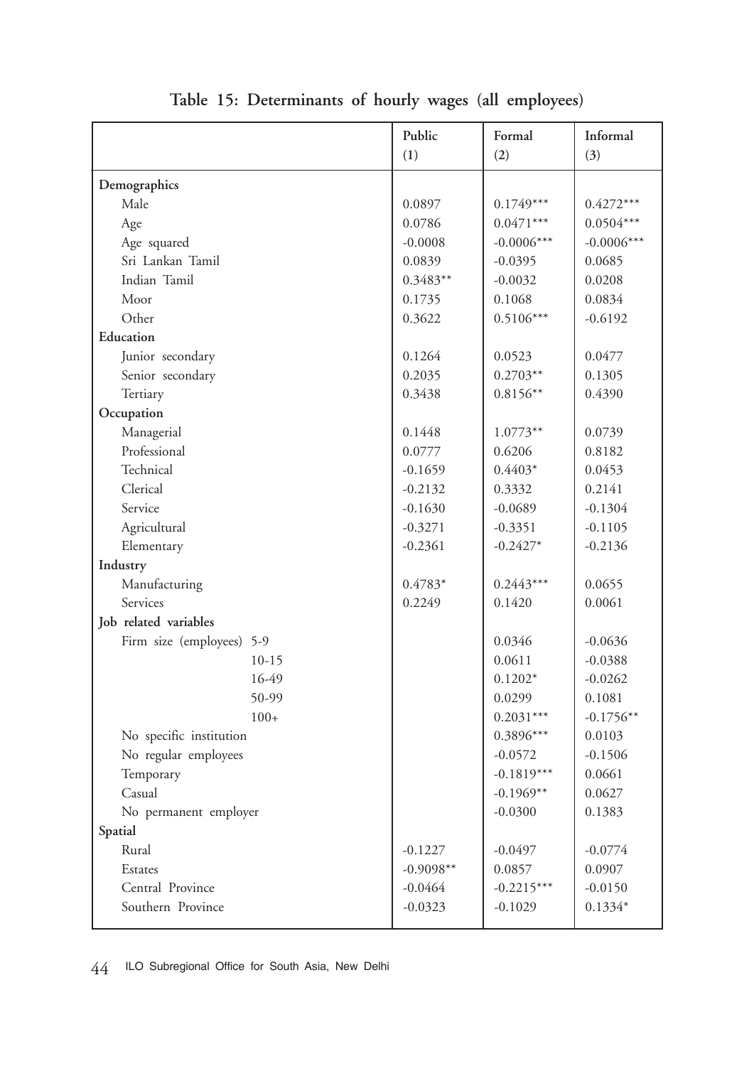# Table 15: Determinants of hourly wages (all employees)

| | Public (1) | Formal (2) | Informal (3) |
|---|---|---|---|
| **Demographics** | | | |
| Male | 0.0897 | 0.1749*** | 0.4272*** |
| Age | 0.0786 | 0.0471*** | 0.0504*** |
| Age squared | -0.0008 | -0.0006*** | -0.0006*** |
| Sri Lankan Tamil | 0.0839 | -0.0395 | 0.0685 |
| Indian Tamil | 0.3483** | -0.0032 | 0.0208 |
| Moor | 0.1735 | 0.1068 | 0.0834 |
| Other | 0.3622 | 0.5106*** | -0.6192 |
| **Education** | | | |
| Junior secondary | 0.1264 | 0.0523 | 0.0477 |
| Senior secondary | 0.2035 | 0.2703** | 0.1305 |
| Tertiary | 0.3438 | 0.8156** | 0.4390 |
| **Occupation** | | | |
| Managerial | 0.1448 | 1.0773** | 0.0739 |
| Professional | 0.0777 | 0.6206 | 0.8182 |
| Technical | -0.1659 | 0.4403* | 0.0453 |
| Clerical | -0.2132 | 0.3332 | 0.2141 |
| Service | -0.1630 | -0.0689 | -0.1304 |
| Agricultural | -0.3271 | -0.3351 | -0.1105 |
| Elementary | -0.2361 | -0.2427* | -0.2136 |
| **Industry** | | | |
| Manufacturing | 0.4783* | 0.2443*** | 0.0655 |
| Services | 0.2249 | 0.1420 | 0.0061 |
| **Job related variables** | | | |
| Firm size (employees) 5-9 | | 0.0346 | -0.0636 |
| 10-15 | | 0.0611 | -0.0388 |
| 16-49 | | 0.1202* | -0.0262 |
| 50-99 | | 0.0299 | 0.1081 |
| 100+ | | 0.2031*** | -0.1756** |
| No specific institution | | 0.3896*** | 0.0103 |
| No regular employees | | -0.0572 | -0.1506 |
| Temporary | | -0.1819*** | 0.0661 |
| Casual | | -0.1969** | 0.0627 |
| No permanent employer | | -0.0300 | 0.1383 |
| **Spatial** | | | |
| Rural | -0.1227 | -0.0497 | -0.0774 |
| Estates | -0.9098** | 0.0857 | 0.0907 |
| Central Province | -0.0464 | -0.2215*** | -0.0150 |
| Southern Province | -0.0323 | -0.1029 | 0.1334* |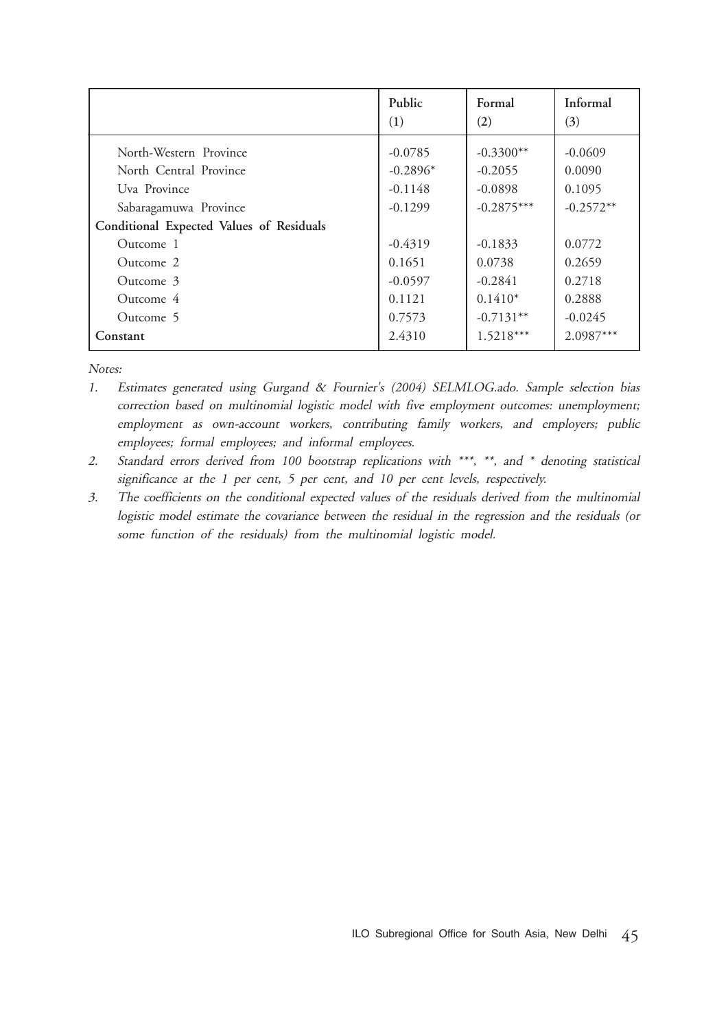| | Public (1) | Formal (2) | Informal (3) |
|---|---|---|---|
| North-Western Province | -0.0785 | -0.3300** | -0.0609 |
| North Central Province | -0.2896* | -0.2055 | 0.0090 |
| Uva Province | -0.1148 | -0.0898 | 0.1095 |
| Sabaragamuwa Province | -0.1299 | -0.2875*** | -0.2572** |
| **Conditional Expected Values of Residuals** | | | |
| Outcome 1 | -0.4319 | -0.1833 | 0.0772 |
| Outcome 2 | 0.1651 | 0.0738 | 0.2659 |
| Outcome 3 | -0.0597 | -0.2841 | 0.2718 |
| Outcome 4 | 0.1121 | 0.1410* | 0.2888 |
| Outcome 5 | 0.7573 | -0.7131** | -0.0245 |
| **Constant** | 2.4310 | 1.5218*** | 2.0987*** |

*Notes:*

1. *Estimates generated using Gurgand & Fournier's (2004) SELMLOG.ado. Sample selection bias correction based on multinomial logistic model with five employment outcomes: unemployment; employment as own-account workers, contributing family workers, and employers; public employees; formal employees; and informal employees.*
2. *Standard errors derived from 100 bootstrap replications with ***, **, and * denoting statistical significance at the 1 per cent, 5 per cent, and 10 per cent levels, respectively.*
3. *The coefficients on the conditional expected values of the residuals derived from the multinomial logistic model estimate the covariance between the residual in the regression and the residuals (or some function of the residuals) from the multinomial logistic model.*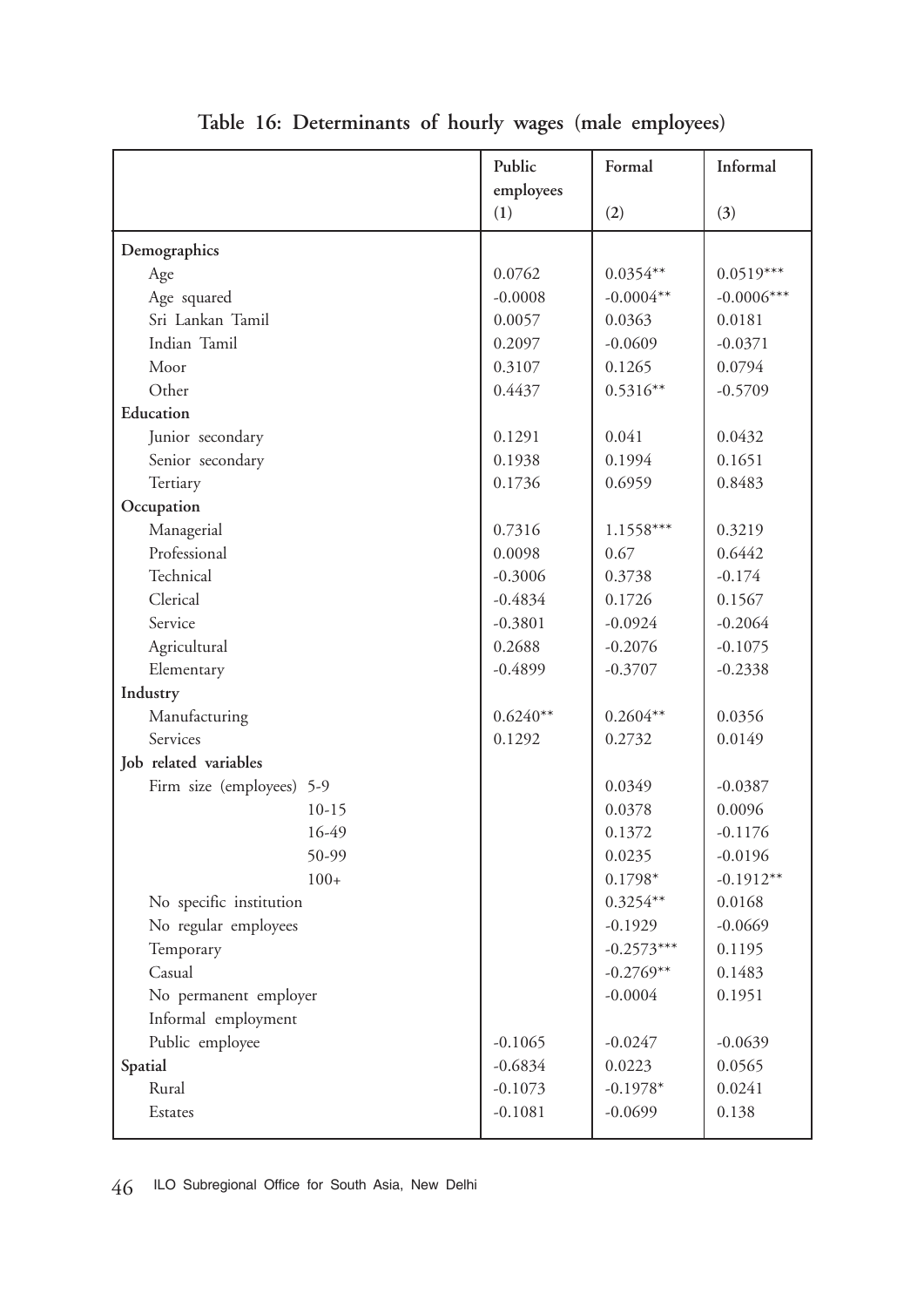**Table 16: Determinants of hourly wages (male employees)**

| | Public employees (1) | Formal (2) | Informal (3) |
|---|---|---|---|
| **Demographics** | | | |
| Age | 0.0762 | 0.0354** | 0.0519*** |
| Age squared | -0.0008 | -0.0004** | -0.0006*** |
| Sri Lankan Tamil | 0.0057 | 0.0363 | 0.0181 |
| Indian Tamil | 0.2097 | -0.0609 | -0.0371 |
| Moor | 0.3107 | 0.1265 | 0.0794 |
| Other | 0.4437 | 0.5316** | -0.5709 |
| **Education** | | | |
| Junior secondary | 0.1291 | 0.041 | 0.0432 |
| Senior secondary | 0.1938 | 0.1994 | 0.1651 |
| Tertiary | 0.1736 | 0.6959 | 0.8483 |
| **Occupation** | | | |
| Managerial | 0.7316 | 1.1558*** | 0.3219 |
| Professional | 0.0098 | 0.67 | 0.6442 |
| Technical | -0.3006 | 0.3738 | -0.174 |
| Clerical | -0.4834 | 0.1726 | 0.1567 |
| Service | -0.3801 | -0.0924 | -0.2064 |
| Agricultural | 0.2688 | -0.2076 | -0.1075 |
| Elementary | -0.4899 | -0.3707 | -0.2338 |
| **Industry** | | | |
| Manufacturing | 0.6240** | 0.2604** | 0.0356 |
| Services | 0.1292 | 0.2732 | 0.0149 |
| **Job related variables** | | | |
| Firm size (employees) 5-9 | | 0.0349 | -0.0387 |
| 10-15 | | 0.0378 | 0.0096 |
| 16-49 | | 0.1372 | -0.1176 |
| 50-99 | | 0.0235 | -0.0196 |
| 100+ | | 0.1798* | -0.1912** |
| No specific institution | | 0.3254** | 0.0168 |
| No regular employees | | -0.1929 | -0.0669 |
| Temporary | | -0.2573*** | 0.1195 |
| Casual | | -0.2769** | 0.1483 |
| No permanent employer | | -0.0004 | 0.1951 |
| Informal employment | | | |
| Public employee | -0.1065 | -0.0247 | -0.0639 |
| **Spatial** | -0.6834 | 0.0223 | 0.0565 |
| Rural | -0.1073 | -0.1978* | 0.0241 |
| Estates | -0.1081 | -0.0699 | 0.138 |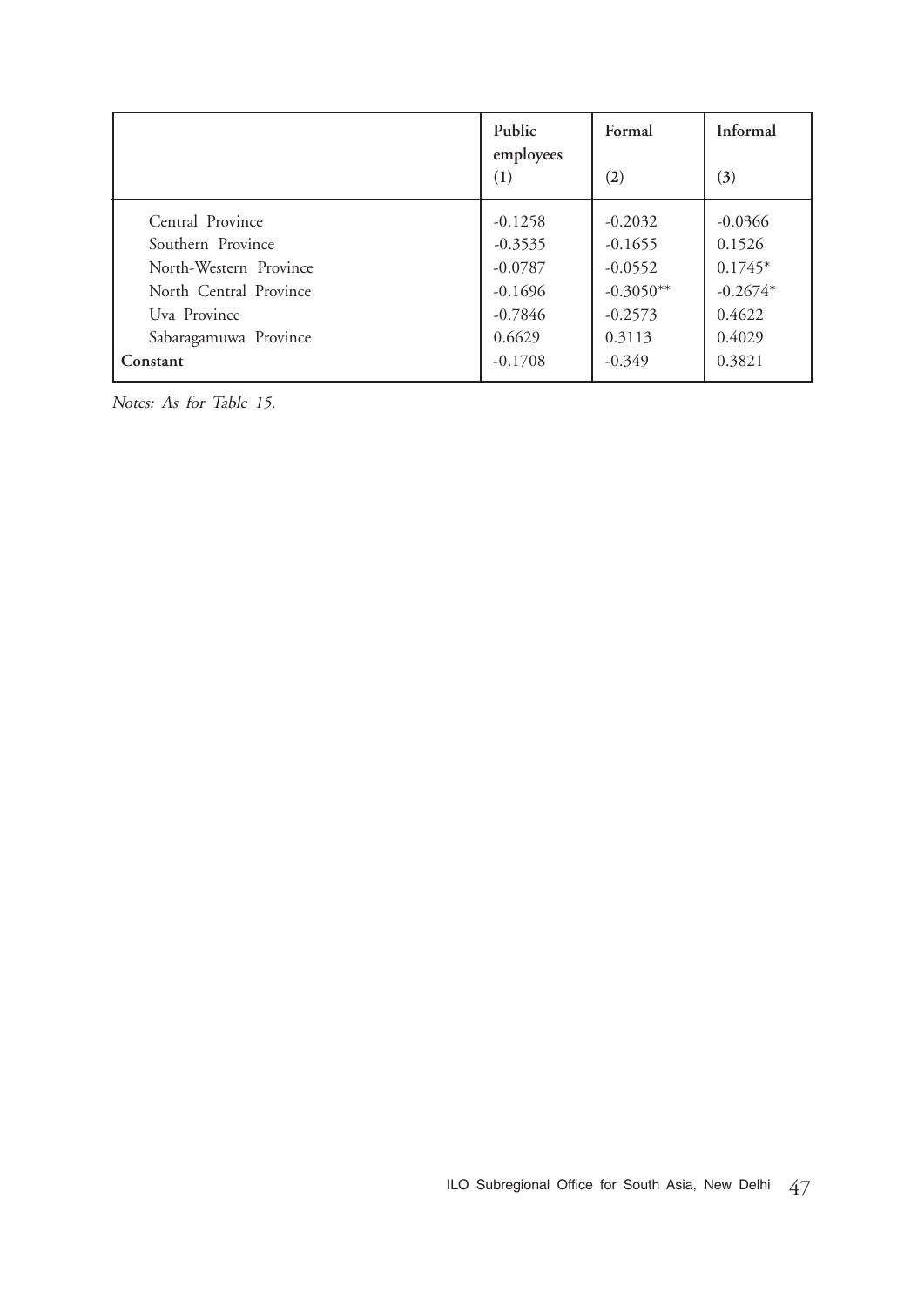| | Public employees (1) | Formal (2) | Informal (3) |
|---|---|---|---|
| Central Province | -0.1258 | -0.2032 | -0.0366 |
| Southern Province | -0.3535 | -0.1655 | 0.1526 |
| North-Western Province | -0.0787 | -0.0552 | 0.1745* |
| North Central Province | -0.1696 | -0.3050** | -0.2674* |
| Uva Province | -0.7846 | -0.2573 | 0.4622 |
| Sabaragamuwa Province | 0.6629 | 0.3113 | 0.4029 |
| **Constant** | -0.1708 | -0.349 | 0.3821 |

*Notes: As for Table 15.*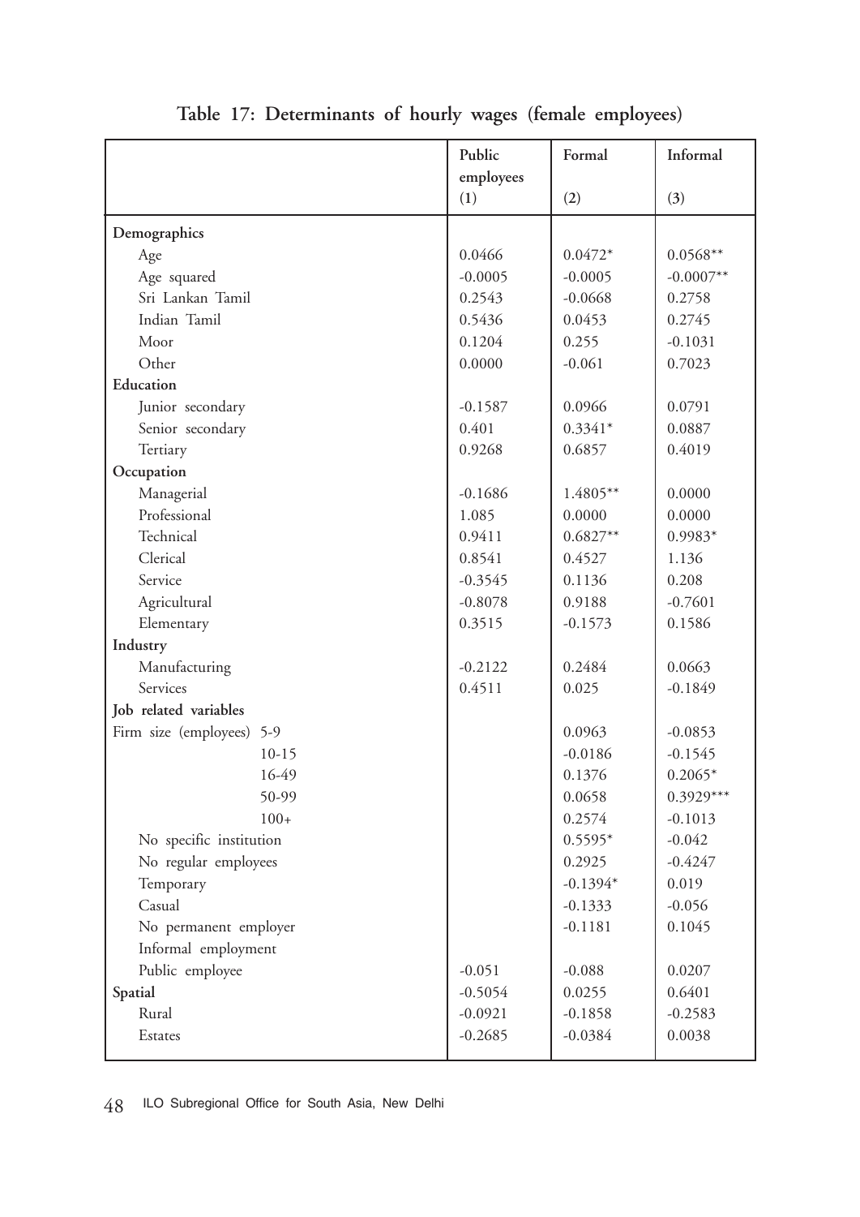# Table 17: Determinants of hourly wages (female employees)

| | Public employees (1) | Formal (2) | Informal (3) |
|---|---|---|---|
| **Demographics** | | | |
| Age | 0.0466 | 0.0472* | 0.0568** |
| Age squared | -0.0005 | -0.0005 | -0.0007** |
| Sri Lankan Tamil | 0.2543 | -0.0668 | 0.2758 |
| Indian Tamil | 0.5436 | 0.0453 | 0.2745 |
| Moor | 0.1204 | 0.255 | -0.1031 |
| Other | 0.0000 | -0.061 | 0.7023 |
| **Education** | | | |
| Junior secondary | -0.1587 | 0.0966 | 0.0791 |
| Senior secondary | 0.401 | 0.3341* | 0.0887 |
| Tertiary | 0.9268 | 0.6857 | 0.4019 |
| **Occupation** | | | |
| Managerial | -0.1686 | 1.4805** | 0.0000 |
| Professional | 1.085 | 0.0000 | 0.0000 |
| Technical | 0.9411 | 0.6827** | 0.9983* |
| Clerical | 0.8541 | 0.4527 | 1.136 |
| Service | -0.3545 | 0.1136 | 0.208 |
| Agricultural | -0.8078 | 0.9188 | -0.7601 |
| Elementary | 0.3515 | -0.1573 | 0.1586 |
| **Industry** | | | |
| Manufacturing | -0.2122 | 0.2484 | 0.0663 |
| Services | 0.4511 | 0.025 | -0.1849 |
| **Job related variables** | | | |
| Firm size (employees) 5-9 | | 0.0963 | -0.0853 |
| 10-15 | | -0.0186 | -0.1545 |
| 16-49 | | 0.1376 | 0.2065* |
| 50-99 | | 0.0658 | 0.3929*** |
| 100+ | | 0.2574 | -0.1013 |
| No specific institution | | 0.5595* | -0.042 |
| No regular employees | | 0.2925 | -0.4247 |
| Temporary | | -0.1394* | 0.019 |
| Casual | | -0.1333 | -0.056 |
| No permanent employer | | -0.1181 | 0.1045 |
| Informal employment | | | |
| Public employee | -0.051 | -0.088 | 0.0207 |
| **Spatial** | -0.5054 | 0.0255 | 0.6401 |
| Rural | -0.0921 | -0.1858 | -0.2583 |
| Estates | -0.2685 | -0.0384 | 0.0038 |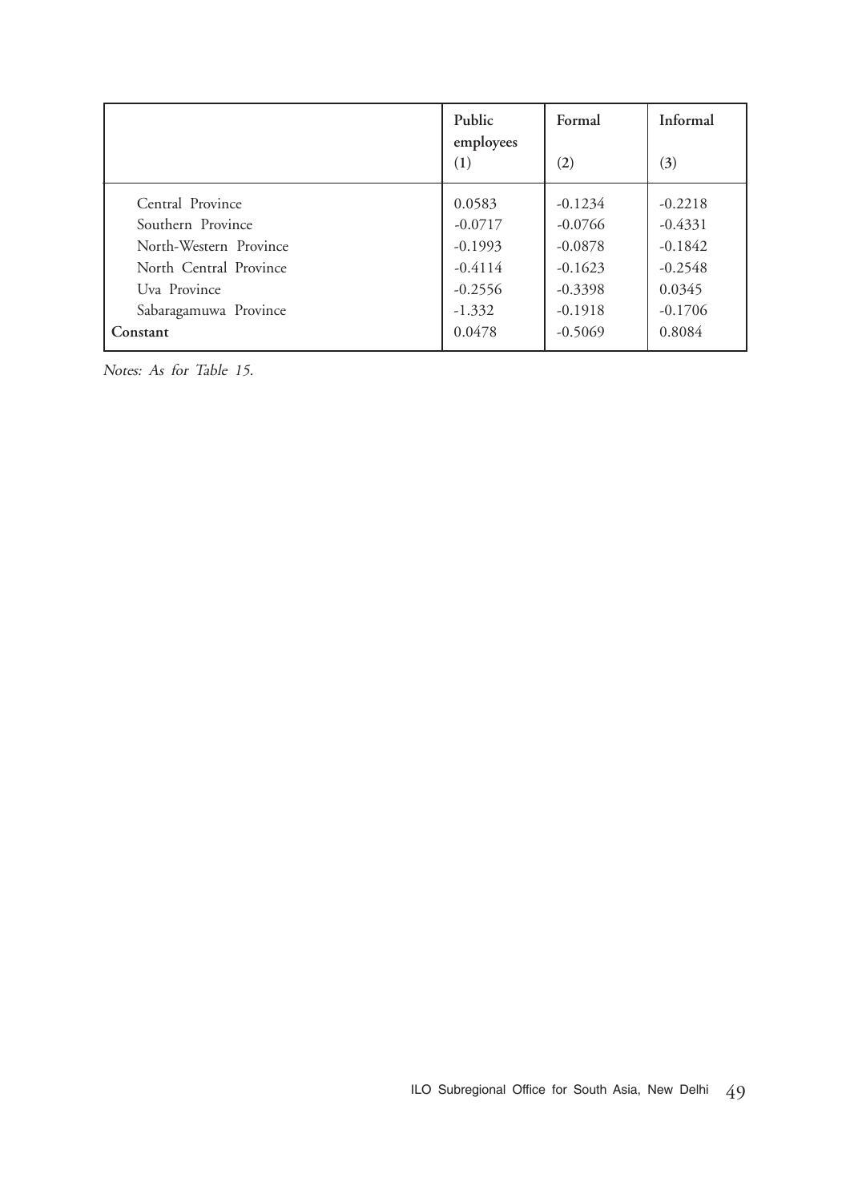| | Public employees (1) | Formal (2) | Informal (3) |
|---|---|---|---|
| Central Province | 0.0583 | -0.1234 | -0.2218 |
| Southern Province | -0.0717 | -0.0766 | -0.4331 |
| North-Western Province | -0.1993 | -0.0878 | -0.1842 |
| North Central Province | -0.4114 | -0.1623 | -0.2548 |
| Uva Province | -0.2556 | -0.3398 | 0.0345 |
| Sabaragamuwa Province | -1.332 | -0.1918 | -0.1706 |
| **Constant** | 0.0478 | -0.5069 | 0.8084 |

*Notes: As for Table 15.*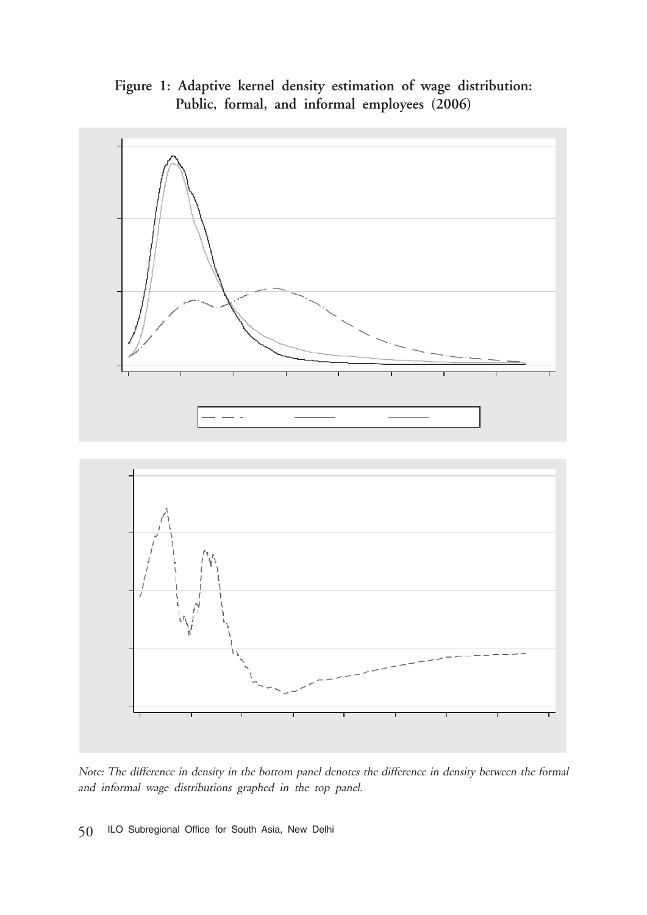**Figure 1: Adaptive kernel density estimation of wage distribution: Public, formal, and informal employees (2006)**

*Note: The difference in density in the bottom panel denotes the difference in density between the formal and informal wage distributions graphed in the top panel.*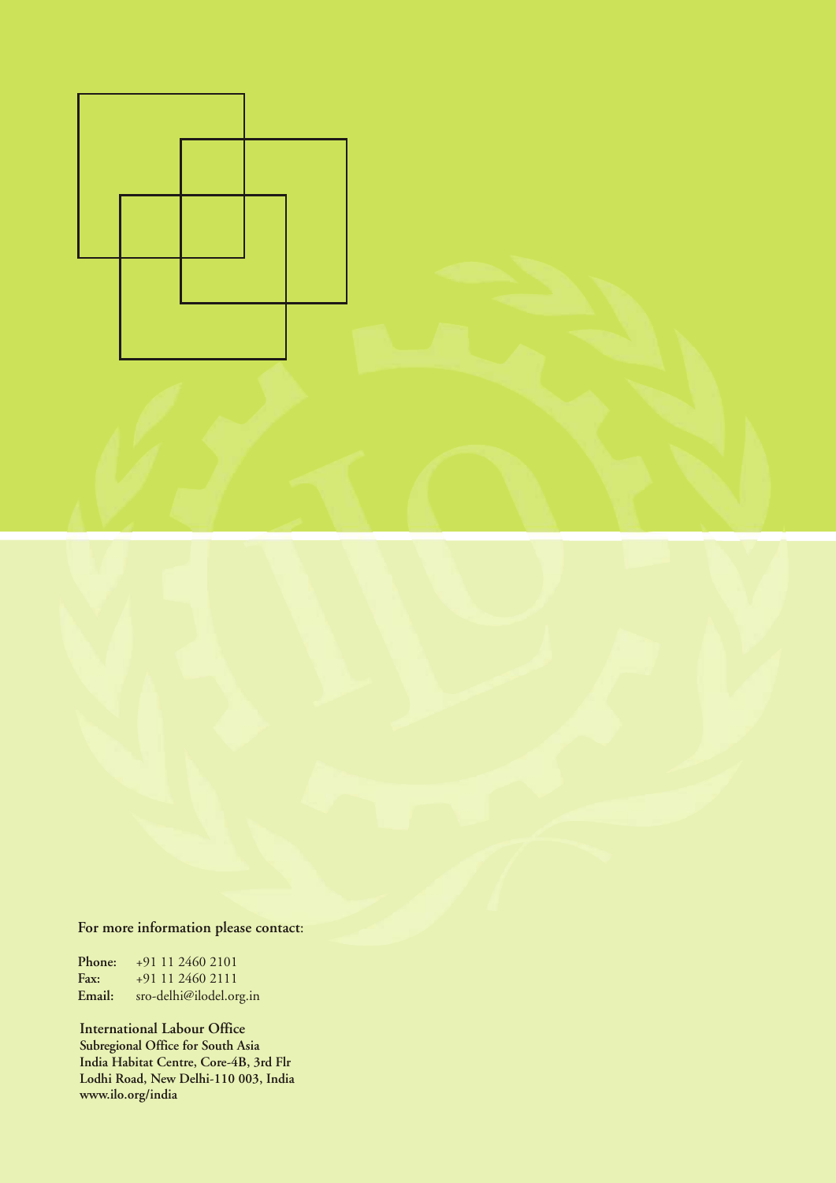**For more information please contact:**

**Phone:** +91 11 2460 2101
**Fax:** +91 11 2460 2111
**Email:** sro-delhi@ilodel.org.in

**International Labour Office**
**Subregional Office for South Asia**
**India Habitat Centre, Core-4B, 3rd Flr**
**Lodhi Road, New Delhi-110 003, India**
**www.ilo.org/india**